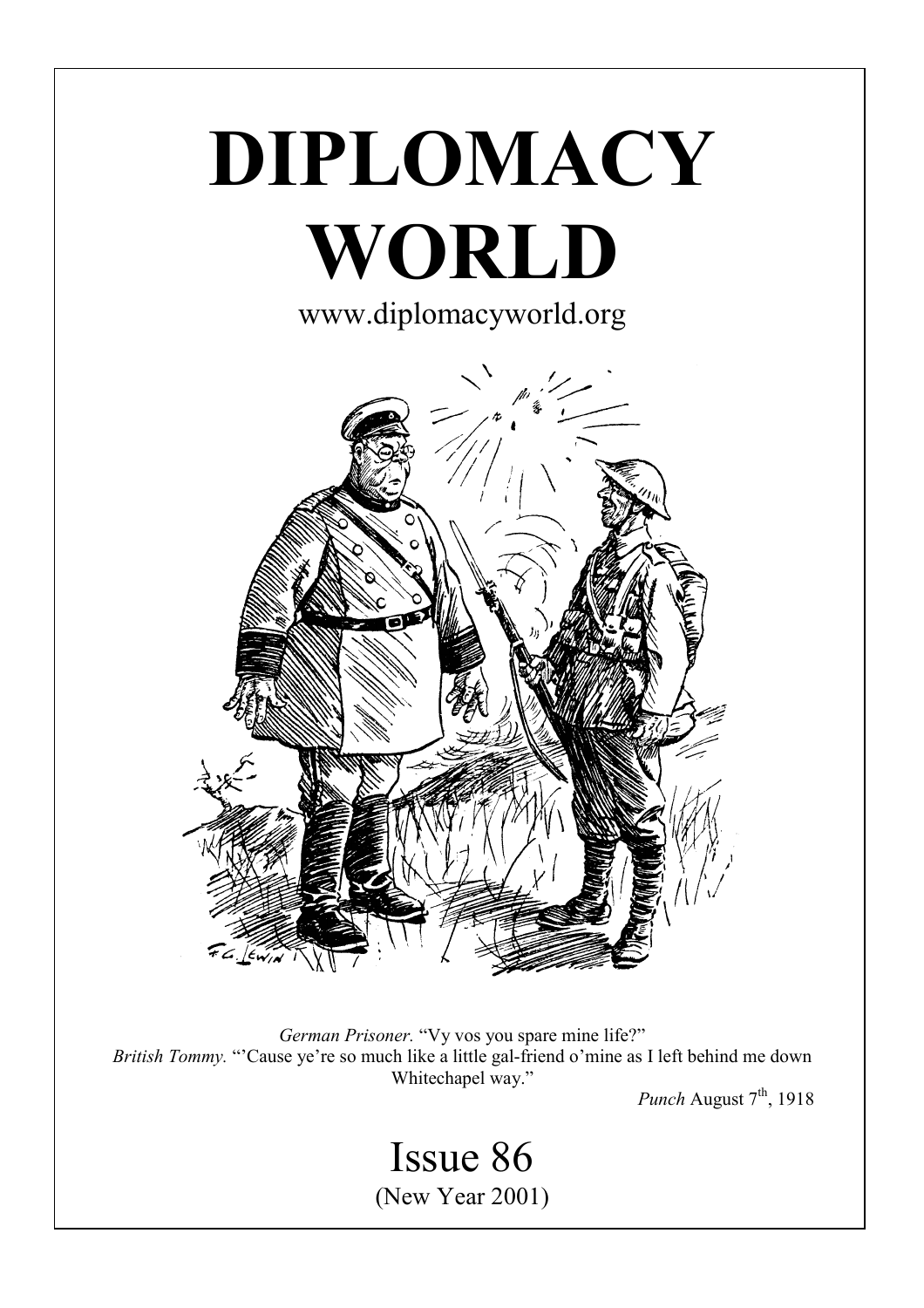# DIPLOMACY WORLD

www.diplomacyworld.org

*German Prisoner.* "Vy vos you spare mine life?"
*British Tommy.* "'Cause ye're so much like a little gal-friend o'mine as I left behind me down Whitechapel way."

*Punch* August 7th, 1918

## Issue 86

(New Year 2001)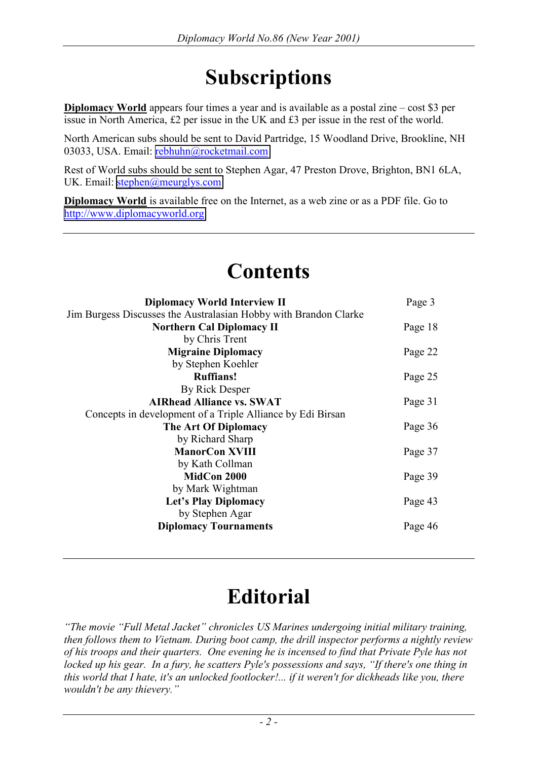# Subscriptions

**Diplomacy World** appears four times a year and is available as a postal zine – cost $3 per issue in North America, £2 per issue in the UK and £3 per issue in the rest of the world.

North American subs should be sent to David Partridge, 15 Woodland Drive, Brookline, NH 03033, USA. Email: rebhuhn@rocketmail.com

Rest of World subs should be sent to Stephen Agar, 47 Preston Drove, Brighton, BN1 6LA, UK. Email: stephen@meurglys.com

**Diplomacy World** is available free on the Internet, as a web zine or as a PDF file. Go to http://www.diplomacyworld.org

# Contents

| | |
|---|---|
| **Diplomacy World Interview II**<br>Jim Burgess Discusses the Australasian Hobby with Brandon Clarke | Page 3 |
| **Northern Cal Diplomacy II**<br>by Chris Trent | Page 18 |
| **Migraine Diplomacy**<br>by Stephen Koehler | Page 22 |
| **Ruffians!**<br>By Rick Desper | Page 25 |
| **AIRhead Alliance vs. SWAT**<br>Concepts in development of a Triple Alliance by Edi Birsan | Page 31 |
| **The Art Of Diplomacy**<br>by Richard Sharp | Page 36 |
| **ManorCon XVIII**<br>by Kath Collman | Page 37 |
| **MidCon 2000**<br>by Mark Wightman | Page 39 |
| **Let's Play Diplomacy**<br>by Stephen Agar | Page 43 |
| **Diplomacy Tournaments** | Page 46 |

# Editorial

*"The movie "Full Metal Jacket" chronicles US Marines undergoing initial military training, then follows them to Vietnam. During boot camp, the drill inspector performs a nightly review of his troops and their quarters. One evening he is incensed to find that Private Pyle has not locked up his gear. In a fury, he scatters Pyle's possessions and says, "If there's one thing in this world that I hate, it's an unlocked footlocker!... if it weren't for dickheads like you, there wouldn't be any thievery."*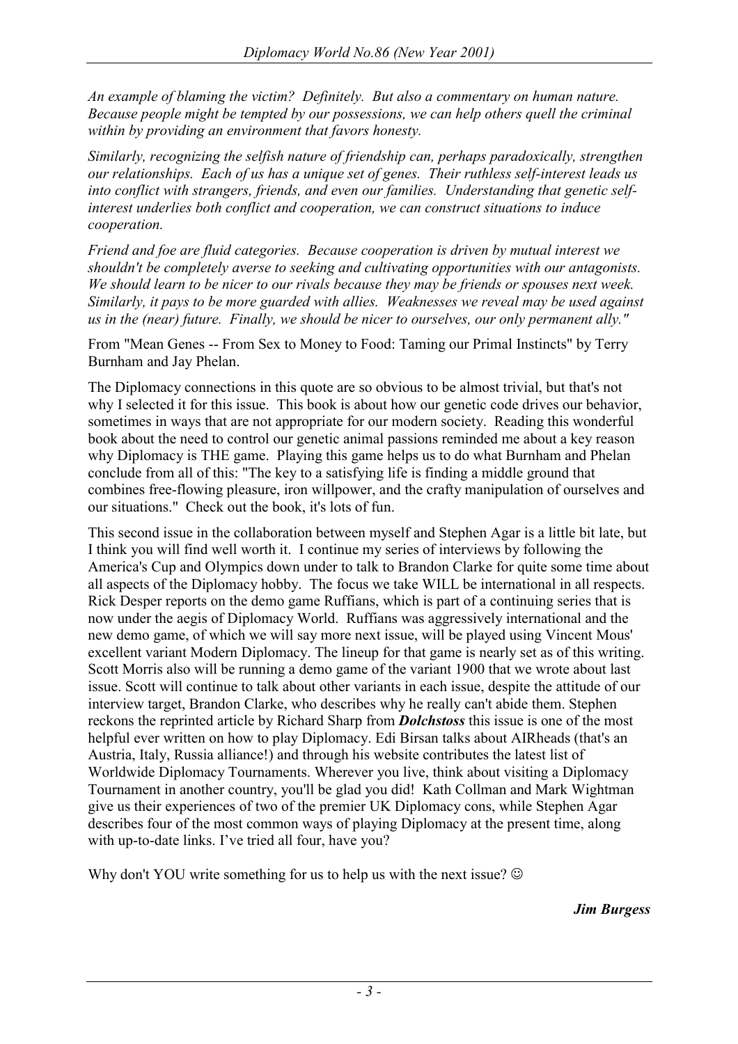*An example of blaming the victim? Definitely. But also a commentary on human nature. Because people might be tempted by our possessions, we can help others quell the criminal within by providing an environment that favors honesty.*

*Similarly, recognizing the selfish nature of friendship can, perhaps paradoxically, strengthen our relationships. Each of us has a unique set of genes. Their ruthless self-interest leads us into conflict with strangers, friends, and even our families. Understanding that genetic self-interest underlies both conflict and cooperation, we can construct situations to induce cooperation.*

*Friend and foe are fluid categories. Because cooperation is driven by mutual interest we shouldn't be completely averse to seeking and cultivating opportunities with our antagonists. We should learn to be nicer to our rivals because they may be friends or spouses next week. Similarly, it pays to be more guarded with allies. Weaknesses we reveal may be used against us in the (near) future. Finally, we should be nicer to ourselves, our only permanent ally."*

From "Mean Genes -- From Sex to Money to Food: Taming our Primal Instincts" by Terry Burnham and Jay Phelan.

The Diplomacy connections in this quote are so obvious to be almost trivial, but that's not why I selected it for this issue. This book is about how our genetic code drives our behavior, sometimes in ways that are not appropriate for our modern society. Reading this wonderful book about the need to control our genetic animal passions reminded me about a key reason why Diplomacy is THE game. Playing this game helps us to do what Burnham and Phelan conclude from all of this: "The key to a satisfying life is finding a middle ground that combines free-flowing pleasure, iron willpower, and the crafty manipulation of ourselves and our situations." Check out the book, it's lots of fun.

This second issue in the collaboration between myself and Stephen Agar is a little bit late, but I think you will find well worth it. I continue my series of interviews by following the America's Cup and Olympics down under to talk to Brandon Clarke for quite some time about all aspects of the Diplomacy hobby. The focus we take WILL be international in all respects. Rick Desper reports on the demo game Ruffians, which is part of a continuing series that is now under the aegis of Diplomacy World. Ruffians was aggressively international and the new demo game, of which we will say more next issue, will be played using Vincent Mous' excellent variant Modern Diplomacy. The lineup for that game is nearly set as of this writing. Scott Morris also will be running a demo game of the variant 1900 that we wrote about last issue. Scott will continue to talk about other variants in each issue, despite the attitude of our interview target, Brandon Clarke, who describes why he really can't abide them. Stephen reckons the reprinted article by Richard Sharp from ***Dolchstoss*** this issue is one of the most helpful ever written on how to play Diplomacy. Edi Birsan talks about AIRheads (that's an Austria, Italy, Russia alliance!) and through his website contributes the latest list of Worldwide Diplomacy Tournaments. Wherever you live, think about visiting a Diplomacy Tournament in another country, you'll be glad you did! Kath Collman and Mark Wightman give us their experiences of two of the premier UK Diplomacy cons, while Stephen Agar describes four of the most common ways of playing Diplomacy at the present time, along with up-to-date links. I've tried all four, have you?

Why don't YOU write something for us to help us with the next issue? ☺

***Jim Burgess***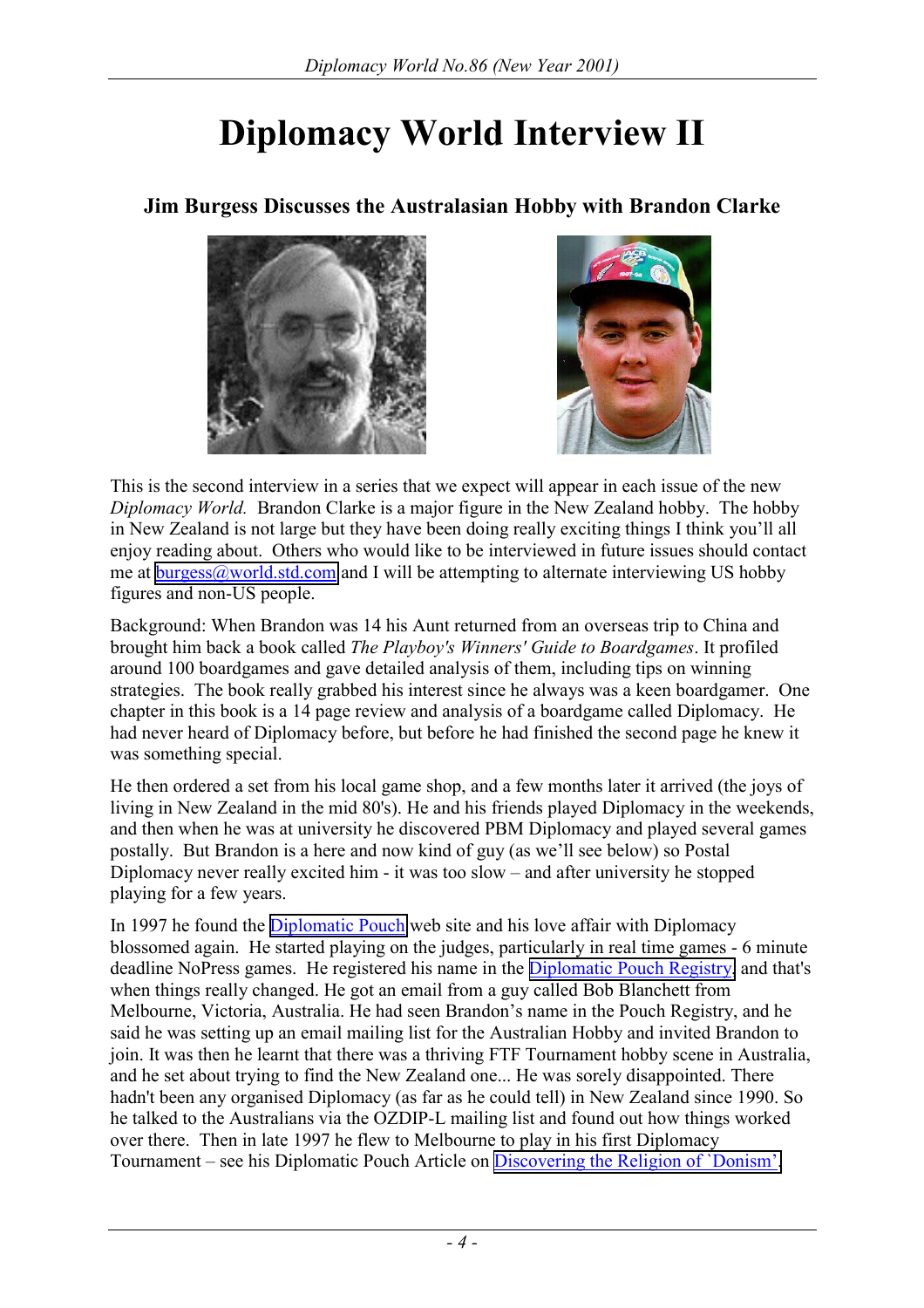# Diplomacy World Interview II

### Jim Burgess Discusses the Australasian Hobby with Brandon Clarke

This is the second interview in a series that we expect will appear in each issue of the new *Diplomacy World.* Brandon Clarke is a major figure in the New Zealand hobby. The hobby in New Zealand is not large but they have been doing really exciting things I think you'll all enjoy reading about. Others who would like to be interviewed in future issues should contact me at burgess@world.std.com and I will be attempting to alternate interviewing US hobby figures and non-US people.

Background: When Brandon was 14 his Aunt returned from an overseas trip to China and brought him back a book called *The Playboy's Winners' Guide to Boardgames*. It profiled around 100 boardgames and gave detailed analysis of them, including tips on winning strategies. The book really grabbed his interest since he always was a keen boardgamer. One chapter in this book is a 14 page review and analysis of a boardgame called Diplomacy. He had never heard of Diplomacy before, but before he had finished the second page he knew it was something special.

He then ordered a set from his local game shop, and a few months later it arrived (the joys of living in New Zealand in the mid 80's). He and his friends played Diplomacy in the weekends, and then when he was at university he discovered PBM Diplomacy and played several games postally. But Brandon is a here and now kind of guy (as we'll see below) so Postal Diplomacy never really excited him - it was too slow – and after university he stopped playing for a few years.

In 1997 he found the Diplomatic Pouch web site and his love affair with Diplomacy blossomed again. He started playing on the judges, particularly in real time games - 6 minute deadline NoPress games. He registered his name in the Diplomatic Pouch Registry and that's when things really changed. He got an email from a guy called Bob Blanchett from Melbourne, Victoria, Australia. He had seen Brandon's name in the Pouch Registry, and he said he was setting up an email mailing list for the Australian Hobby and invited Brandon to join. It was then he learnt that there was a thriving FTF Tournament hobby scene in Australia, and he set about trying to find the New Zealand one... He was sorely disappointed. There hadn't been any organised Diplomacy (as far as he could tell) in New Zealand since 1990. So he talked to the Australians via the OZDIP-L mailing list and found out how things worked over there. Then in late 1997 he flew to Melbourne to play in his first Diplomacy Tournament – see his Diplomatic Pouch Article on Discovering the Religion of `Donism'.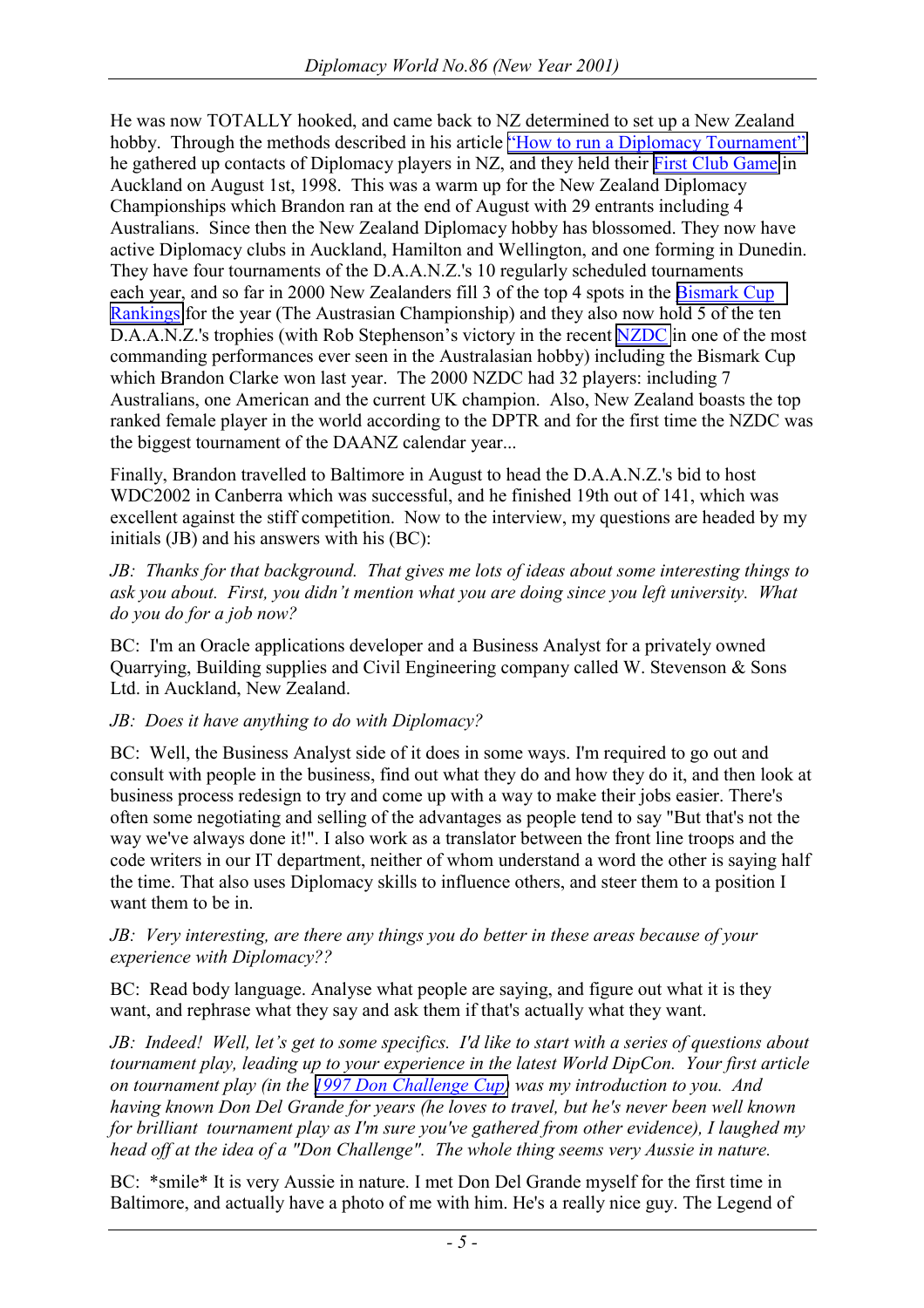He was now TOTALLY hooked, and came back to NZ determined to set up a New Zealand hobby. Through the methods described in his article "How to run a Diplomacy Tournament" he gathered up contacts of Diplomacy players in NZ, and they held their First Club Game in Auckland on August 1st, 1998. This was a warm up for the New Zealand Diplomacy Championships which Brandon ran at the end of August with 29 entrants including 4 Australians. Since then the New Zealand Diplomacy hobby has blossomed. They now have active Diplomacy clubs in Auckland, Hamilton and Wellington, and one forming in Dunedin. They have four tournaments of the D.A.A.N.Z.'s 10 regularly scheduled tournaments each year, and so far in 2000 New Zealanders fill 3 of the top 4 spots in the Bismark Cup Rankings for the year (The Austrasian Championship) and they also now hold 5 of the ten D.A.A.N.Z.'s trophies (with Rob Stephenson's victory in the recent NZDC in one of the most commanding performances ever seen in the Australasian hobby) including the Bismark Cup which Brandon Clarke won last year. The 2000 NZDC had 32 players: including 7 Australians, one American and the current UK champion. Also, New Zealand boasts the top ranked female player in the world according to the DPTR and for the first time the NZDC was the biggest tournament of the DAANZ calendar year...

Finally, Brandon travelled to Baltimore in August to head the D.A.A.N.Z.'s bid to host WDC2002 in Canberra which was successful, and he finished 19th out of 141, which was excellent against the stiff competition. Now to the interview, my questions are headed by my initials (JB) and his answers with his (BC):

*JB: Thanks for that background. That gives me lots of ideas about some interesting things to ask you about. First, you didn't mention what you are doing since you left university. What do you do for a job now?*

BC: I'm an Oracle applications developer and a Business Analyst for a privately owned Quarrying, Building supplies and Civil Engineering company called W. Stevenson & Sons Ltd. in Auckland, New Zealand.

*JB: Does it have anything to do with Diplomacy?*

BC: Well, the Business Analyst side of it does in some ways. I'm required to go out and consult with people in the business, find out what they do and how they do it, and then look at business process redesign to try and come up with a way to make their jobs easier. There's often some negotiating and selling of the advantages as people tend to say "But that's not the way we've always done it!". I also work as a translator between the front line troops and the code writers in our IT department, neither of whom understand a word the other is saying half the time. That also uses Diplomacy skills to influence others, and steer them to a position I want them to be in.

*JB: Very interesting, are there any things you do better in these areas because of your experience with Diplomacy??*

BC: Read body language. Analyse what people are saying, and figure out what it is they want, and rephrase what they say and ask them if that's actually what they want.

*JB: Indeed! Well, let's get to some specifics. I'd like to start with a series of questions about tournament play, leading up to your experience in the latest World DipCon. Your first article on tournament play (in the 1997 Don Challenge Cup) was my introduction to you. And having known Don Del Grande for years (he loves to travel, but he's never been well known for brilliant tournament play as I'm sure you've gathered from other evidence), I laughed my head off at the idea of a "Don Challenge". The whole thing seems very Aussie in nature.*

BC: *smile* It is very Aussie in nature. I met Don Del Grande myself for the first time in Baltimore, and actually have a photo of me with him. He's a really nice guy. The Legend of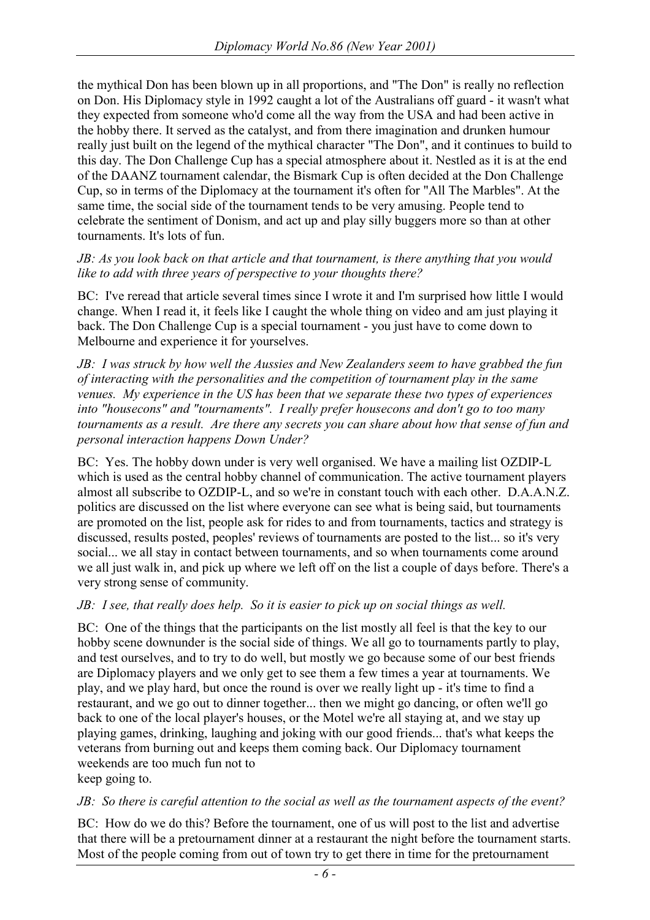the mythical Don has been blown up in all proportions, and "The Don" is really no reflection on Don. His Diplomacy style in 1992 caught a lot of the Australians off guard - it wasn't what they expected from someone who'd come all the way from the USA and had been active in the hobby there. It served as the catalyst, and from there imagination and drunken humour really just built on the legend of the mythical character "The Don", and it continues to build to this day. The Don Challenge Cup has a special atmosphere about it. Nestled as it is at the end of the DAANZ tournament calendar, the Bismark Cup is often decided at the Don Challenge Cup, so in terms of the Diplomacy at the tournament it's often for "All The Marbles". At the same time, the social side of the tournament tends to be very amusing. People tend to celebrate the sentiment of Donism, and act up and play silly buggers more so than at other tournaments. It's lots of fun.

*JB: As you look back on that article and that tournament, is there anything that you would like to add with three years of perspective to your thoughts there?*

BC: I've reread that article several times since I wrote it and I'm surprised how little I would change. When I read it, it feels like I caught the whole thing on video and am just playing it back. The Don Challenge Cup is a special tournament - you just have to come down to Melbourne and experience it for yourselves.

*JB: I was struck by how well the Aussies and New Zealanders seem to have grabbed the fun of interacting with the personalities and the competition of tournament play in the same venues. My experience in the US has been that we separate these two types of experiences into "housecons" and "tournaments". I really prefer housecons and don't go to too many tournaments as a result. Are there any secrets you can share about how that sense of fun and personal interaction happens Down Under?*

BC: Yes. The hobby down under is very well organised. We have a mailing list OZDIP-L which is used as the central hobby channel of communication. The active tournament players almost all subscribe to OZDIP-L, and so we're in constant touch with each other. D.A.A.N.Z. politics are discussed on the list where everyone can see what is being said, but tournaments are promoted on the list, people ask for rides to and from tournaments, tactics and strategy is discussed, results posted, peoples' reviews of tournaments are posted to the list... so it's very social... we all stay in contact between tournaments, and so when tournaments come around we all just walk in, and pick up where we left off on the list a couple of days before. There's a very strong sense of community.

*JB: I see, that really does help. So it is easier to pick up on social things as well.*

BC: One of the things that the participants on the list mostly all feel is that the key to our hobby scene downunder is the social side of things. We all go to tournaments partly to play, and test ourselves, and to try to do well, but mostly we go because some of our best friends are Diplomacy players and we only get to see them a few times a year at tournaments. We play, and we play hard, but once the round is over we really light up - it's time to find a restaurant, and we go out to dinner together... then we might go dancing, or often we'll go back to one of the local player's houses, or the Motel we're all staying at, and we stay up playing games, drinking, laughing and joking with our good friends... that's what keeps the veterans from burning out and keeps them coming back. Our Diplomacy tournament weekends are too much fun not to keep going to.

*JB: So there is careful attention to the social as well as the tournament aspects of the event?*

BC: How do we do this? Before the tournament, one of us will post to the list and advertise that there will be a pretournament dinner at a restaurant the night before the tournament starts. Most of the people coming from out of town try to get there in time for the pretournament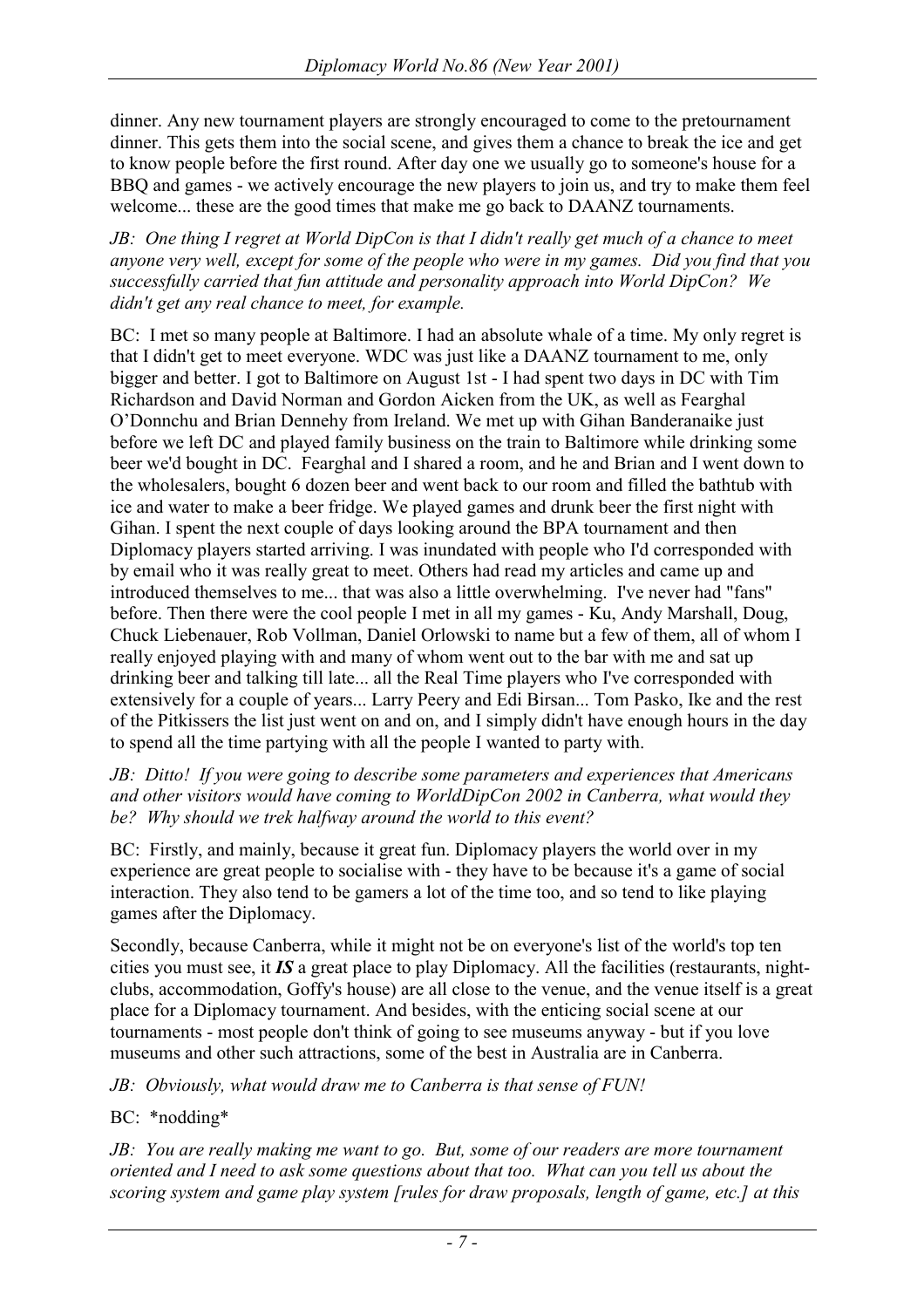dinner. Any new tournament players are strongly encouraged to come to the pretournament dinner. This gets them into the social scene, and gives them a chance to break the ice and get to know people before the first round. After day one we usually go to someone's house for a BBQ and games - we actively encourage the new players to join us, and try to make them feel welcome... these are the good times that make me go back to DAANZ tournaments.

*JB: One thing I regret at World DipCon is that I didn't really get much of a chance to meet anyone very well, except for some of the people who were in my games. Did you find that you successfully carried that fun attitude and personality approach into World DipCon? We didn't get any real chance to meet, for example.*

BC: I met so many people at Baltimore. I had an absolute whale of a time. My only regret is that I didn't get to meet everyone. WDC was just like a DAANZ tournament to me, only bigger and better. I got to Baltimore on August 1st - I had spent two days in DC with Tim Richardson and David Norman and Gordon Aicken from the UK, as well as Fearghal O'Donnchu and Brian Dennehy from Ireland. We met up with Gihan Banderanaike just before we left DC and played family business on the train to Baltimore while drinking some beer we'd bought in DC. Fearghal and I shared a room, and he and Brian and I went down to the wholesalers, bought 6 dozen beer and went back to our room and filled the bathtub with ice and water to make a beer fridge. We played games and drunk beer the first night with Gihan. I spent the next couple of days looking around the BPA tournament and then Diplomacy players started arriving. I was inundated with people who I'd corresponded with by email who it was really great to meet. Others had read my articles and came up and introduced themselves to me... that was also a little overwhelming. I've never had "fans" before. Then there were the cool people I met in all my games - Ku, Andy Marshall, Doug, Chuck Liebenauer, Rob Vollman, Daniel Orlowski to name but a few of them, all of whom I really enjoyed playing with and many of whom went out to the bar with me and sat up drinking beer and talking till late... all the Real Time players who I've corresponded with extensively for a couple of years... Larry Peery and Edi Birsan... Tom Pasko, Ike and the rest of the Pitkissers the list just went on and on, and I simply didn't have enough hours in the day to spend all the time partying with all the people I wanted to party with.

*JB: Ditto! If you were going to describe some parameters and experiences that Americans and other visitors would have coming to WorldDipCon 2002 in Canberra, what would they be? Why should we trek halfway around the world to this event?*

BC: Firstly, and mainly, because it great fun. Diplomacy players the world over in my experience are great people to socialise with - they have to be because it's a game of social interaction. They also tend to be gamers a lot of the time too, and so tend to like playing games after the Diplomacy.

Secondly, because Canberra, while it might not be on everyone's list of the world's top ten cities you must see, it ***IS*** a great place to play Diplomacy. All the facilities (restaurants, night-clubs, accommodation, Goffy's house) are all close to the venue, and the venue itself is a great place for a Diplomacy tournament. And besides, with the enticing social scene at our tournaments - most people don't think of going to see museums anyway - but if you love museums and other such attractions, some of the best in Australia are in Canberra.

*JB: Obviously, what would draw me to Canberra is that sense of FUN!*

BC: *nodding*

*JB: You are really making me want to go. But, some of our readers are more tournament oriented and I need to ask some questions about that too. What can you tell us about the scoring system and game play system [rules for draw proposals, length of game, etc.] at this*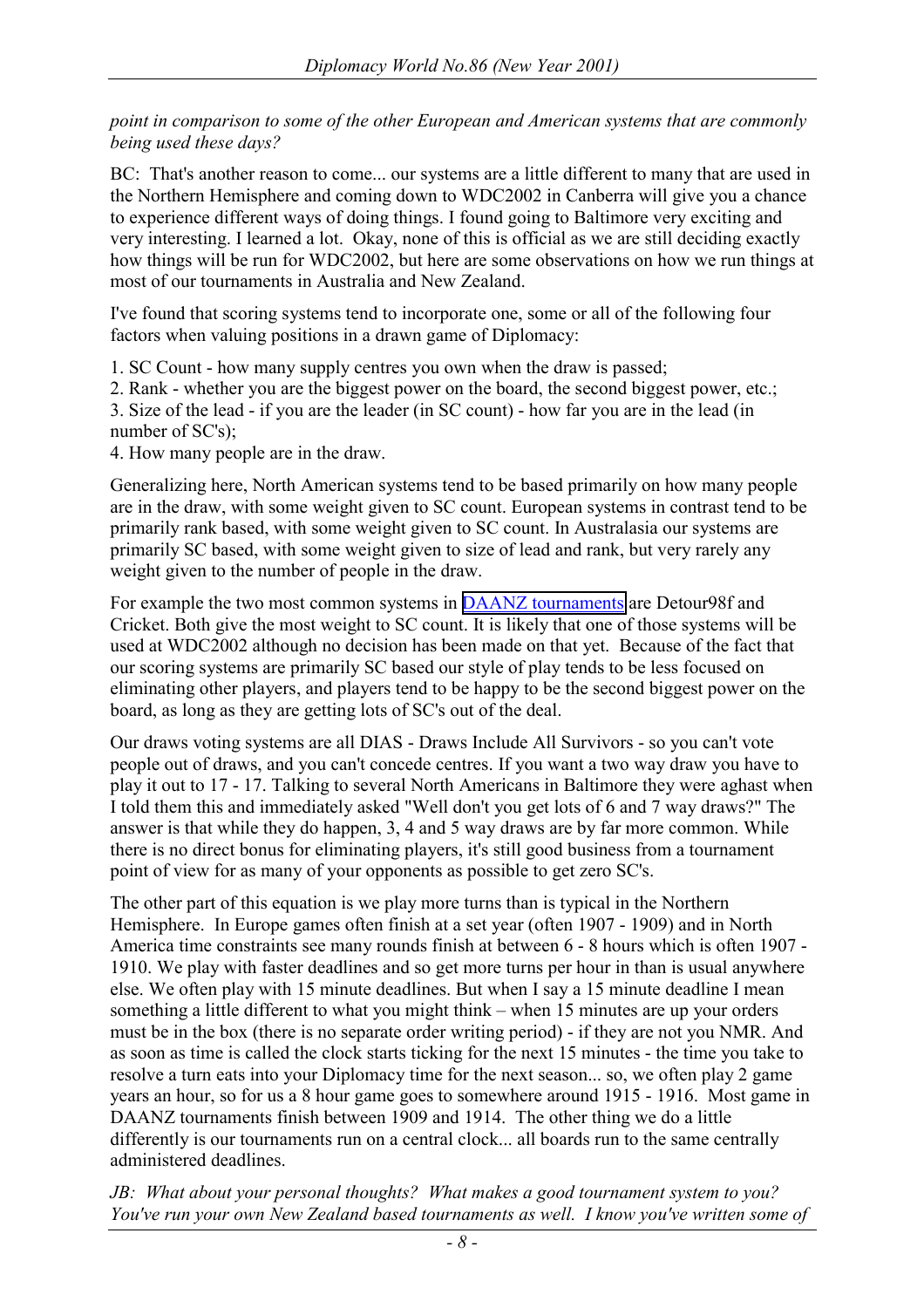*point in comparison to some of the other European and American systems that are commonly being used these days?*

BC: That's another reason to come... our systems are a little different to many that are used in the Northern Hemisphere and coming down to WDC2002 in Canberra will give you a chance to experience different ways of doing things. I found going to Baltimore very exciting and very interesting. I learned a lot. Okay, none of this is official as we are still deciding exactly how things will be run for WDC2002, but here are some observations on how we run things at most of our tournaments in Australia and New Zealand.

I've found that scoring systems tend to incorporate one, some or all of the following four factors when valuing positions in a drawn game of Diplomacy:

1. SC Count - how many supply centres you own when the draw is passed;
2. Rank - whether you are the biggest power on the board, the second biggest power, etc.;
3. Size of the lead - if you are the leader (in SC count) - how far you are in the lead (in number of SC's);
4. How many people are in the draw.

Generalizing here, North American systems tend to be based primarily on how many people are in the draw, with some weight given to SC count. European systems in contrast tend to be primarily rank based, with some weight given to SC count. In Australasia our systems are primarily SC based, with some weight given to size of lead and rank, but very rarely any weight given to the number of people in the draw.

For example the two most common systems in DAANZ tournaments are Detour98f and Cricket. Both give the most weight to SC count. It is likely that one of those systems will be used at WDC2002 although no decision has been made on that yet. Because of the fact that our scoring systems are primarily SC based our style of play tends to be less focused on eliminating other players, and players tend to be happy to be the second biggest power on the board, as long as they are getting lots of SC's out of the deal.

Our draws voting systems are all DIAS - Draws Include All Survivors - so you can't vote people out of draws, and you can't concede centres. If you want a two way draw you have to play it out to 17 - 17. Talking to several North Americans in Baltimore they were aghast when I told them this and immediately asked "Well don't you get lots of 6 and 7 way draws?" The answer is that while they do happen, 3, 4 and 5 way draws are by far more common. While there is no direct bonus for eliminating players, it's still good business from a tournament point of view for as many of your opponents as possible to get zero SC's.

The other part of this equation is we play more turns than is typical in the Northern Hemisphere. In Europe games often finish at a set year (often 1907 - 1909) and in North America time constraints see many rounds finish at between 6 - 8 hours which is often 1907 - 1910. We play with faster deadlines and so get more turns per hour in than is usual anywhere else. We often play with 15 minute deadlines. But when I say a 15 minute deadline I mean something a little different to what you might think – when 15 minutes are up your orders must be in the box (there is no separate order writing period) - if they are not you NMR. And as soon as time is called the clock starts ticking for the next 15 minutes - the time you take to resolve a turn eats into your Diplomacy time for the next season... so, we often play 2 game years an hour, so for us a 8 hour game goes to somewhere around 1915 - 1916. Most game in DAANZ tournaments finish between 1909 and 1914. The other thing we do a little differently is our tournaments run on a central clock... all boards run to the same centrally administered deadlines.

*JB: What about your personal thoughts? What makes a good tournament system to you? You've run your own New Zealand based tournaments as well. I know you've written some of*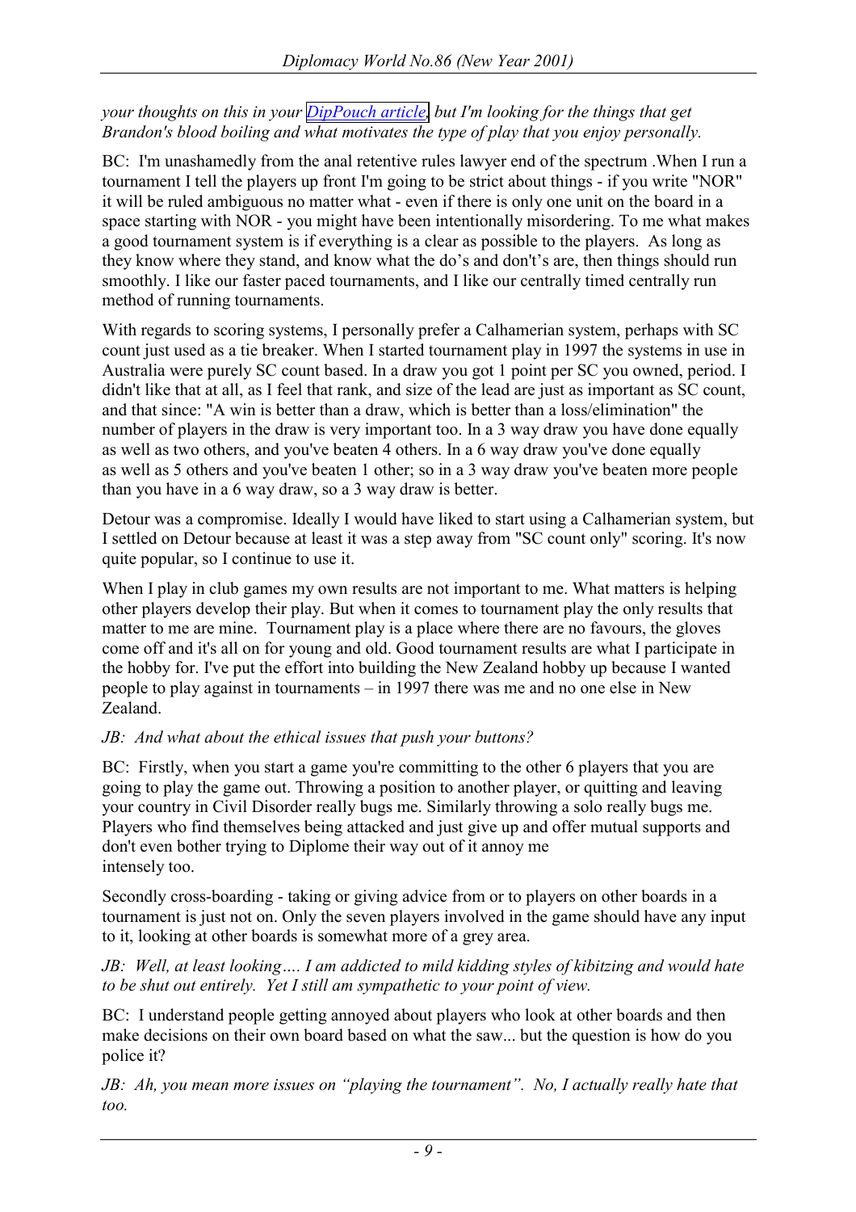*your thoughts on this in your [DipPouch article](), but I'm looking for the things that get Brandon's blood boiling and what motivates the type of play that you enjoy personally.*

BC: I'm unashamedly from the anal retentive rules lawyer end of the spectrum .When I run a tournament I tell the players up front I'm going to be strict about things - if you write "NOR" it will be ruled ambiguous no matter what - even if there is only one unit on the board in a space starting with NOR - you might have been intentionally misordering. To me what makes a good tournament system is if everything is a clear as possible to the players. As long as they know where they stand, and know what the do's and don't's are, then things should run smoothly. I like our faster paced tournaments, and I like our centrally timed centrally run method of running tournaments.

With regards to scoring systems, I personally prefer a Calhamerian system, perhaps with SC count just used as a tie breaker. When I started tournament play in 1997 the systems in use in Australia were purely SC count based. In a draw you got 1 point per SC you owned, period. I didn't like that at all, as I feel that rank, and size of the lead are just as important as SC count, and that since: "A win is better than a draw, which is better than a loss/elimination" the number of players in the draw is very important too. In a 3 way draw you have done equally as well as two others, and you've beaten 4 others. In a 6 way draw you've done equally as well as 5 others and you've beaten 1 other; so in a 3 way draw you've beaten more people than you have in a 6 way draw, so a 3 way draw is better.

Detour was a compromise. Ideally I would have liked to start using a Calhamerian system, but I settled on Detour because at least it was a step away from "SC count only" scoring. It's now quite popular, so I continue to use it.

When I play in club games my own results are not important to me. What matters is helping other players develop their play. But when it comes to tournament play the only results that matter to me are mine. Tournament play is a place where there are no favours, the gloves come off and it's all on for young and old. Good tournament results are what I participate in the hobby for. I've put the effort into building the New Zealand hobby up because I wanted people to play against in tournaments – in 1997 there was me and no one else in New Zealand.

*JB: And what about the ethical issues that push your buttons?*

BC: Firstly, when you start a game you're committing to the other 6 players that you are going to play the game out. Throwing a position to another player, or quitting and leaving your country in Civil Disorder really bugs me. Similarly throwing a solo really bugs me. Players who find themselves being attacked and just give up and offer mutual supports and don't even bother trying to Diplome their way out of it annoy me intensely too.

Secondly cross-boarding - taking or giving advice from or to players on other boards in a tournament is just not on. Only the seven players involved in the game should have any input to it, looking at other boards is somewhat more of a grey area.

*JB: Well, at least looking…. I am addicted to mild kidding styles of kibitzing and would hate to be shut out entirely. Yet I still am sympathetic to your point of view.*

BC: I understand people getting annoyed about players who look at other boards and then make decisions on their own board based on what the saw... but the question is how do you police it?

*JB: Ah, you mean more issues on "playing the tournament". No, I actually really hate that too.*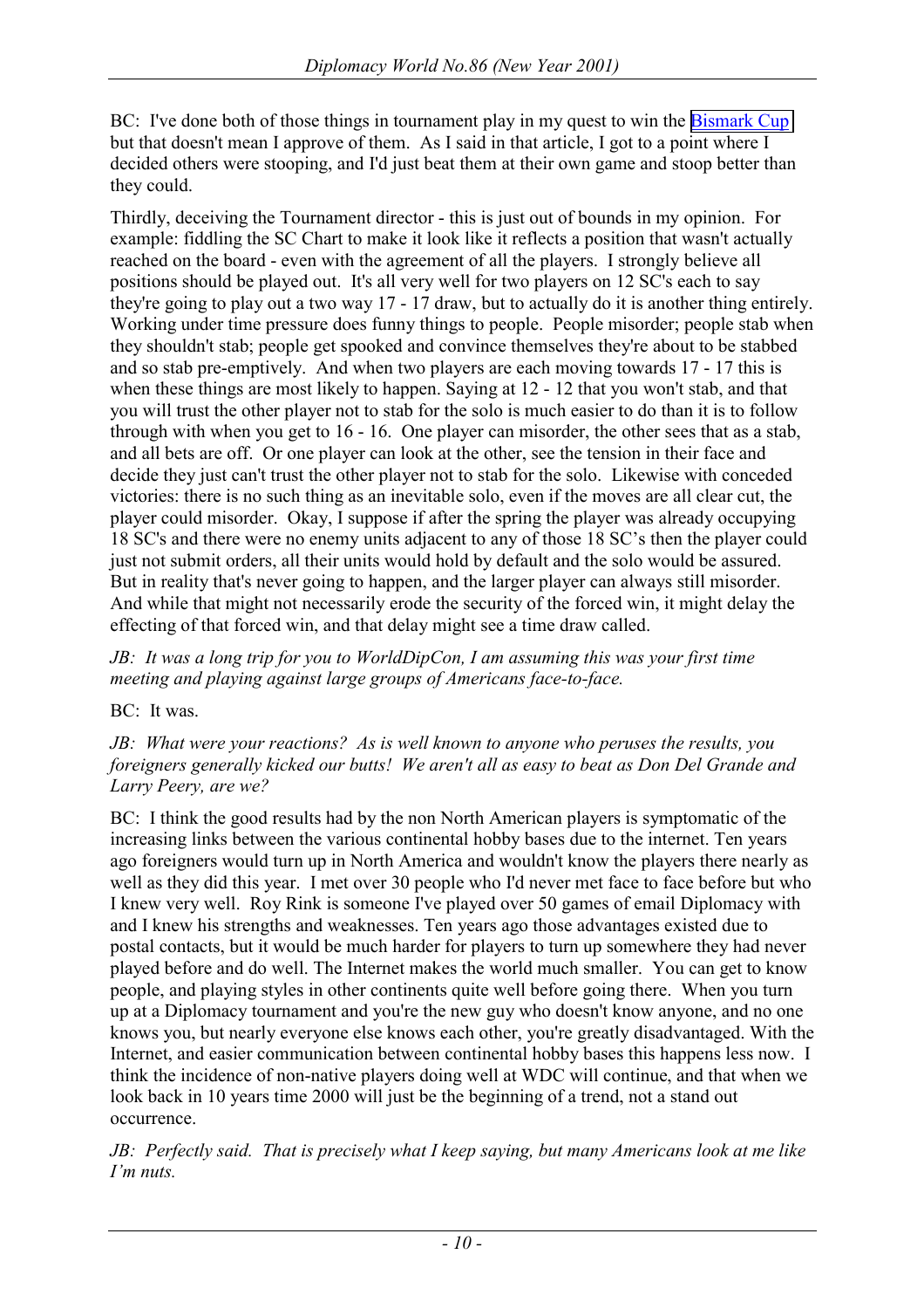BC: I've done both of those things in tournament play in my quest to win the [Bismark Cup] but that doesn't mean I approve of them. As I said in that article, I got to a point where I decided others were stooping, and I'd just beat them at their own game and stoop better than they could.

Thirdly, deceiving the Tournament director - this is just out of bounds in my opinion. For example: fiddling the SC Chart to make it look like it reflects a position that wasn't actually reached on the board - even with the agreement of all the players. I strongly believe all positions should be played out. It's all very well for two players on 12 SC's each to say they're going to play out a two way 17 - 17 draw, but to actually do it is another thing entirely. Working under time pressure does funny things to people. People misorder; people stab when they shouldn't stab; people get spooked and convince themselves they're about to be stabbed and so stab pre-emptively. And when two players are each moving towards 17 - 17 this is when these things are most likely to happen. Saying at 12 - 12 that you won't stab, and that you will trust the other player not to stab for the solo is much easier to do than it is to follow through with when you get to 16 - 16. One player can misorder, the other sees that as a stab, and all bets are off. Or one player can look at the other, see the tension in their face and decide they just can't trust the other player not to stab for the solo. Likewise with conceded victories: there is no such thing as an inevitable solo, even if the moves are all clear cut, the player could misorder. Okay, I suppose if after the spring the player was already occupying 18 SC's and there were no enemy units adjacent to any of those 18 SC's then the player could just not submit orders, all their units would hold by default and the solo would be assured. But in reality that's never going to happen, and the larger player can always still misorder. And while that might not necessarily erode the security of the forced win, it might delay the effecting of that forced win, and that delay might see a time draw called.

*JB: It was a long trip for you to WorldDipCon, I am assuming this was your first time meeting and playing against large groups of Americans face-to-face.*

BC: It was.

*JB: What were your reactions? As is well known to anyone who peruses the results, you foreigners generally kicked our butts! We aren't all as easy to beat as Don Del Grande and Larry Peery, are we?*

BC: I think the good results had by the non North American players is symptomatic of the increasing links between the various continental hobby bases due to the internet. Ten years ago foreigners would turn up in North America and wouldn't know the players there nearly as well as they did this year. I met over 30 people who I'd never met face to face before but who I knew very well. Roy Rink is someone I've played over 50 games of email Diplomacy with and I knew his strengths and weaknesses. Ten years ago those advantages existed due to postal contacts, but it would be much harder for players to turn up somewhere they had never played before and do well. The Internet makes the world much smaller. You can get to know people, and playing styles in other continents quite well before going there. When you turn up at a Diplomacy tournament and you're the new guy who doesn't know anyone, and no one knows you, but nearly everyone else knows each other, you're greatly disadvantaged. With the Internet, and easier communication between continental hobby bases this happens less now. I think the incidence of non-native players doing well at WDC will continue, and that when we look back in 10 years time 2000 will just be the beginning of a trend, not a stand out occurrence.

*JB: Perfectly said. That is precisely what I keep saying, but many Americans look at me like I'm nuts.*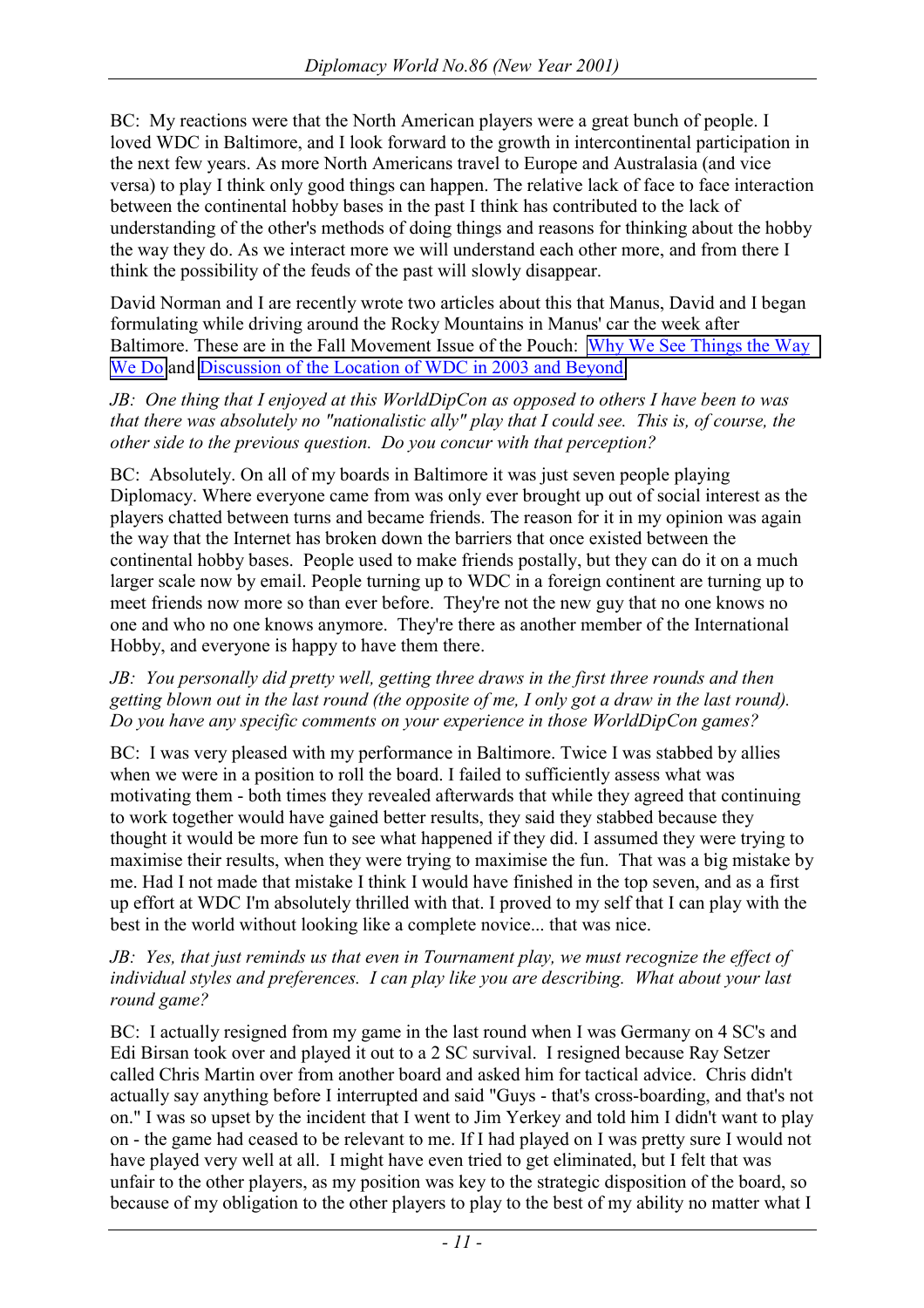BC: My reactions were that the North American players were a great bunch of people. I loved WDC in Baltimore, and I look forward to the growth in intercontinental participation in the next few years. As more North Americans travel to Europe and Australasia (and vice versa) to play I think only good things can happen. The relative lack of face to face interaction between the continental hobby bases in the past I think has contributed to the lack of understanding of the other's methods of doing things and reasons for thinking about the hobby the way they do. As we interact more we will understand each other more, and from there I think the possibility of the feuds of the past will slowly disappear.

David Norman and I are recently wrote two articles about this that Manus, David and I began formulating while driving around the Rocky Mountains in Manus' car the week after Baltimore. These are in the Fall Movement Issue of the Pouch: Why We See Things the Way We Do and Discussion of the Location of WDC in 2003 and Beyond.

*JB: One thing that I enjoyed at this WorldDipCon as opposed to others I have been to was that there was absolutely no "nationalistic ally" play that I could see. This is, of course, the other side to the previous question. Do you concur with that perception?*

BC: Absolutely. On all of my boards in Baltimore it was just seven people playing Diplomacy. Where everyone came from was only ever brought up out of social interest as the players chatted between turns and became friends. The reason for it in my opinion was again the way that the Internet has broken down the barriers that once existed between the continental hobby bases. People used to make friends postally, but they can do it on a much larger scale now by email. People turning up to WDC in a foreign continent are turning up to meet friends now more so than ever before. They're not the new guy that no one knows no one and who no one knows anymore. They're there as another member of the International Hobby, and everyone is happy to have them there.

*JB: You personally did pretty well, getting three draws in the first three rounds and then getting blown out in the last round (the opposite of me, I only got a draw in the last round). Do you have any specific comments on your experience in those WorldDipCon games?*

BC: I was very pleased with my performance in Baltimore. Twice I was stabbed by allies when we were in a position to roll the board. I failed to sufficiently assess what was motivating them - both times they revealed afterwards that while they agreed that continuing to work together would have gained better results, they said they stabbed because they thought it would be more fun to see what happened if they did. I assumed they were trying to maximise their results, when they were trying to maximise the fun. That was a big mistake by me. Had I not made that mistake I think I would have finished in the top seven, and as a first up effort at WDC I'm absolutely thrilled with that. I proved to my self that I can play with the best in the world without looking like a complete novice... that was nice.

*JB: Yes, that just reminds us that even in Tournament play, we must recognize the effect of individual styles and preferences. I can play like you are describing. What about your last round game?*

BC: I actually resigned from my game in the last round when I was Germany on 4 SC's and Edi Birsan took over and played it out to a 2 SC survival. I resigned because Ray Setzer called Chris Martin over from another board and asked him for tactical advice. Chris didn't actually say anything before I interrupted and said "Guys - that's cross-boarding, and that's not on." I was so upset by the incident that I went to Jim Yerkey and told him I didn't want to play on - the game had ceased to be relevant to me. If I had played on I was pretty sure I would not have played very well at all. I might have even tried to get eliminated, but I felt that was unfair to the other players, as my position was key to the strategic disposition of the board, so because of my obligation to the other players to play to the best of my ability no matter what I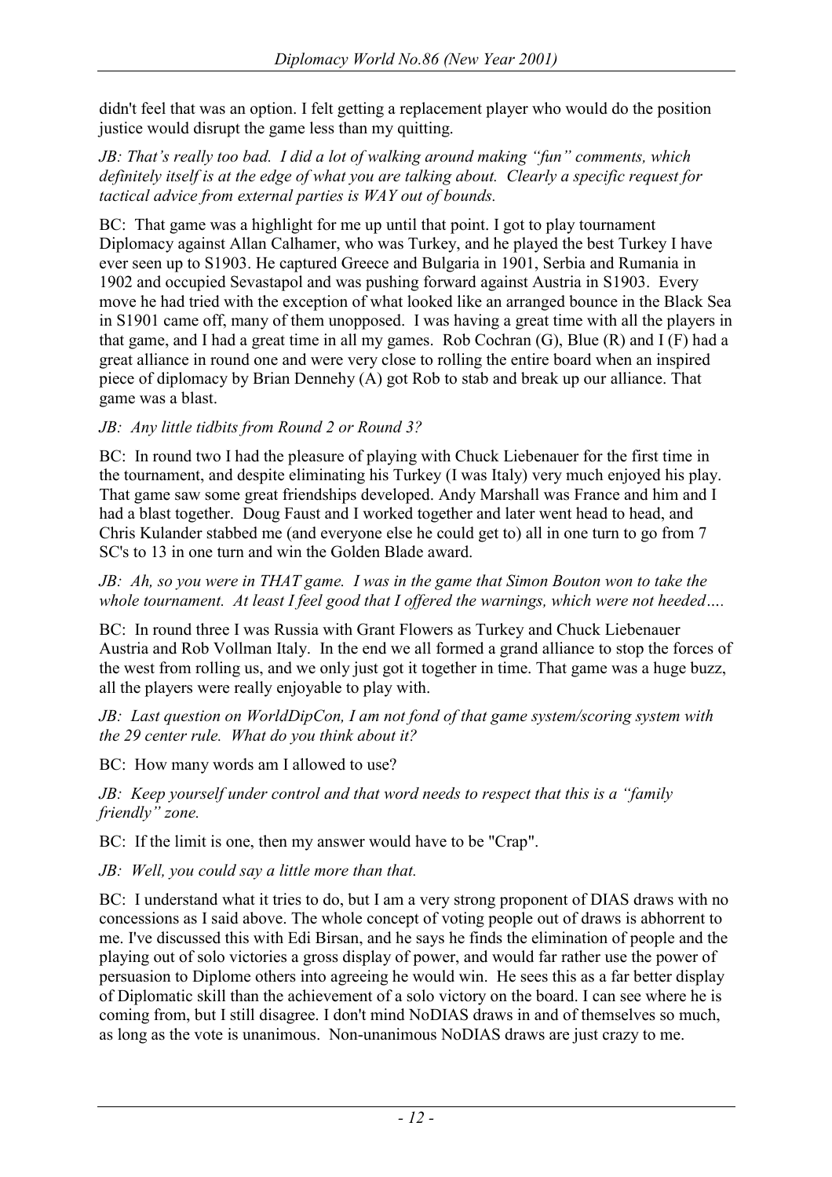didn't feel that was an option. I felt getting a replacement player who would do the position justice would disrupt the game less than my quitting.

*JB: That's really too bad. I did a lot of walking around making "fun" comments, which definitely itself is at the edge of what you are talking about. Clearly a specific request for tactical advice from external parties is WAY out of bounds.*

BC: That game was a highlight for me up until that point. I got to play tournament Diplomacy against Allan Calhamer, who was Turkey, and he played the best Turkey I have ever seen up to S1903. He captured Greece and Bulgaria in 1901, Serbia and Rumania in 1902 and occupied Sevastapol and was pushing forward against Austria in S1903. Every move he had tried with the exception of what looked like an arranged bounce in the Black Sea in S1901 came off, many of them unopposed. I was having a great time with all the players in that game, and I had a great time in all my games. Rob Cochran (G), Blue (R) and I (F) had a great alliance in round one and were very close to rolling the entire board when an inspired piece of diplomacy by Brian Dennehy (A) got Rob to stab and break up our alliance. That game was a blast.

*JB: Any little tidbits from Round 2 or Round 3?*

BC: In round two I had the pleasure of playing with Chuck Liebenauer for the first time in the tournament, and despite eliminating his Turkey (I was Italy) very much enjoyed his play. That game saw some great friendships developed. Andy Marshall was France and him and I had a blast together. Doug Faust and I worked together and later went head to head, and Chris Kulander stabbed me (and everyone else he could get to) all in one turn to go from 7 SC's to 13 in one turn and win the Golden Blade award.

*JB: Ah, so you were in THAT game. I was in the game that Simon Bouton won to take the whole tournament. At least I feel good that I offered the warnings, which were not heeded….*

BC: In round three I was Russia with Grant Flowers as Turkey and Chuck Liebenauer Austria and Rob Vollman Italy. In the end we all formed a grand alliance to stop the forces of the west from rolling us, and we only just got it together in time. That game was a huge buzz, all the players were really enjoyable to play with.

*JB: Last question on WorldDipCon, I am not fond of that game system/scoring system with the 29 center rule. What do you think about it?*

BC: How many words am I allowed to use?

*JB: Keep yourself under control and that word needs to respect that this is a "family friendly" zone.*

BC: If the limit is one, then my answer would have to be "Crap".

*JB: Well, you could say a little more than that.*

BC: I understand what it tries to do, but I am a very strong proponent of DIAS draws with no concessions as I said above. The whole concept of voting people out of draws is abhorrent to me. I've discussed this with Edi Birsan, and he says he finds the elimination of people and the playing out of solo victories a gross display of power, and would far rather use the power of persuasion to Diplome others into agreeing he would win. He sees this as a far better display of Diplomatic skill than the achievement of a solo victory on the board. I can see where he is coming from, but I still disagree. I don't mind NoDIAS draws in and of themselves so much, as long as the vote is unanimous. Non-unanimous NoDIAS draws are just crazy to me.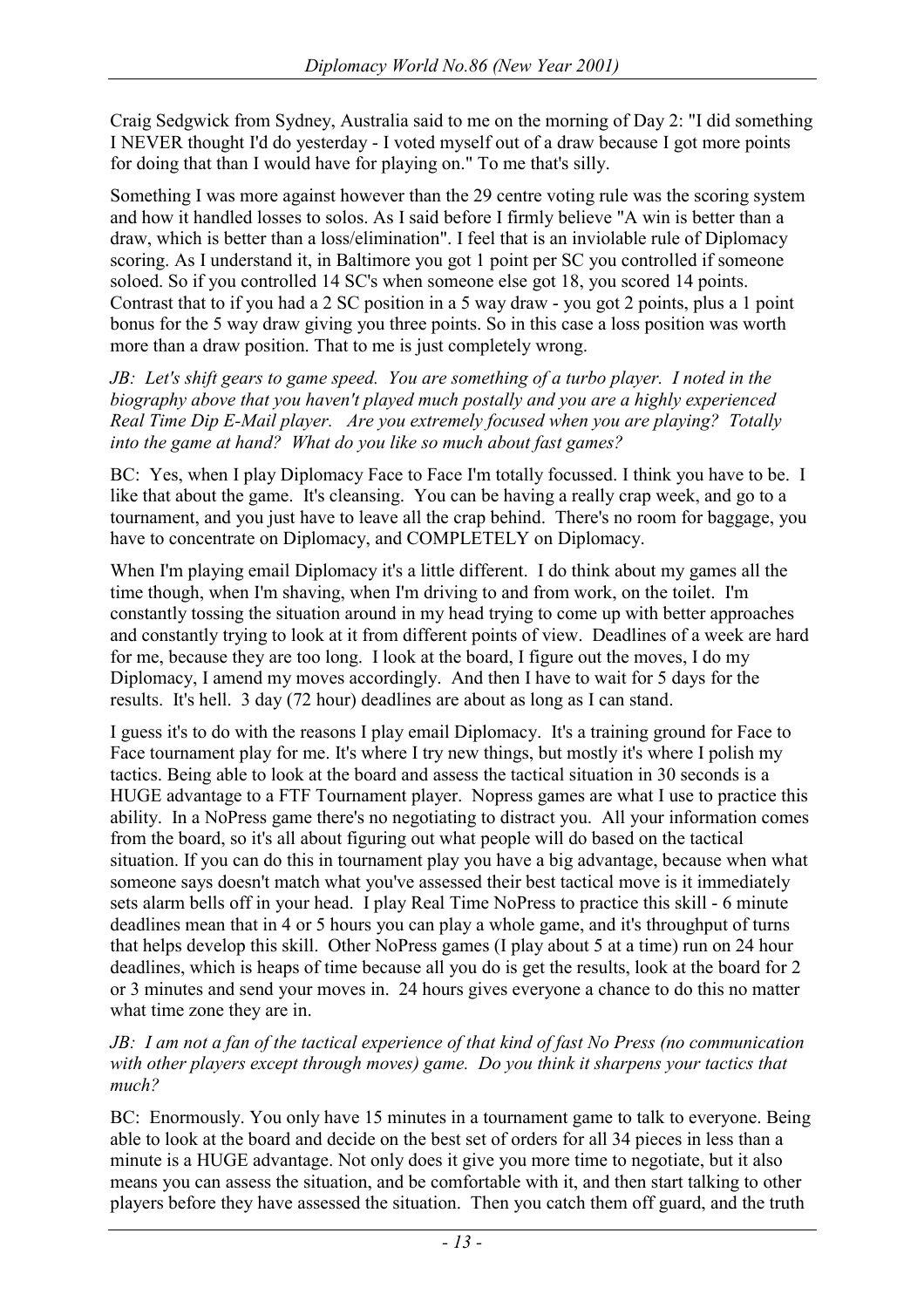Craig Sedgwick from Sydney, Australia said to me on the morning of Day 2: "I did something I NEVER thought I'd do yesterday - I voted myself out of a draw because I got more points for doing that than I would have for playing on." To me that's silly.

Something I was more against however than the 29 centre voting rule was the scoring system and how it handled losses to solos. As I said before I firmly believe "A win is better than a draw, which is better than a loss/elimination". I feel that is an inviolable rule of Diplomacy scoring. As I understand it, in Baltimore you got 1 point per SC you controlled if someone soloed. So if you controlled 14 SC's when someone else got 18, you scored 14 points. Contrast that to if you had a 2 SC position in a 5 way draw - you got 2 points, plus a 1 point bonus for the 5 way draw giving you three points. So in this case a loss position was worth more than a draw position. That to me is just completely wrong.

*JB: Let's shift gears to game speed. You are something of a turbo player. I noted in the biography above that you haven't played much postally and you are a highly experienced Real Time Dip E-Mail player. Are you extremely focused when you are playing? Totally into the game at hand? What do you like so much about fast games?*

BC: Yes, when I play Diplomacy Face to Face I'm totally focussed. I think you have to be. I like that about the game. It's cleansing. You can be having a really crap week, and go to a tournament, and you just have to leave all the crap behind. There's no room for baggage, you have to concentrate on Diplomacy, and COMPLETELY on Diplomacy.

When I'm playing email Diplomacy it's a little different. I do think about my games all the time though, when I'm shaving, when I'm driving to and from work, on the toilet. I'm constantly tossing the situation around in my head trying to come up with better approaches and constantly trying to look at it from different points of view. Deadlines of a week are hard for me, because they are too long. I look at the board, I figure out the moves, I do my Diplomacy, I amend my moves accordingly. And then I have to wait for 5 days for the results. It's hell. 3 day (72 hour) deadlines are about as long as I can stand.

I guess it's to do with the reasons I play email Diplomacy. It's a training ground for Face to Face tournament play for me. It's where I try new things, but mostly it's where I polish my tactics. Being able to look at the board and assess the tactical situation in 30 seconds is a HUGE advantage to a FTF Tournament player. Nopress games are what I use to practice this ability. In a NoPress game there's no negotiating to distract you. All your information comes from the board, so it's all about figuring out what people will do based on the tactical situation. If you can do this in tournament play you have a big advantage, because when what someone says doesn't match what you've assessed their best tactical move is it immediately sets alarm bells off in your head. I play Real Time NoPress to practice this skill - 6 minute deadlines mean that in 4 or 5 hours you can play a whole game, and it's throughput of turns that helps develop this skill. Other NoPress games (I play about 5 at a time) run on 24 hour deadlines, which is heaps of time because all you do is get the results, look at the board for 2 or 3 minutes and send your moves in. 24 hours gives everyone a chance to do this no matter what time zone they are in.

*JB: I am not a fan of the tactical experience of that kind of fast No Press (no communication with other players except through moves) game. Do you think it sharpens your tactics that much?*

BC: Enormously. You only have 15 minutes in a tournament game to talk to everyone. Being able to look at the board and decide on the best set of orders for all 34 pieces in less than a minute is a HUGE advantage. Not only does it give you more time to negotiate, but it also means you can assess the situation, and be comfortable with it, and then start talking to other players before they have assessed the situation. Then you catch them off guard, and the truth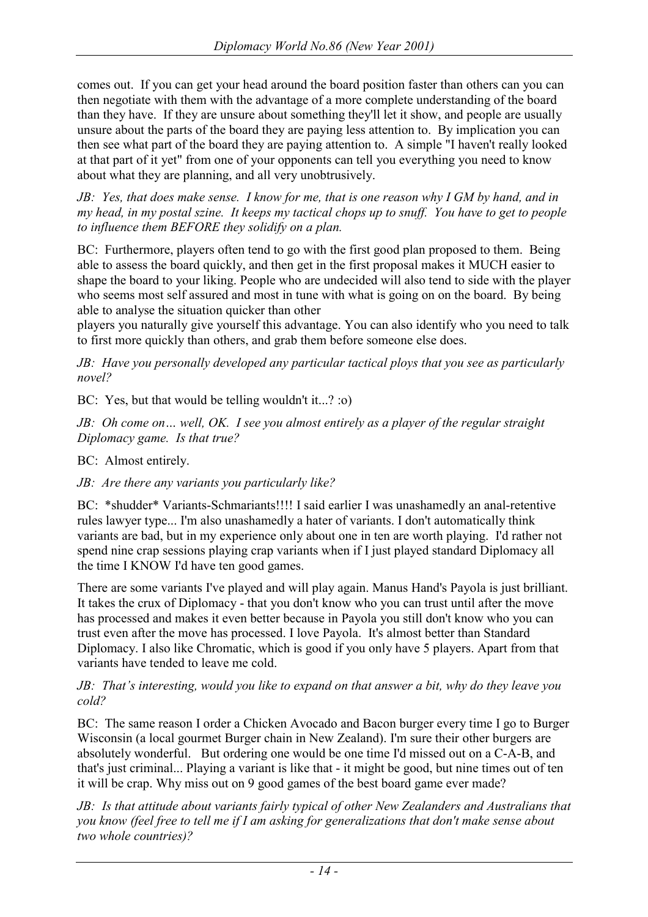comes out. If you can get your head around the board position faster than others can you can then negotiate with them with the advantage of a more complete understanding of the board than they have. If they are unsure about something they'll let it show, and people are usually unsure about the parts of the board they are paying less attention to. By implication you can then see what part of the board they are paying attention to. A simple "I haven't really looked at that part of it yet" from one of your opponents can tell you everything you need to know about what they are planning, and all very unobtrusively.

*JB: Yes, that does make sense. I know for me, that is one reason why I GM by hand, and in my head, in my postal szine. It keeps my tactical chops up to snuff. You have to get to people to influence them BEFORE they solidify on a plan.*

BC: Furthermore, players often tend to go with the first good plan proposed to them. Being able to assess the board quickly, and then get in the first proposal makes it MUCH easier to shape the board to your liking. People who are undecided will also tend to side with the player who seems most self assured and most in tune with what is going on on the board. By being able to analyse the situation quicker than other players you naturally give yourself this advantage. You can also identify who you need to talk to first more quickly than others, and grab them before someone else does.

*JB: Have you personally developed any particular tactical ploys that you see as particularly novel?*

BC: Yes, but that would be telling wouldn't it...? :o)

*JB: Oh come on… well, OK. I see you almost entirely as a player of the regular straight Diplomacy game. Is that true?*

BC: Almost entirely.

*JB: Are there any variants you particularly like?*

BC: *shudder* Variants-Schmariants!!!! I said earlier I was unashamedly an anal-retentive rules lawyer type... I'm also unashamedly a hater of variants. I don't automatically think variants are bad, but in my experience only about one in ten are worth playing. I'd rather not spend nine crap sessions playing crap variants when if I just played standard Diplomacy all the time I KNOW I'd have ten good games.

There are some variants I've played and will play again. Manus Hand's Payola is just brilliant. It takes the crux of Diplomacy - that you don't know who you can trust until after the move has processed and makes it even better because in Payola you still don't know who you can trust even after the move has processed. I love Payola. It's almost better than Standard Diplomacy. I also like Chromatic, which is good if you only have 5 players. Apart from that variants have tended to leave me cold.

*JB: That's interesting, would you like to expand on that answer a bit, why do they leave you cold?*

BC: The same reason I order a Chicken Avocado and Bacon burger every time I go to Burger Wisconsin (a local gourmet Burger chain in New Zealand). I'm sure their other burgers are absolutely wonderful. But ordering one would be one time I'd missed out on a C-A-B, and that's just criminal... Playing a variant is like that - it might be good, but nine times out of ten it will be crap. Why miss out on 9 good games of the best board game ever made?

*JB: Is that attitude about variants fairly typical of other New Zealanders and Australians that you know (feel free to tell me if I am asking for generalizations that don't make sense about two whole countries)?*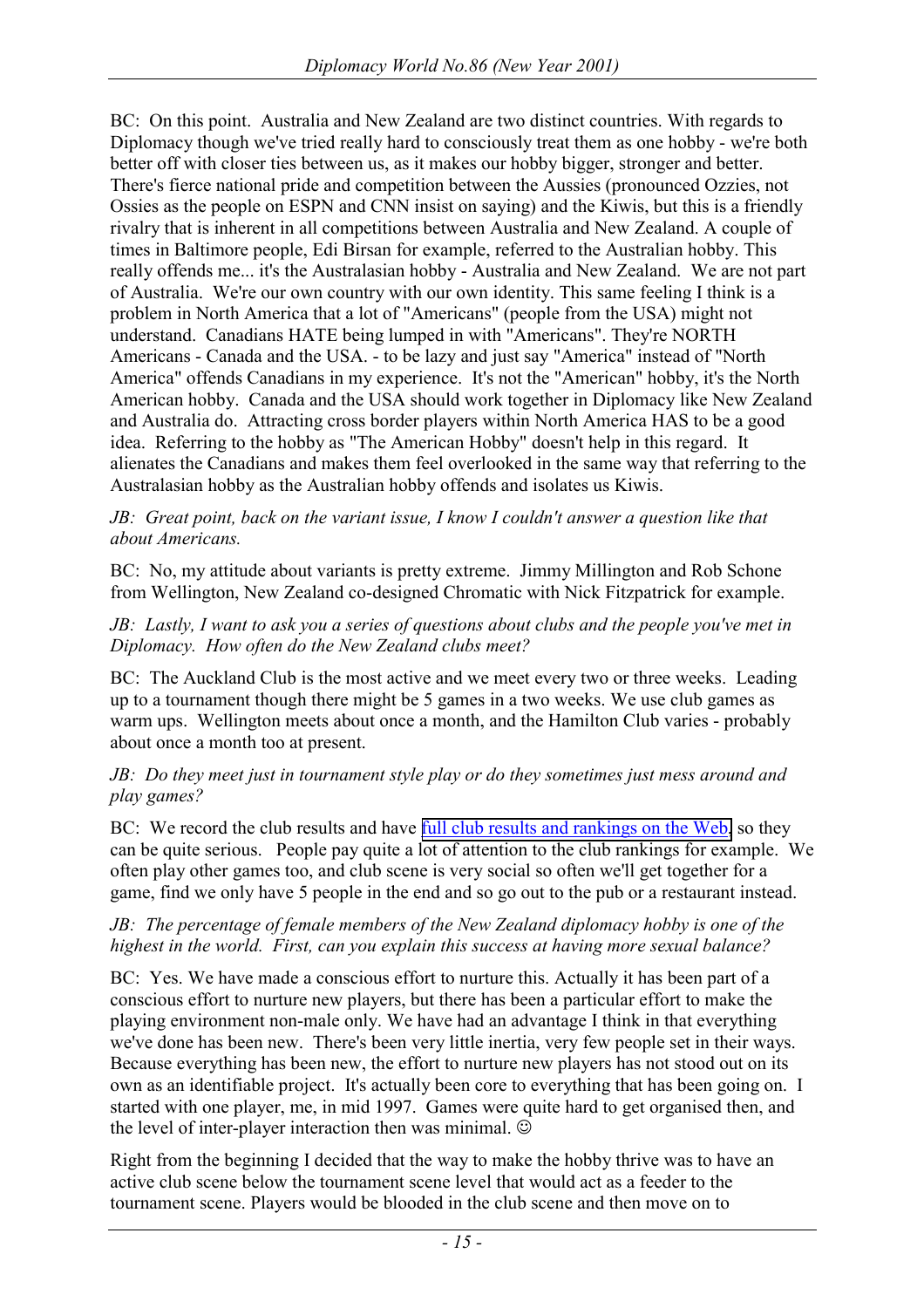BC: On this point. Australia and New Zealand are two distinct countries. With regards to Diplomacy though we've tried really hard to consciously treat them as one hobby - we're both better off with closer ties between us, as it makes our hobby bigger, stronger and better. There's fierce national pride and competition between the Aussies (pronounced Ozzies, not Ossies as the people on ESPN and CNN insist on saying) and the Kiwis, but this is a friendly rivalry that is inherent in all competitions between Australia and New Zealand. A couple of times in Baltimore people, Edi Birsan for example, referred to the Australian hobby. This really offends me... it's the Australasian hobby - Australia and New Zealand. We are not part of Australia. We're our own country with our own identity. This same feeling I think is a problem in North America that a lot of "Americans" (people from the USA) might not understand. Canadians HATE being lumped in with "Americans". They're NORTH Americans - Canada and the USA. - to be lazy and just say "America" instead of "North America" offends Canadians in my experience. It's not the "American" hobby, it's the North American hobby. Canada and the USA should work together in Diplomacy like New Zealand and Australia do. Attracting cross border players within North America HAS to be a good idea. Referring to the hobby as "The American Hobby" doesn't help in this regard. It alienates the Canadians and makes them feel overlooked in the same way that referring to the Australasian hobby as the Australian hobby offends and isolates us Kiwis.

*JB: Great point, back on the variant issue, I know I couldn't answer a question like that about Americans.*

BC: No, my attitude about variants is pretty extreme. Jimmy Millington and Rob Schone from Wellington, New Zealand co-designed Chromatic with Nick Fitzpatrick for example.

*JB: Lastly, I want to ask you a series of questions about clubs and the people you've met in Diplomacy. How often do the New Zealand clubs meet?*

BC: The Auckland Club is the most active and we meet every two or three weeks. Leading up to a tournament though there might be 5 games in a two weeks. We use club games as warm ups. Wellington meets about once a month, and the Hamilton Club varies - probably about once a month too at present.

*JB: Do they meet just in tournament style play or do they sometimes just mess around and play games?*

BC: We record the club results and have full club results and rankings on the Web, so they can be quite serious. People pay quite a lot of attention to the club rankings for example. We often play other games too, and club scene is very social so often we'll get together for a game, find we only have 5 people in the end and so go out to the pub or a restaurant instead.

*JB: The percentage of female members of the New Zealand diplomacy hobby is one of the highest in the world. First, can you explain this success at having more sexual balance?*

BC: Yes. We have made a conscious effort to nurture this. Actually it has been part of a conscious effort to nurture new players, but there has been a particular effort to make the playing environment non-male only. We have had an advantage I think in that everything we've done has been new. There's been very little inertia, very few people set in their ways. Because everything has been new, the effort to nurture new players has not stood out on its own as an identifiable project. It's actually been core to everything that has been going on. I started with one player, me, in mid 1997. Games were quite hard to get organised then, and the level of inter-player interaction then was minimal. ☺

Right from the beginning I decided that the way to make the hobby thrive was to have an active club scene below the tournament scene level that would act as a feeder to the tournament scene. Players would be blooded in the club scene and then move on to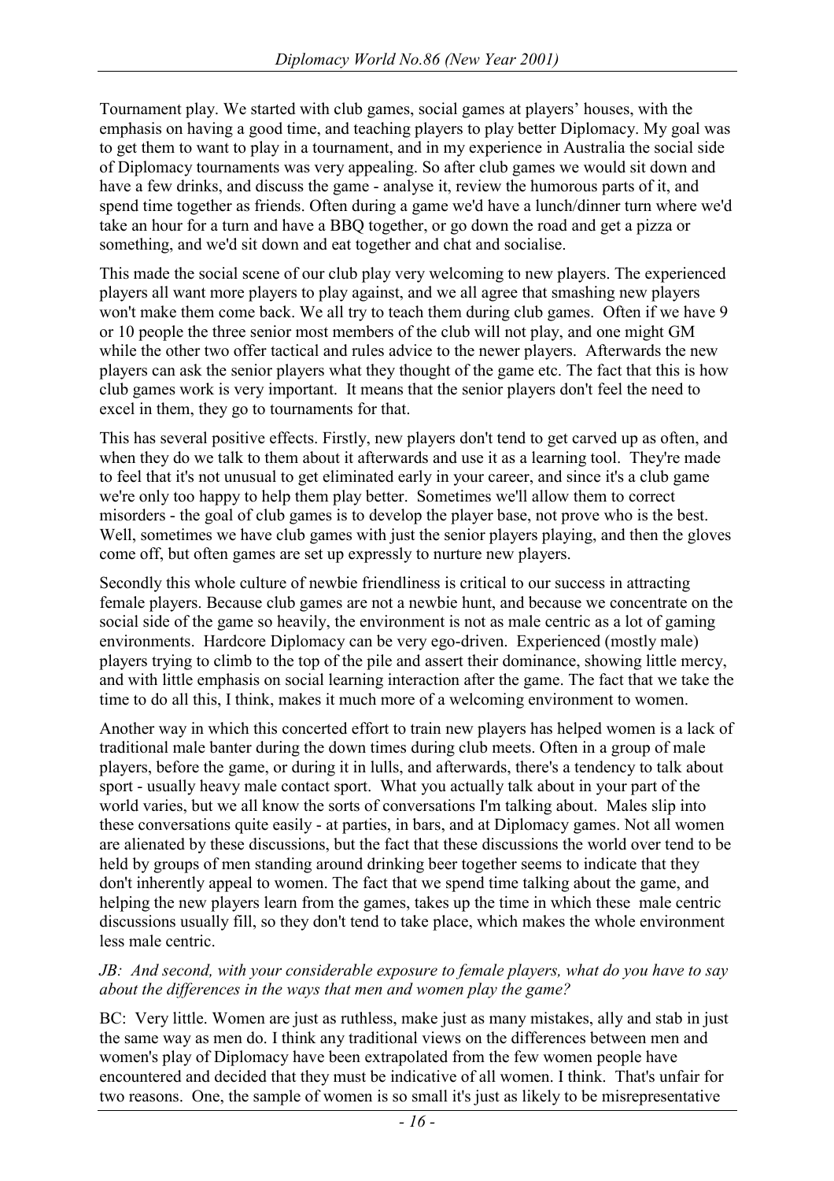Tournament play. We started with club games, social games at players' houses, with the emphasis on having a good time, and teaching players to play better Diplomacy. My goal was to get them to want to play in a tournament, and in my experience in Australia the social side of Diplomacy tournaments was very appealing. So after club games we would sit down and have a few drinks, and discuss the game - analyse it, review the humorous parts of it, and spend time together as friends. Often during a game we'd have a lunch/dinner turn where we'd take an hour for a turn and have a BBQ together, or go down the road and get a pizza or something, and we'd sit down and eat together and chat and socialise.

This made the social scene of our club play very welcoming to new players. The experienced players all want more players to play against, and we all agree that smashing new players won't make them come back. We all try to teach them during club games. Often if we have 9 or 10 people the three senior most members of the club will not play, and one might GM while the other two offer tactical and rules advice to the newer players. Afterwards the new players can ask the senior players what they thought of the game etc. The fact that this is how club games work is very important. It means that the senior players don't feel the need to excel in them, they go to tournaments for that.

This has several positive effects. Firstly, new players don't tend to get carved up as often, and when they do we talk to them about it afterwards and use it as a learning tool. They're made to feel that it's not unusual to get eliminated early in your career, and since it's a club game we're only too happy to help them play better. Sometimes we'll allow them to correct misorders - the goal of club games is to develop the player base, not prove who is the best. Well, sometimes we have club games with just the senior players playing, and then the gloves come off, but often games are set up expressly to nurture new players.

Secondly this whole culture of newbie friendliness is critical to our success in attracting female players. Because club games are not a newbie hunt, and because we concentrate on the social side of the game so heavily, the environment is not as male centric as a lot of gaming environments. Hardcore Diplomacy can be very ego-driven. Experienced (mostly male) players trying to climb to the top of the pile and assert their dominance, showing little mercy, and with little emphasis on social learning interaction after the game. The fact that we take the time to do all this, I think, makes it much more of a welcoming environment to women.

Another way in which this concerted effort to train new players has helped women is a lack of traditional male banter during the down times during club meets. Often in a group of male players, before the game, or during it in lulls, and afterwards, there's a tendency to talk about sport - usually heavy male contact sport. What you actually talk about in your part of the world varies, but we all know the sorts of conversations I'm talking about. Males slip into these conversations quite easily - at parties, in bars, and at Diplomacy games. Not all women are alienated by these discussions, but the fact that these discussions the world over tend to be held by groups of men standing around drinking beer together seems to indicate that they don't inherently appeal to women. The fact that we spend time talking about the game, and helping the new players learn from the games, takes up the time in which these male centric discussions usually fill, so they don't tend to take place, which makes the whole environment less male centric.

*JB: And second, with your considerable exposure to female players, what do you have to say about the differences in the ways that men and women play the game?*

BC: Very little. Women are just as ruthless, make just as many mistakes, ally and stab in just the same way as men do. I think any traditional views on the differences between men and women's play of Diplomacy have been extrapolated from the few women people have encountered and decided that they must be indicative of all women. I think. That's unfair for two reasons. One, the sample of women is so small it's just as likely to be misrepresentative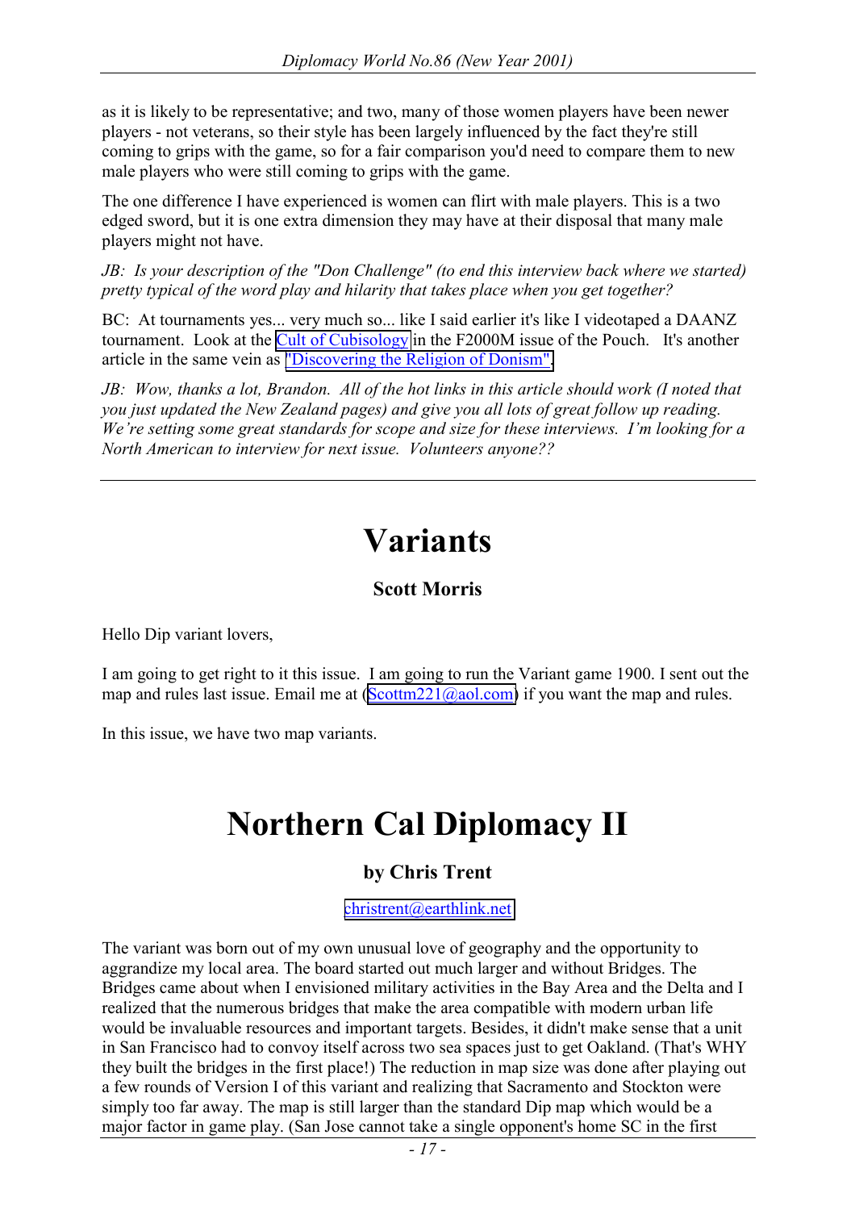as it is likely to be representative; and two, many of those women players have been newer players - not veterans, so their style has been largely influenced by the fact they're still coming to grips with the game, so for a fair comparison you'd need to compare them to new male players who were still coming to grips with the game.

The one difference I have experienced is women can flirt with male players. This is a two edged sword, but it is one extra dimension they may have at their disposal that many male players might not have.

*JB: Is your description of the "Don Challenge" (to end this interview back where we started) pretty typical of the word play and hilarity that takes place when you get together?*

BC: At tournaments yes... very much so... like I said earlier it's like I videotaped a DAANZ tournament. Look at the Cult of Cubisology in the F2000M issue of the Pouch. It's another article in the same vein as "Discovering the Religion of Donism".

*JB: Wow, thanks a lot, Brandon. All of the hot links in this article should work (I noted that you just updated the New Zealand pages) and give you all lots of great follow up reading. We're setting some great standards for scope and size for these interviews. I'm looking for a North American to interview for next issue. Volunteers anyone??*

---

# Variants

**Scott Morris**

Hello Dip variant lovers,

I am going to get right to it this issue. I am going to run the Variant game 1900. I sent out the map and rules last issue. Email me at (Scottm221@aol.com) if you want the map and rules.

In this issue, we have two map variants.

# Northern Cal Diplomacy II

**by Chris Trent**

christrent@earthlink.net

The variant was born out of my own unusual love of geography and the opportunity to aggrandize my local area. The board started out much larger and without Bridges. The Bridges came about when I envisioned military activities in the Bay Area and the Delta and I realized that the numerous bridges that make the area compatible with modern urban life would be invaluable resources and important targets. Besides, it didn't make sense that a unit in San Francisco had to convoy itself across two sea spaces just to get Oakland. (That's WHY they built the bridges in the first place!) The reduction in map size was done after playing out a few rounds of Version I of this variant and realizing that Sacramento and Stockton were simply too far away. The map is still larger than the standard Dip map which would be a major factor in game play. (San Jose cannot take a single opponent's home SC in the first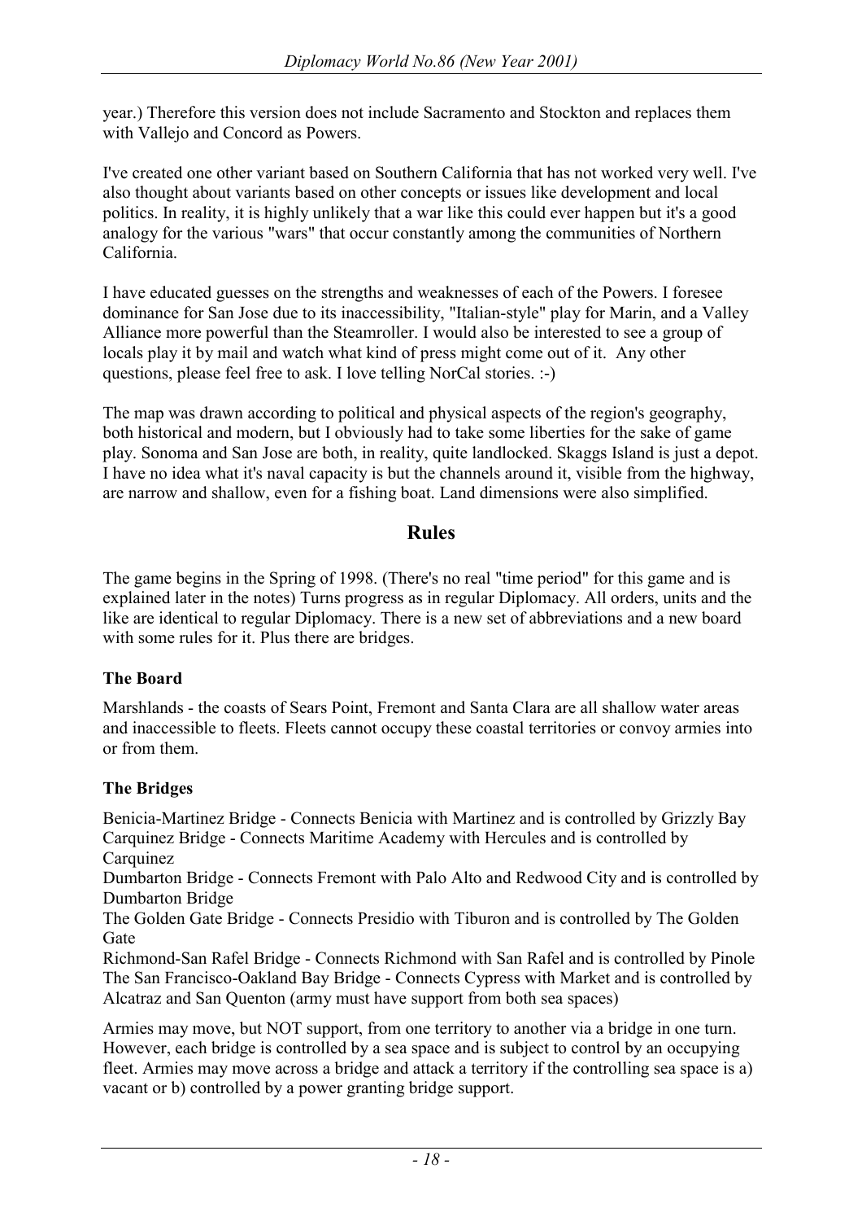year.) Therefore this version does not include Sacramento and Stockton and replaces them with Vallejo and Concord as Powers.

I've created one other variant based on Southern California that has not worked very well. I've also thought about variants based on other concepts or issues like development and local politics. In reality, it is highly unlikely that a war like this could ever happen but it's a good analogy for the various "wars" that occur constantly among the communities of Northern California.

I have educated guesses on the strengths and weaknesses of each of the Powers. I foresee dominance for San Jose due to its inaccessibility, "Italian-style" play for Marin, and a Valley Alliance more powerful than the Steamroller. I would also be interested to see a group of locals play it by mail and watch what kind of press might come out of it. Any other questions, please feel free to ask. I love telling NorCal stories. :-)

The map was drawn according to political and physical aspects of the region's geography, both historical and modern, but I obviously had to take some liberties for the sake of game play. Sonoma and San Jose are both, in reality, quite landlocked. Skaggs Island is just a depot. I have no idea what it's naval capacity is but the channels around it, visible from the highway, are narrow and shallow, even for a fishing boat. Land dimensions were also simplified.

## Rules

The game begins in the Spring of 1998. (There's no real "time period" for this game and is explained later in the notes) Turns progress as in regular Diplomacy. All orders, units and the like are identical to regular Diplomacy. There is a new set of abbreviations and a new board with some rules for it. Plus there are bridges.

### The Board

Marshlands - the coasts of Sears Point, Fremont and Santa Clara are all shallow water areas and inaccessible to fleets. Fleets cannot occupy these coastal territories or convoy armies into or from them.

### The Bridges

Benicia-Martinez Bridge - Connects Benicia with Martinez and is controlled by Grizzly Bay
Carquinez Bridge - Connects Maritime Academy with Hercules and is controlled by Carquinez
Dumbarton Bridge - Connects Fremont with Palo Alto and Redwood City and is controlled by Dumbarton Bridge
The Golden Gate Bridge - Connects Presidio with Tiburon and is controlled by The Golden Gate
Richmond-San Rafel Bridge - Connects Richmond with San Rafel and is controlled by Pinole
The San Francisco-Oakland Bay Bridge - Connects Cypress with Market and is controlled by Alcatraz and San Quenton (army must have support from both sea spaces)

Armies may move, but NOT support, from one territory to another via a bridge in one turn. However, each bridge is controlled by a sea space and is subject to control by an occupying fleet. Armies may move across a bridge and attack a territory if the controlling sea space is a) vacant or b) controlled by a power granting bridge support.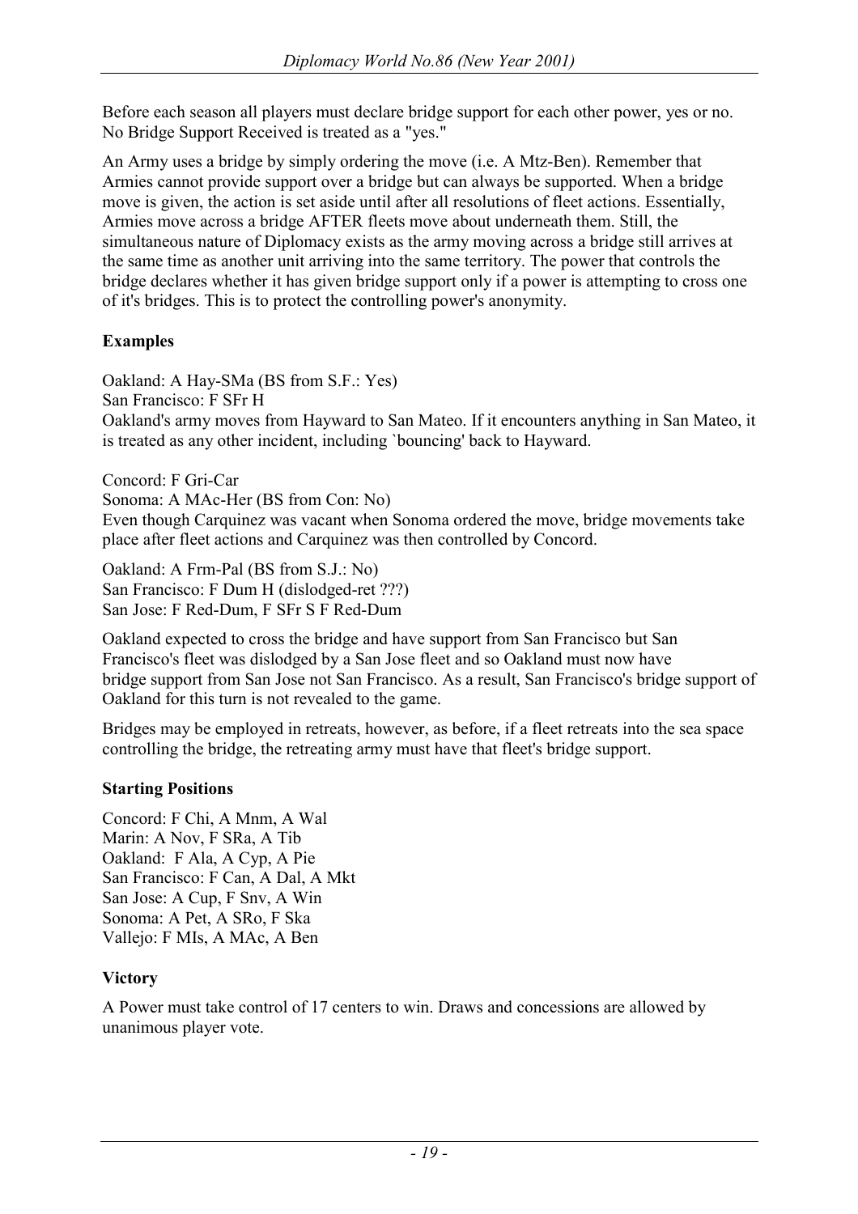Before each season all players must declare bridge support for each other power, yes or no. No Bridge Support Received is treated as a "yes."

An Army uses a bridge by simply ordering the move (i.e. A Mtz-Ben). Remember that Armies cannot provide support over a bridge but can always be supported. When a bridge move is given, the action is set aside until after all resolutions of fleet actions. Essentially, Armies move across a bridge AFTER fleets move about underneath them. Still, the simultaneous nature of Diplomacy exists as the army moving across a bridge still arrives at the same time as another unit arriving into the same territory. The power that controls the bridge declares whether it has given bridge support only if a power is attempting to cross one of it's bridges. This is to protect the controlling power's anonymity.

**Examples**

Oakland: A Hay-SMa (BS from S.F.: Yes)
San Francisco: F SFr H
Oakland's army moves from Hayward to San Mateo. If it encounters anything in San Mateo, it is treated as any other incident, including `bouncing' back to Hayward.

Concord: F Gri-Car
Sonoma: A MAc-Her (BS from Con: No)
Even though Carquinez was vacant when Sonoma ordered the move, bridge movements take place after fleet actions and Carquinez was then controlled by Concord.

Oakland: A Frm-Pal (BS from S.J.: No)
San Francisco: F Dum H (dislodged-ret ???)
San Jose: F Red-Dum, F SFr S F Red-Dum

Oakland expected to cross the bridge and have support from San Francisco but San Francisco's fleet was dislodged by a San Jose fleet and so Oakland must now have bridge support from San Jose not San Francisco. As a result, San Francisco's bridge support of Oakland for this turn is not revealed to the game.

Bridges may be employed in retreats, however, as before, if a fleet retreats into the sea space controlling the bridge, the retreating army must have that fleet's bridge support.

**Starting Positions**

Concord: F Chi, A Mnm, A Wal
Marin: A Nov, F SRa, A Tib
Oakland: F Ala, A Cyp, A Pie
San Francisco: F Can, A Dal, A Mkt
San Jose: A Cup, F Snv, A Win
Sonoma: A Pet, A SRo, F Ska
Vallejo: F MIs, A MAc, A Ben

**Victory**

A Power must take control of 17 centers to win. Draws and concessions are allowed by unanimous player vote.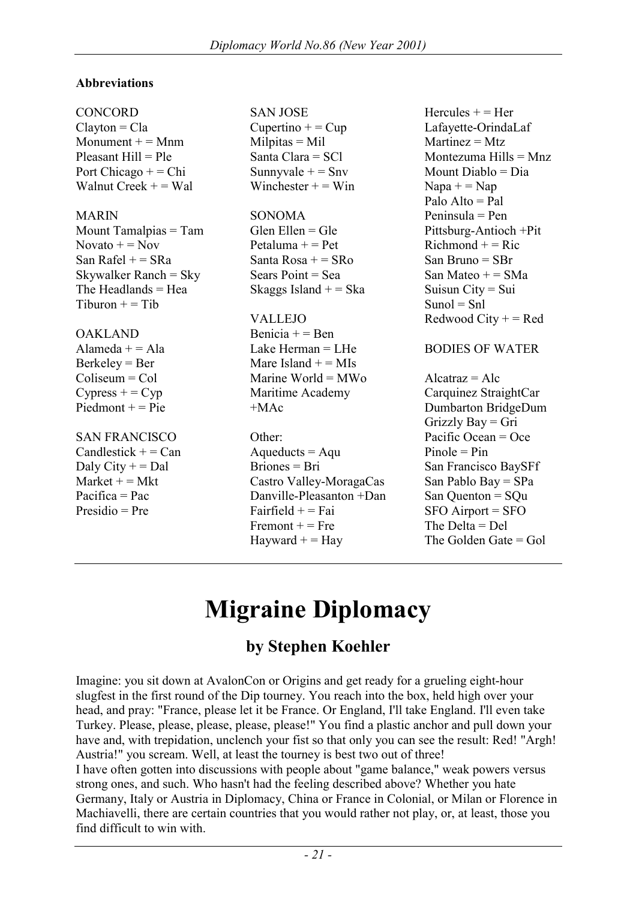**Abbreviations**

CONCORD
Clayton = Cla
Monument + = Mnm
Pleasant Hill = Ple
Port Chicago + = Chi
Walnut Creek + = Wal

MARIN
Mount Tamalpias = Tam
Novato + = Nov
San Rafel + = SRa
Skywalker Ranch = Sky
The Headlands = Hea
Tiburon + = Tib

OAKLAND
Alameda + = Ala
Berkeley = Ber
Coliseum = Col
Cypress + = Cyp
Piedmont + = Pie

SAN FRANCISCO
Candlestick + = Can
Daly City + = Dal
Market + = Mkt
Pacifica = Pac
Presidio = Pre

SAN JOSE
Cupertino + = Cup
Milpitas = Mil
Santa Clara = SCl
Sunnyvale + = Snv
Winchester + = Win

SONOMA
Glen Ellen = Gle
Petaluma + = Pet
Santa Rosa + = SRo
Sears Point = Sea
Skaggs Island + = Ska

VALLEJO
Benicia + = Ben
Lake Herman = LHe
Mare Island + = MIs
Marine World = MWo
Maritime Academy +MAc

Other:
Aqueducts = Aqu
Briones = Bri
Castro Valley-MoragaCas
Danville-Pleasanton +Dan
Fairfield + = Fai
Fremont + = Fre
Hayward + = Hay
Hercules + = Her
Lafayette-OrindaLaf
Martinez = Mtz
Montezuma Hills = Mnz
Mount Diablo = Dia
Napa + = Nap
Palo Alto = Pal
Peninsula = Pen
Pittsburg-Antioch +Pit
Richmond + = Ric
San Bruno = SBr
San Mateo + = SMa
Suisun City = Sui
Sunol = Snl
Redwood City + = Red

BODIES OF WATER

Alcatraz = Alc
Carquinez StraightCar
Dumbarton BridgeDum
Grizzly Bay = Gri
Pacific Ocean = Oce
Pinole = Pin
San Francisco BaySFf
San Pablo Bay = SPa
San Quenton = SQu
SFO Airport = SFO
The Delta = Del
The Golden Gate = Gol

# Migraine Diplomacy

## by Stephen Koehler

Imagine: you sit down at AvalonCon or Origins and get ready for a grueling eight-hour slugfest in the first round of the Dip tourney. You reach into the box, held high over your head, and pray: "France, please let it be France. Or England, I'll take England. I'll even take Turkey. Please, please, please, please, please!" You find a plastic anchor and pull down your have and, with trepidation, unclench your fist so that only you can see the result: Red! "Argh! Austria!" you scream. Well, at least the tourney is best two out of three!

I have often gotten into discussions with people about "game balance," weak powers versus strong ones, and such. Who hasn't had the feeling described above? Whether you hate Germany, Italy or Austria in Diplomacy, China or France in Colonial, or Milan or Florence in Machiavelli, there are certain countries that you would rather not play, or, at least, those you find difficult to win with.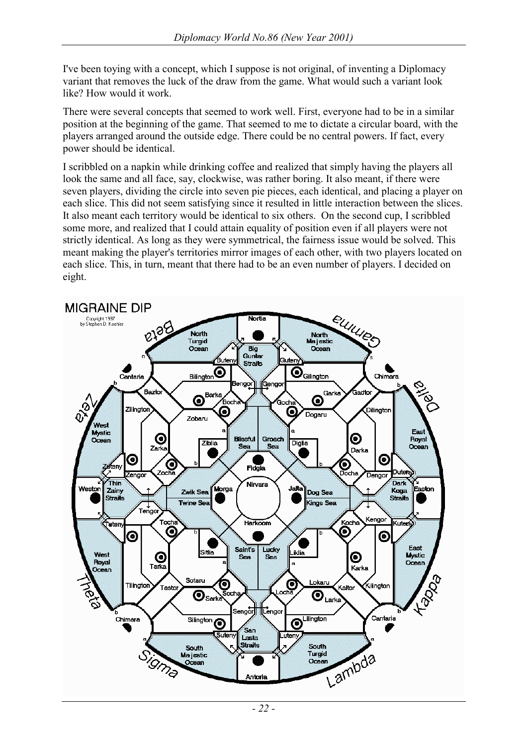I've been toying with a concept, which I suppose is not original, of inventing a Diplomacy variant that removes the luck of the draw from the game. What would such a variant look like? How would it work.

There were several concepts that seemed to work well. First, everyone had to be in a similar position at the beginning of the game. That seemed to me to dictate a circular board, with the players arranged around the outside edge. There could be no central powers. If fact, every power should be identical.

I scribbled on a napkin while drinking coffee and realized that simply having the players all look the same and all face, say, clockwise, was rather boring. It also meant, if there were seven players, dividing the circle into seven pie pieces, each identical, and placing a player on each slice. This did not seem satisfying since it resulted in little interaction between the slices. It also meant each territory would be identical to six others. On the second cup, I scribbled some more, and realized that I could attain equality of position even if all players were not strictly identical. As long as they were symmetrical, the fairness issue would be solved. This meant making the player's territories mirror images of each other, with two players located on each slice. This, in turn, meant that there had to be an even number of players. I decided on eight.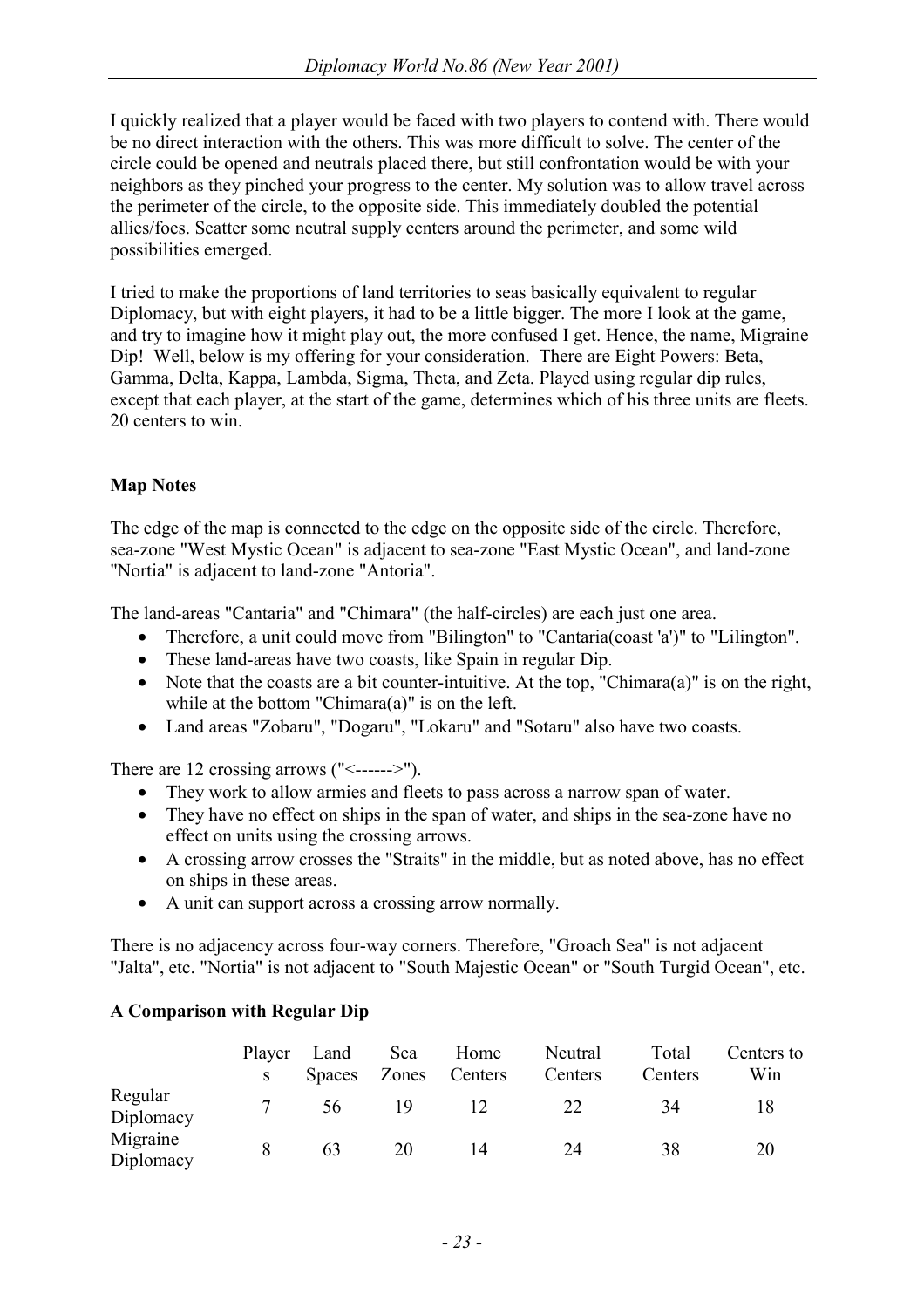I quickly realized that a player would be faced with two players to contend with. There would be no direct interaction with the others. This was more difficult to solve. The center of the circle could be opened and neutrals placed there, but still confrontation would be with your neighbors as they pinched your progress to the center. My solution was to allow travel across the perimeter of the circle, to the opposite side. This immediately doubled the potential allies/foes. Scatter some neutral supply centers around the perimeter, and some wild possibilities emerged.

I tried to make the proportions of land territories to seas basically equivalent to regular Diplomacy, but with eight players, it had to be a little bigger. The more I look at the game, and try to imagine how it might play out, the more confused I get. Hence, the name, Migraine Dip! Well, below is my offering for your consideration. There are Eight Powers: Beta, Gamma, Delta, Kappa, Lambda, Sigma, Theta, and Zeta. Played using regular dip rules, except that each player, at the start of the game, determines which of his three units are fleets. 20 centers to win.

**Map Notes**

The edge of the map is connected to the edge on the opposite side of the circle. Therefore, sea-zone "West Mystic Ocean" is adjacent to sea-zone "East Mystic Ocean", and land-zone "Nortia" is adjacent to land-zone "Antoria".

The land-areas "Cantaria" and "Chimara" (the half-circles) are each just one area.

- Therefore, a unit could move from "Bilington" to "Cantaria(coast 'a')" to "Lilington".
- These land-areas have two coasts, like Spain in regular Dip.
- Note that the coasts are a bit counter-intuitive. At the top, "Chimara(a)" is on the right, while at the bottom "Chimara(a)" is on the left.
- Land areas "Zobaru", "Dogaru", "Lokaru" and "Sotaru" also have two coasts.

There are 12 crossing arrows ("<------>").

- They work to allow armies and fleets to pass across a narrow span of water.
- They have no effect on ships in the span of water, and ships in the sea-zone have no effect on units using the crossing arrows.
- A crossing arrow crosses the "Straits" in the middle, but as noted above, has no effect on ships in these areas.
- A unit can support across a crossing arrow normally.

There is no adjacency across four-way corners. Therefore, "Groach Sea" is not adjacent "Jalta", etc. "Nortia" is not adjacent to "South Majestic Ocean" or "South Turgid Ocean", etc.

**A Comparison with Regular Dip**

| | Players | Land Spaces | Sea Zones | Home Centers | Neutral Centers | Total Centers | Centers to Win |
|---|---|---|---|---|---|---|---|
| Regular Diplomacy | 7 | 56 | 19 | 12 | 22 | 34 | 18 |
| Migraine Diplomacy | 8 | 63 | 20 | 14 | 24 | 38 | 20 |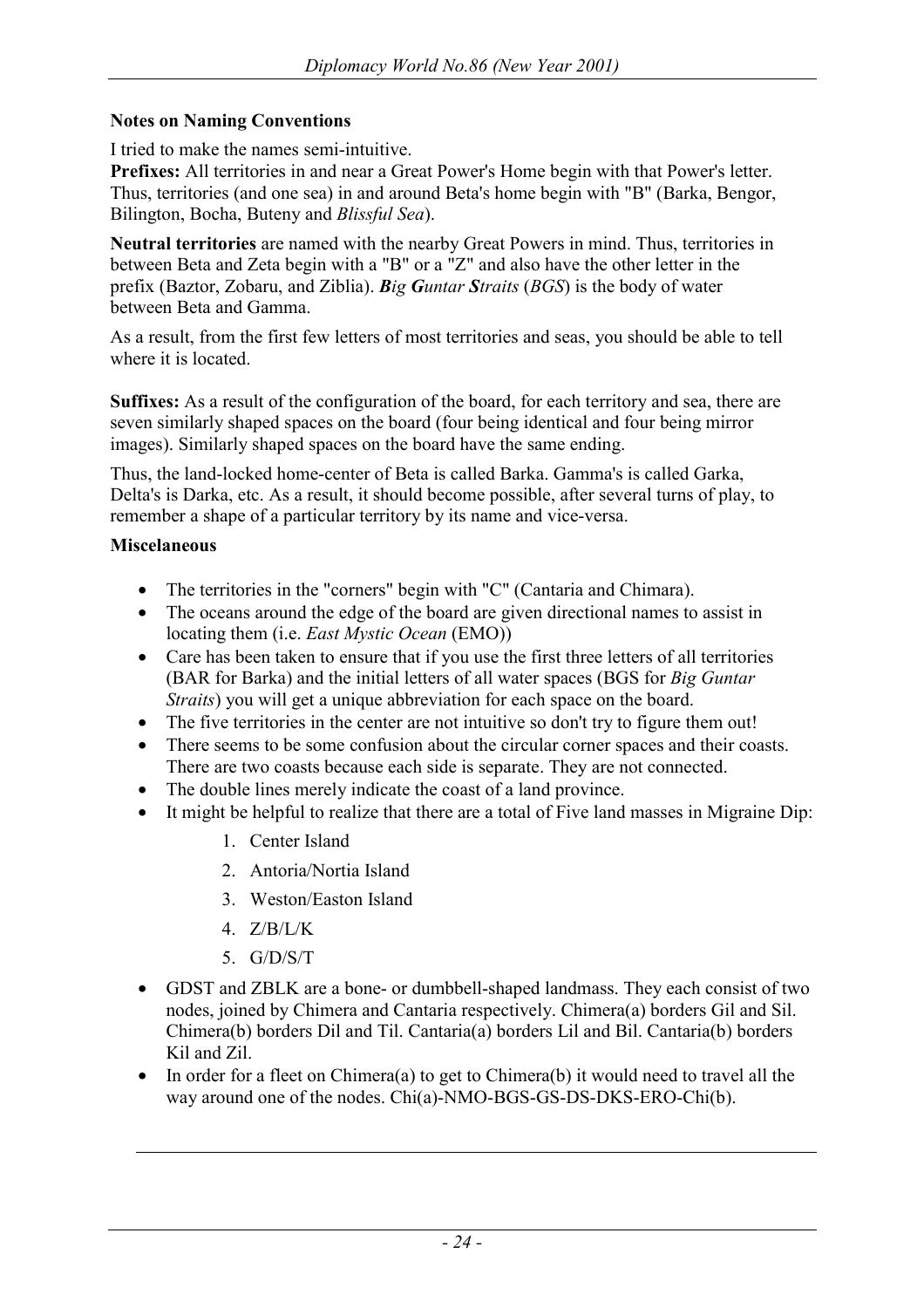**Notes on Naming Conventions**

I tried to make the names semi-intuitive.

**Prefixes:** All territories in and near a Great Power's Home begin with that Power's letter. Thus, territories (and one sea) in and around Beta's home begin with "B" (Barka, Bengor, Bilington, Bocha, Buteny and *Blissful Sea*).

**Neutral territories** are named with the nearby Great Powers in mind. Thus, territories in between Beta and Zeta begin with a "B" or a "Z" and also have the other letter in the prefix (Baztor, Zobaru, and Ziblia). ***B****ig* ***G****untar* ***S****traits* (***BGS***) is the body of water between Beta and Gamma.

As a result, from the first few letters of most territories and seas, you should be able to tell where it is located.

**Suffixes:** As a result of the configuration of the board, for each territory and sea, there are seven similarly shaped spaces on the board (four being identical and four being mirror images). Similarly shaped spaces on the board have the same ending.

Thus, the land-locked home-center of Beta is called Barka. Gamma's is called Garka, Delta's is Darka, etc. As a result, it should become possible, after several turns of play, to remember a shape of a particular territory by its name and vice-versa.

**Miscelaneous**

- The territories in the "corners" begin with "C" (Cantaria and Chimara).
- The oceans around the edge of the board are given directional names to assist in locating them (i.e. *East Mystic Ocean* (EMO))
- Care has been taken to ensure that if you use the first three letters of all territories (BAR for Barka) and the initial letters of all water spaces (BGS for *Big Guntar Straits*) you will get a unique abbreviation for each space on the board.
- The five territories in the center are not intuitive so don't try to figure them out!
- There seems to be some confusion about the circular corner spaces and their coasts. There are two coasts because each side is separate. They are not connected.
- The double lines merely indicate the coast of a land province.
- It might be helpful to realize that there are a total of Five land masses in Migraine Dip:
    1. Center Island
    2. Antoria/Nortia Island
    3. Weston/Easton Island
    4. Z/B/L/K
    5. G/D/S/T
- GDST and ZBLK are a bone- or dumbbell-shaped landmass. They each consist of two nodes, joined by Chimera and Cantaria respectively. Chimera(a) borders Gil and Sil. Chimera(b) borders Dil and Til. Cantaria(a) borders Lil and Bil. Cantaria(b) borders Kil and Zil.
- In order for a fleet on Chimera(a) to get to Chimera(b) it would need to travel all the way around one of the nodes. Chi(a)-NMO-BGS-GS-DS-DKS-ERO-Chi(b).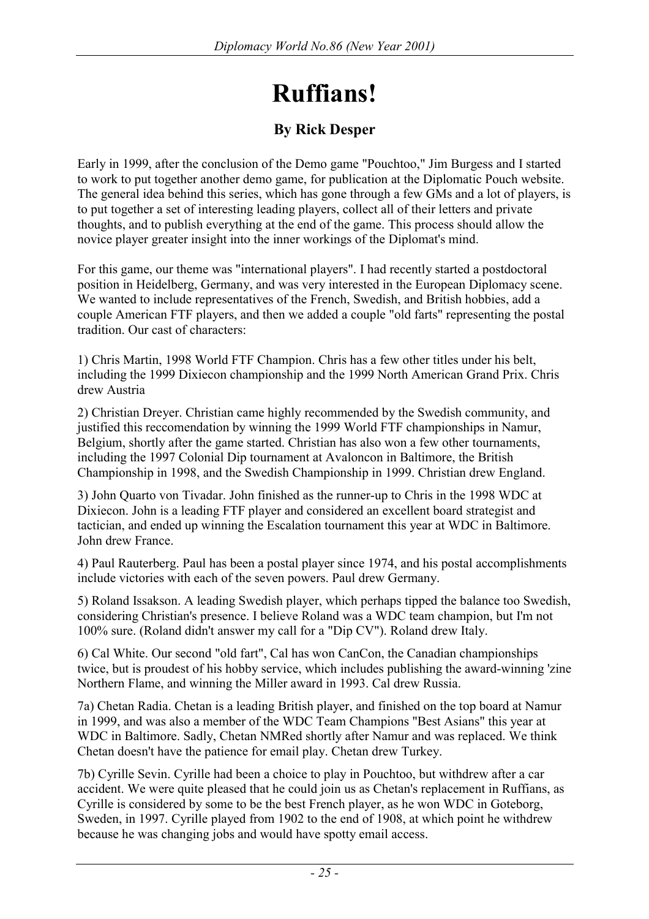# Ruffians!

## By Rick Desper

Early in 1999, after the conclusion of the Demo game "Pouchtoo," Jim Burgess and I started to work to put together another demo game, for publication at the Diplomatic Pouch website. The general idea behind this series, which has gone through a few GMs and a lot of players, is to put together a set of interesting leading players, collect all of their letters and private thoughts, and to publish everything at the end of the game. This process should allow the novice player greater insight into the inner workings of the Diplomat's mind.

For this game, our theme was "international players". I had recently started a postdoctoral position in Heidelberg, Germany, and was very interested in the European Diplomacy scene. We wanted to include representatives of the French, Swedish, and British hobbies, add a couple American FTF players, and then we added a couple "old farts" representing the postal tradition. Our cast of characters:

1) Chris Martin, 1998 World FTF Champion. Chris has a few other titles under his belt, including the 1999 Dixiecon championship and the 1999 North American Grand Prix. Chris drew Austria

2) Christian Dreyer. Christian came highly recommended by the Swedish community, and justified this reccomendation by winning the 1999 World FTF championships in Namur, Belgium, shortly after the game started. Christian has also won a few other tournaments, including the 1997 Colonial Dip tournament at Avaloncon in Baltimore, the British Championship in 1998, and the Swedish Championship in 1999. Christian drew England.

3) John Quarto von Tivadar. John finished as the runner-up to Chris in the 1998 WDC at Dixiecon. John is a leading FTF player and considered an excellent board strategist and tactician, and ended up winning the Escalation tournament this year at WDC in Baltimore. John drew France.

4) Paul Rauterberg. Paul has been a postal player since 1974, and his postal accomplishments include victories with each of the seven powers. Paul drew Germany.

5) Roland Issakson. A leading Swedish player, which perhaps tipped the balance too Swedish, considering Christian's presence. I believe Roland was a WDC team champion, but I'm not 100% sure. (Roland didn't answer my call for a "Dip CV"). Roland drew Italy.

6) Cal White. Our second "old fart", Cal has won CanCon, the Canadian championships twice, but is proudest of his hobby service, which includes publishing the award-winning 'zine Northern Flame, and winning the Miller award in 1993. Cal drew Russia.

7a) Chetan Radia. Chetan is a leading British player, and finished on the top board at Namur in 1999, and was also a member of the WDC Team Champions "Best Asians" this year at WDC in Baltimore. Sadly, Chetan NMRed shortly after Namur and was replaced. We think Chetan doesn't have the patience for email play. Chetan drew Turkey.

7b) Cyrille Sevin. Cyrille had been a choice to play in Pouchtoo, but withdrew after a car accident. We were quite pleased that he could join us as Chetan's replacement in Ruffians, as Cyrille is considered by some to be the best French player, as he won WDC in Goteborg, Sweden, in 1997. Cyrille played from 1902 to the end of 1908, at which point he withdrew because he was changing jobs and would have spotty email access.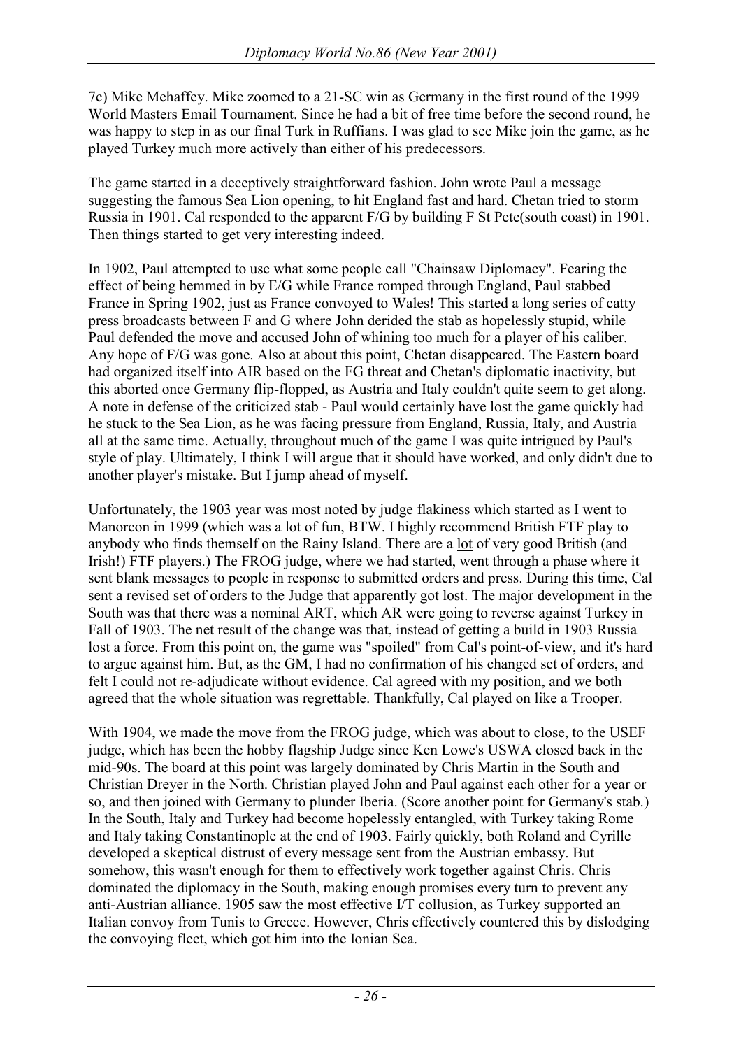7c) Mike Mehaffey. Mike zoomed to a 21-SC win as Germany in the first round of the 1999 World Masters Email Tournament. Since he had a bit of free time before the second round, he was happy to step in as our final Turk in Ruffians. I was glad to see Mike join the game, as he played Turkey much more actively than either of his predecessors.

The game started in a deceptively straightforward fashion. John wrote Paul a message suggesting the famous Sea Lion opening, to hit England fast and hard. Chetan tried to storm Russia in 1901. Cal responded to the apparent F/G by building F St Pete(south coast) in 1901. Then things started to get very interesting indeed.

In 1902, Paul attempted to use what some people call "Chainsaw Diplomacy". Fearing the effect of being hemmed in by E/G while France romped through England, Paul stabbed France in Spring 1902, just as France convoyed to Wales! This started a long series of catty press broadcasts between F and G where John derided the stab as hopelessly stupid, while Paul defended the move and accused John of whining too much for a player of his caliber. Any hope of F/G was gone. Also at about this point, Chetan disappeared. The Eastern board had organized itself into AIR based on the FG threat and Chetan's diplomatic inactivity, but this aborted once Germany flip-flopped, as Austria and Italy couldn't quite seem to get along. A note in defense of the criticized stab - Paul would certainly have lost the game quickly had he stuck to the Sea Lion, as he was facing pressure from England, Russia, Italy, and Austria all at the same time. Actually, throughout much of the game I was quite intrigued by Paul's style of play. Ultimately, I think I will argue that it should have worked, and only didn't due to another player's mistake. But I jump ahead of myself.

Unfortunately, the 1903 year was most noted by judge flakiness which started as I went to Manorcon in 1999 (which was a lot of fun, BTW. I highly recommend British FTF play to anybody who finds themself on the Rainy Island. There are a <u>lot</u> of very good British (and Irish!) FTF players.) The FROG judge, where we had started, went through a phase where it sent blank messages to people in response to submitted orders and press. During this time, Cal sent a revised set of orders to the Judge that apparently got lost. The major development in the South was that there was a nominal ART, which AR were going to reverse against Turkey in Fall of 1903. The net result of the change was that, instead of getting a build in 1903 Russia lost a force. From this point on, the game was "spoiled" from Cal's point-of-view, and it's hard to argue against him. But, as the GM, I had no confirmation of his changed set of orders, and felt I could not re-adjudicate without evidence. Cal agreed with my position, and we both agreed that the whole situation was regrettable. Thankfully, Cal played on like a Trooper.

With 1904, we made the move from the FROG judge, which was about to close, to the USEF judge, which has been the hobby flagship Judge since Ken Lowe's USWA closed back in the mid-90s. The board at this point was largely dominated by Chris Martin in the South and Christian Dreyer in the North. Christian played John and Paul against each other for a year or so, and then joined with Germany to plunder Iberia. (Score another point for Germany's stab.) In the South, Italy and Turkey had become hopelessly entangled, with Turkey taking Rome and Italy taking Constantinople at the end of 1903. Fairly quickly, both Roland and Cyrille developed a skeptical distrust of every message sent from the Austrian embassy. But somehow, this wasn't enough for them to effectively work together against Chris. Chris dominated the diplomacy in the South, making enough promises every turn to prevent any anti-Austrian alliance. 1905 saw the most effective I/T collusion, as Turkey supported an Italian convoy from Tunis to Greece. However, Chris effectively countered this by dislodging the convoying fleet, which got him into the Ionian Sea.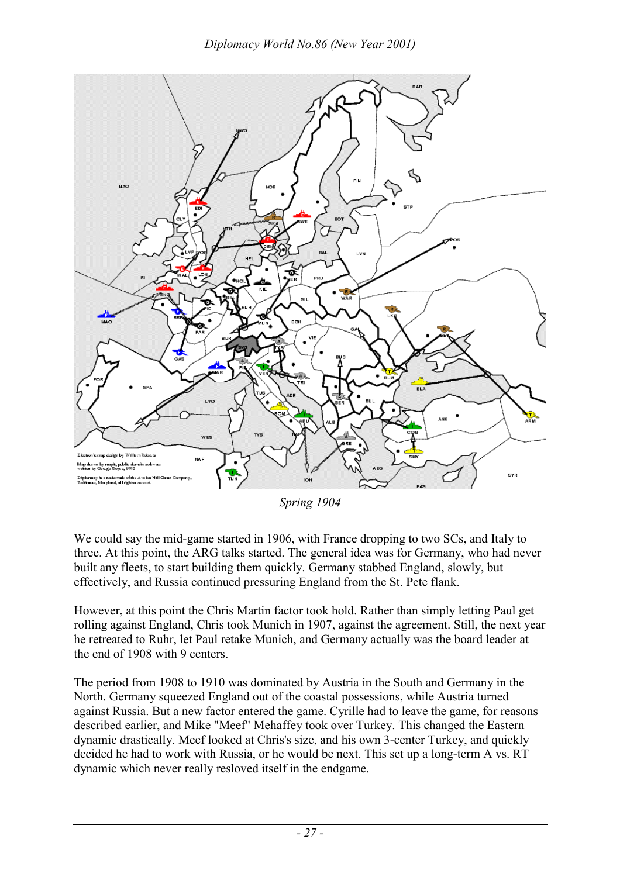Spring 1904

We could say the mid-game started in 1906, with France dropping to two SCs, and Italy to three. At this point, the ARG talks started. The general idea was for Germany, who had never built any fleets, to start building them quickly. Germany stabbed England, slowly, but effectively, and Russia continued pressuring England from the St. Pete flank.

However, at this point the Chris Martin factor took hold. Rather than simply letting Paul get rolling against England, Chris took Munich in 1907, against the agreement. Still, the next year he retreated to Ruhr, let Paul retake Munich, and Germany actually was the board leader at the end of 1908 with 9 centers.

The period from 1908 to 1910 was dominated by Austria in the South and Germany in the North. Germany squeezed England out of the coastal possessions, while Austria turned against Russia. But a new factor entered the game. Cyrille had to leave the game, for reasons described earlier, and Mike "Meef" Mehaffey took over Turkey. This changed the Eastern dynamic drastically. Meef looked at Chris's size, and his own 3-center Turkey, and quickly decided he had to work with Russia, or he would be next. This set up a long-term A vs. RT dynamic which never really resloved itself in the endgame.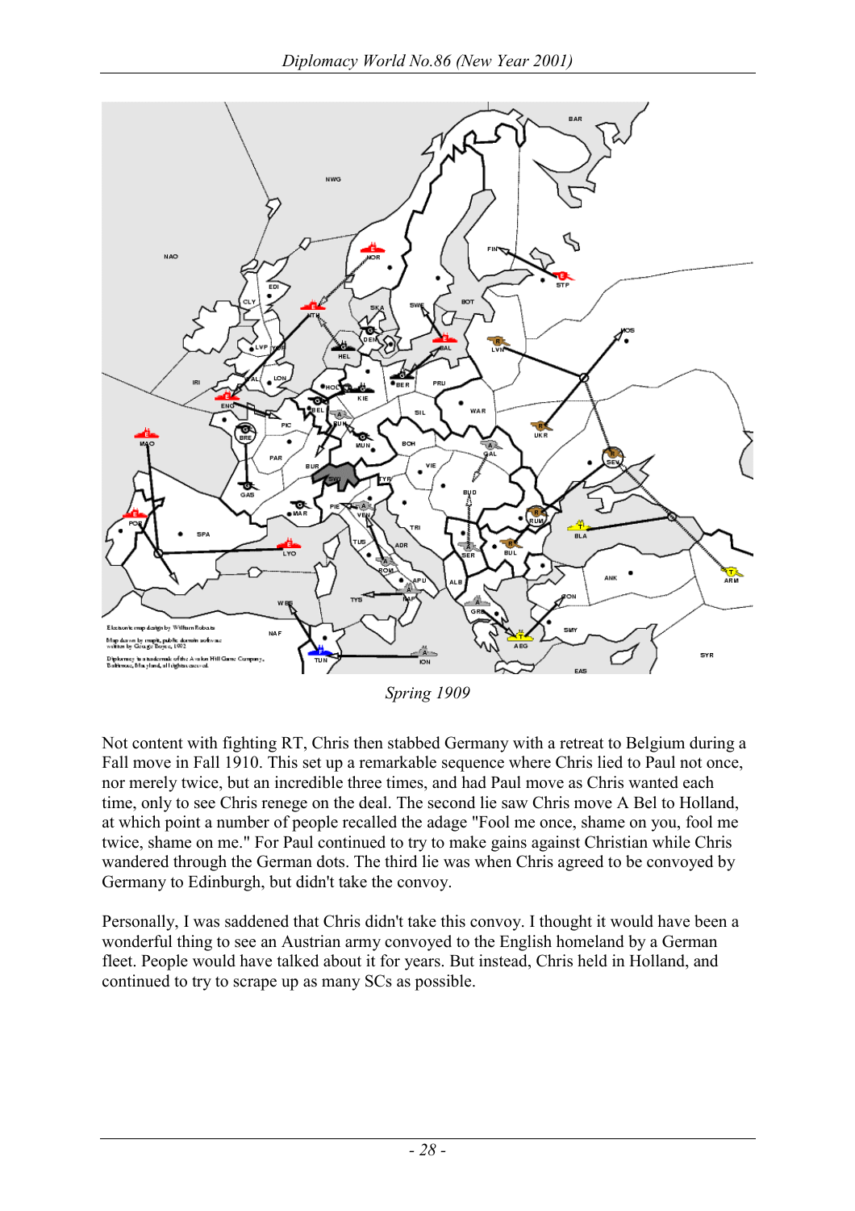*Spring 1909*

Not content with fighting RT, Chris then stabbed Germany with a retreat to Belgium during a Fall move in Fall 1910. This set up a remarkable sequence where Chris lied to Paul not once, nor merely twice, but an incredible three times, and had Paul move as Chris wanted each time, only to see Chris renege on the deal. The second lie saw Chris move A Bel to Holland, at which point a number of people recalled the adage "Fool me once, shame on you, fool me twice, shame on me." For Paul continued to try to make gains against Christian while Chris wandered through the German dots. The third lie was when Chris agreed to be convoyed by Germany to Edinburgh, but didn't take the convoy.

Personally, I was saddened that Chris didn't take this convoy. I thought it would have been a wonderful thing to see an Austrian army convoyed to the English homeland by a German fleet. People would have talked about it for years. But instead, Chris held in Holland, and continued to try to scrape up as many SCs as possible.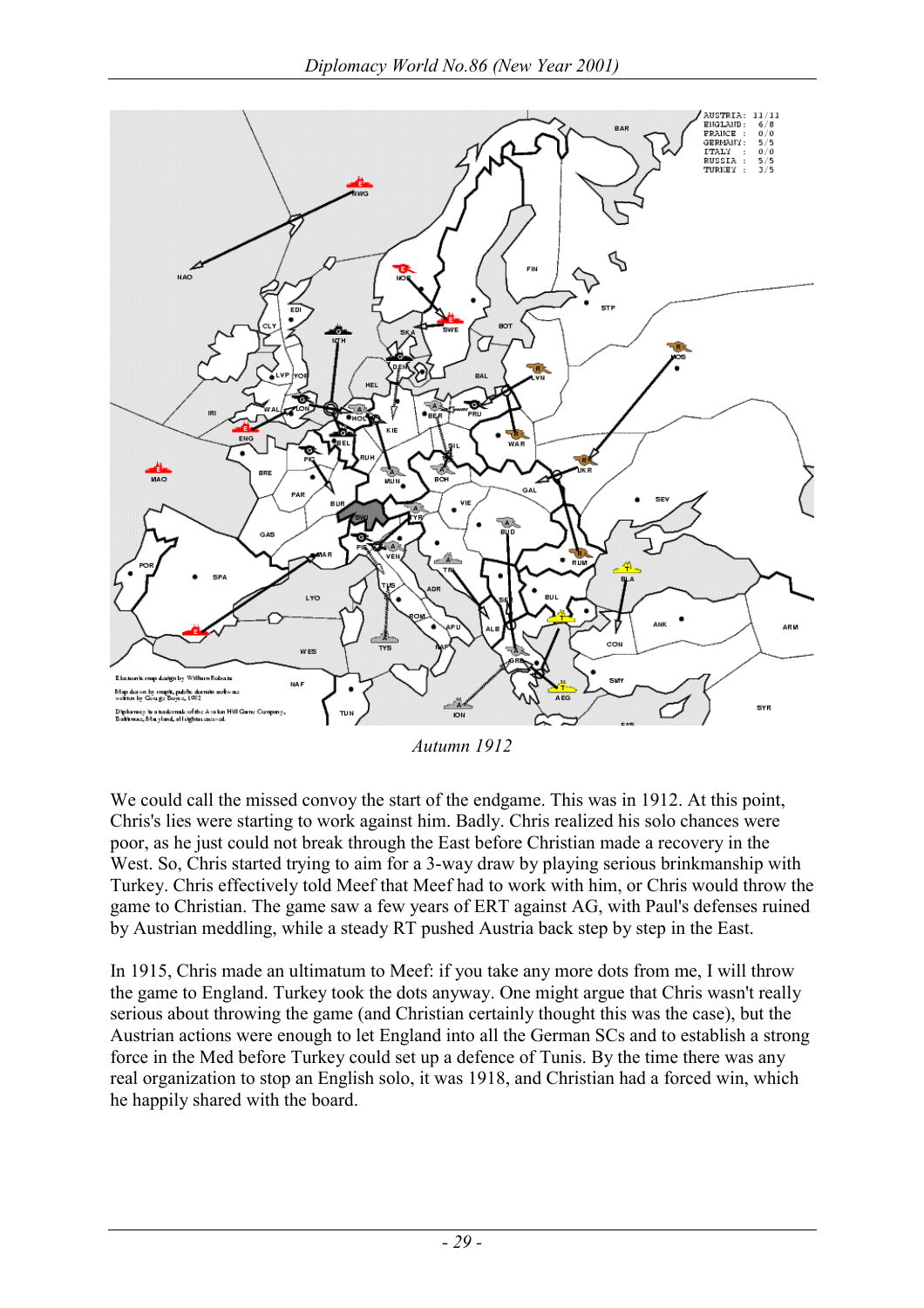Autumn 1912

We could call the missed convoy the start of the endgame. This was in 1912. At this point, Chris's lies were starting to work against him. Badly. Chris realized his solo chances were poor, as he just could not break through the East before Christian made a recovery in the West. So, Chris started trying to aim for a 3-way draw by playing serious brinkmanship with Turkey. Chris effectively told Meef that Meef had to work with him, or Chris would throw the game to Christian. The game saw a few years of ERT against AG, with Paul's defenses ruined by Austrian meddling, while a steady RT pushed Austria back step by step in the East.

In 1915, Chris made an ultimatum to Meef: if you take any more dots from me, I will throw the game to England. Turkey took the dots anyway. One might argue that Chris wasn't really serious about throwing the game (and Christian certainly thought this was the case), but the Austrian actions were enough to let England into all the German SCs and to establish a strong force in the Med before Turkey could set up a defence of Tunis. By the time there was any real organization to stop an English solo, it was 1918, and Christian had a forced win, which he happily shared with the board.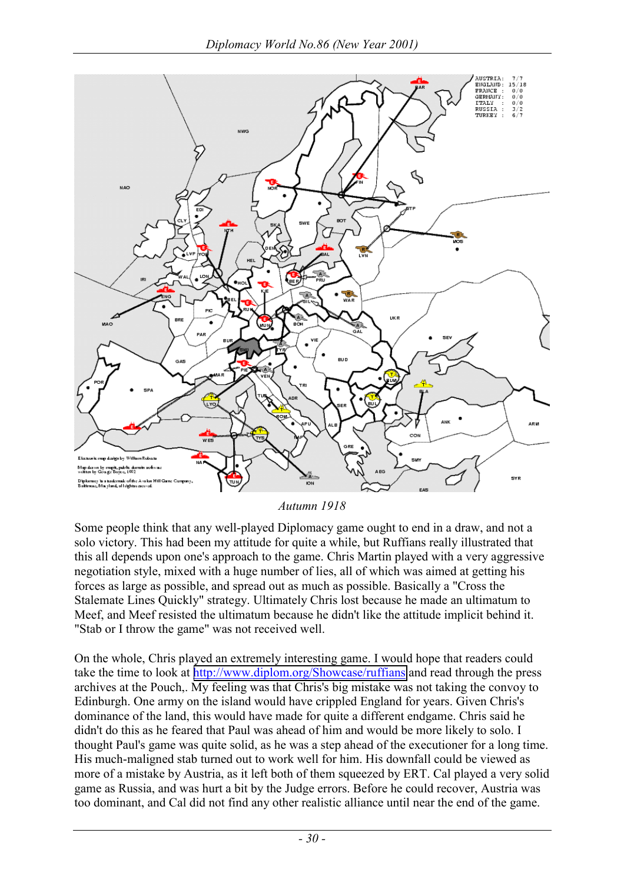| | |
|---|---|
| AUSTRIA: | 7/7 |
| ENGLAND: | 15/18 |
| FRANCE : | 0/0 |
| GERMANY: | 0/0 |
| ITALY : | 0/0 |
| RUSSIA : | 3/2 |
| TURKEY : | 6/7 |

*Autumn 1918*

Some people think that any well-played Diplomacy game ought to end in a draw, and not a solo victory. This had been my attitude for quite a while, but Ruffians really illustrated that this all depends upon one's approach to the game. Chris Martin played with a very aggressive negotiation style, mixed with a huge number of lies, all of which was aimed at getting his forces as large as possible, and spread out as much as possible. Basically a "Cross the Stalemate Lines Quickly" strategy. Ultimately Chris lost because he made an ultimatum to Meef, and Meef resisted the ultimatum because he didn't like the attitude implicit behind it. "Stab or I throw the game" was not received well.

On the whole, Chris played an extremely interesting game. I would hope that readers could take the time to look at http://www.diplom.org/Showcase/ruffians and read through the press archives at the Pouch,. My feeling was that Chris's big mistake was not taking the convoy to Edinburgh. One army on the island would have crippled England for years. Given Chris's dominance of the land, this would have made for quite a different endgame. Chris said he didn't do this as he feared that Paul was ahead of him and would be more likely to solo. I thought Paul's game was quite solid, as he was a step ahead of the executioner for a long time. His much-maligned stab turned out to work well for him. His downfall could be viewed as more of a mistake by Austria, as it left both of them squeezed by ERT. Cal played a very solid game as Russia, and was hurt a bit by the Judge errors. Before he could recover, Austria was too dominant, and Cal did not find any other realistic alliance until near the end of the game.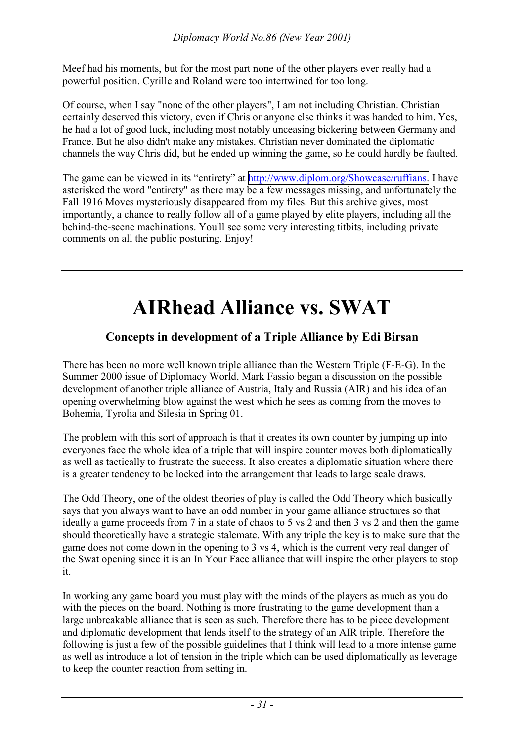Meef had his moments, but for the most part none of the other players ever really had a powerful position. Cyrille and Roland were too intertwined for too long.

Of course, when I say "none of the other players", I am not including Christian. Christian certainly deserved this victory, even if Chris or anyone else thinks it was handed to him. Yes, he had a lot of good luck, including most notably unceasing bickering between Germany and France. But he also didn't make any mistakes. Christian never dominated the diplomatic channels the way Chris did, but he ended up winning the game, so he could hardly be faulted.

The game can be viewed in its "entirety" at http://www.diplom.org/Showcase/ruffians. I have asterisked the word "entirety" as there may be a few messages missing, and unfortunately the Fall 1916 Moves mysteriously disappeared from my files. But this archive gives, most importantly, a chance to really follow all of a game played by elite players, including all the behind-the-scene machinations. You'll see some very interesting titbits, including private comments on all the public posturing. Enjoy!

---

# AIRhead Alliance vs. SWAT

### Concepts in development of a Triple Alliance by Edi Birsan

There has been no more well known triple alliance than the Western Triple (F-E-G). In the Summer 2000 issue of Diplomacy World, Mark Fassio began a discussion on the possible development of another triple alliance of Austria, Italy and Russia (AIR) and his idea of an opening overwhelming blow against the west which he sees as coming from the moves to Bohemia, Tyrolia and Silesia in Spring 01.

The problem with this sort of approach is that it creates its own counter by jumping up into everyones face the whole idea of a triple that will inspire counter moves both diplomatically as well as tactically to frustrate the success. It also creates a diplomatic situation where there is a greater tendency to be locked into the arrangement that leads to large scale draws.

The Odd Theory, one of the oldest theories of play is called the Odd Theory which basically says that you always want to have an odd number in your game alliance structures so that ideally a game proceeds from 7 in a state of chaos to 5 vs 2 and then 3 vs 2 and then the game should theoretically have a strategic stalemate. With any triple the key is to make sure that the game does not come down in the opening to 3 vs 4, which is the current very real danger of the Swat opening since it is an In Your Face alliance that will inspire the other players to stop it.

In working any game board you must play with the minds of the players as much as you do with the pieces on the board. Nothing is more frustrating to the game development than a large unbreakable alliance that is seen as such. Therefore there has to be piece development and diplomatic development that lends itself to the strategy of an AIR triple. Therefore the following is just a few of the possible guidelines that I think will lead to a more intense game as well as introduce a lot of tension in the triple which can be used diplomatically as leverage to keep the counter reaction from setting in.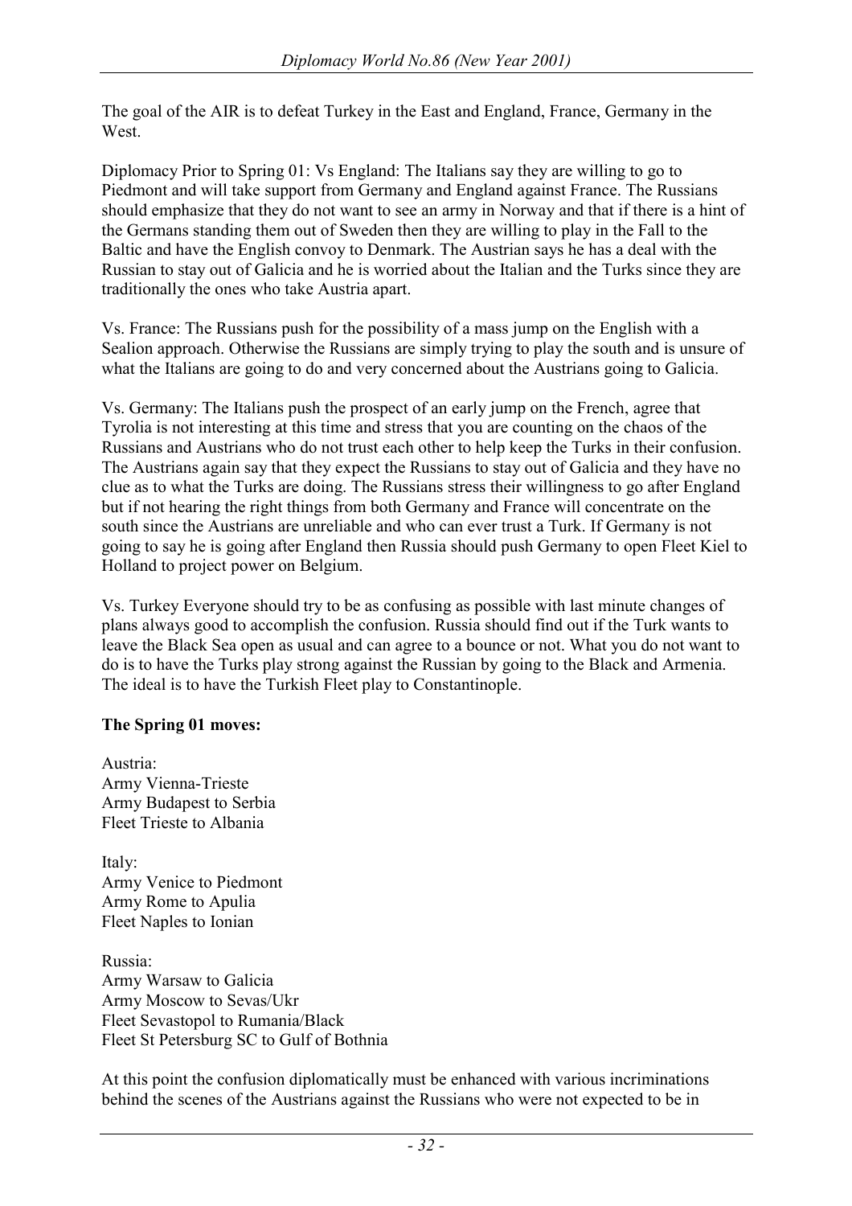The goal of the AIR is to defeat Turkey in the East and England, France, Germany in the West.

Diplomacy Prior to Spring 01: Vs England: The Italians say they are willing to go to Piedmont and will take support from Germany and England against France. The Russians should emphasize that they do not want to see an army in Norway and that if there is a hint of the Germans standing them out of Sweden then they are willing to play in the Fall to the Baltic and have the English convoy to Denmark. The Austrian says he has a deal with the Russian to stay out of Galicia and he is worried about the Italian and the Turks since they are traditionally the ones who take Austria apart.

Vs. France: The Russians push for the possibility of a mass jump on the English with a Sealion approach. Otherwise the Russians are simply trying to play the south and is unsure of what the Italians are going to do and very concerned about the Austrians going to Galicia.

Vs. Germany: The Italians push the prospect of an early jump on the French, agree that Tyrolia is not interesting at this time and stress that you are counting on the chaos of the Russians and Austrians who do not trust each other to help keep the Turks in their confusion. The Austrians again say that they expect the Russians to stay out of Galicia and they have no clue as to what the Turks are doing. The Russians stress their willingness to go after England but if not hearing the right things from both Germany and France will concentrate on the south since the Austrians are unreliable and who can ever trust a Turk. If Germany is not going to say he is going after England then Russia should push Germany to open Fleet Kiel to Holland to project power on Belgium.

Vs. Turkey Everyone should try to be as confusing as possible with last minute changes of plans always good to accomplish the confusion. Russia should find out if the Turk wants to leave the Black Sea open as usual and can agree to a bounce or not. What you do not want to do is to have the Turks play strong against the Russian by going to the Black and Armenia. The ideal is to have the Turkish Fleet play to Constantinople.

**The Spring 01 moves:**

Austria:
Army Vienna-Trieste
Army Budapest to Serbia
Fleet Trieste to Albania

Italy:
Army Venice to Piedmont
Army Rome to Apulia
Fleet Naples to Ionian

Russia:
Army Warsaw to Galicia
Army Moscow to Sevas/Ukr
Fleet Sevastopol to Rumania/Black
Fleet St Petersburg SC to Gulf of Bothnia

At this point the confusion diplomatically must be enhanced with various incriminations behind the scenes of the Austrians against the Russians who were not expected to be in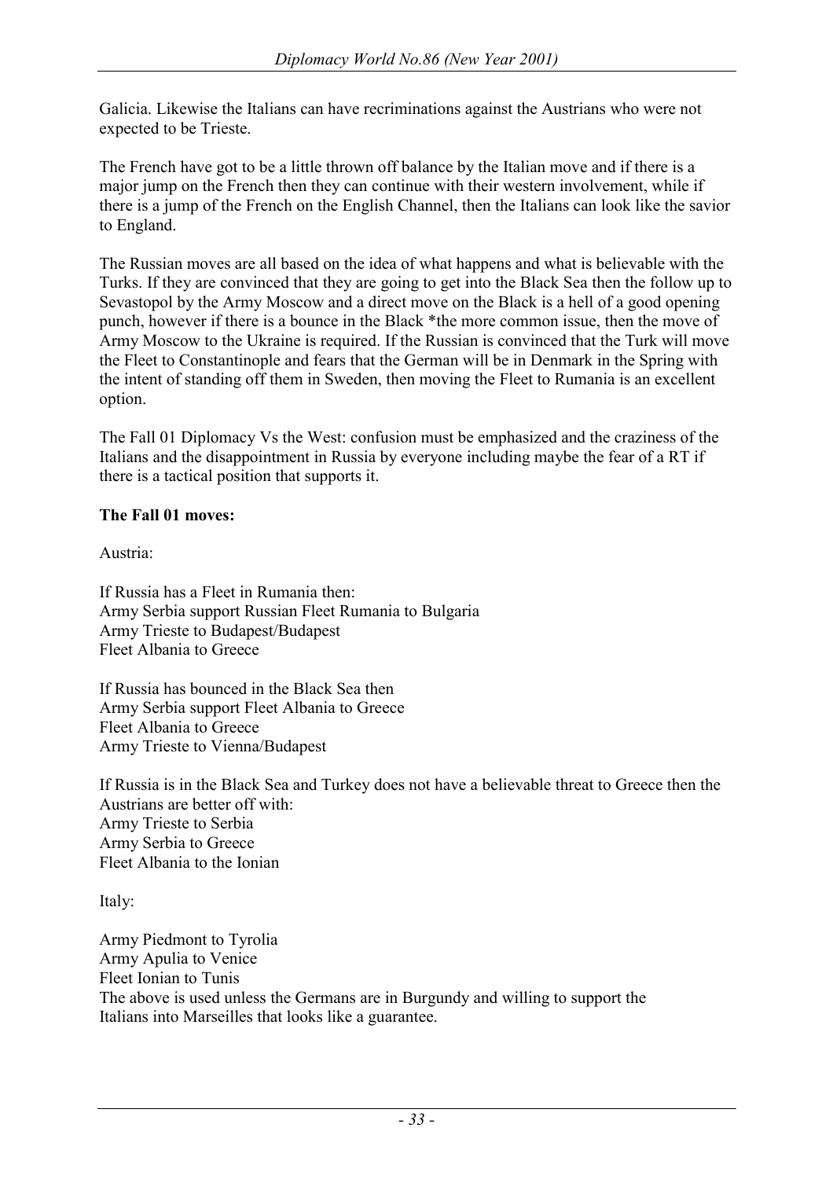Galicia. Likewise the Italians can have recriminations against the Austrians who were not expected to be Trieste.

The French have got to be a little thrown off balance by the Italian move and if there is a major jump on the French then they can continue with their western involvement, while if there is a jump of the French on the English Channel, then the Italians can look like the savior to England.

The Russian moves are all based on the idea of what happens and what is believable with the Turks. If they are convinced that they are going to get into the Black Sea then the follow up to Sevastopol by the Army Moscow and a direct move on the Black is a hell of a good opening punch, however if there is a bounce in the Black *the more common issue, then the move of Army Moscow to the Ukraine is required. If the Russian is convinced that the Turk will move the Fleet to Constantinople and fears that the German will be in Denmark in the Spring with the intent of standing off them in Sweden, then moving the Fleet to Rumania is an excellent option.

The Fall 01 Diplomacy Vs the West: confusion must be emphasized and the craziness of the Italians and the disappointment in Russia by everyone including maybe the fear of a RT if there is a tactical position that supports it.

**The Fall 01 moves:**

Austria:

If Russia has a Fleet in Rumania then:
Army Serbia support Russian Fleet Rumania to Bulgaria
Army Trieste to Budapest/Budapest
Fleet Albania to Greece

If Russia has bounced in the Black Sea then
Army Serbia support Fleet Albania to Greece
Fleet Albania to Greece
Army Trieste to Vienna/Budapest

If Russia is in the Black Sea and Turkey does not have a believable threat to Greece then the Austrians are better off with:
Army Trieste to Serbia
Army Serbia to Greece
Fleet Albania to the Ionian

Italy:

Army Piedmont to Tyrolia
Army Apulia to Venice
Fleet Ionian to Tunis
The above is used unless the Germans are in Burgundy and willing to support the Italians into Marseilles that looks like a guarantee.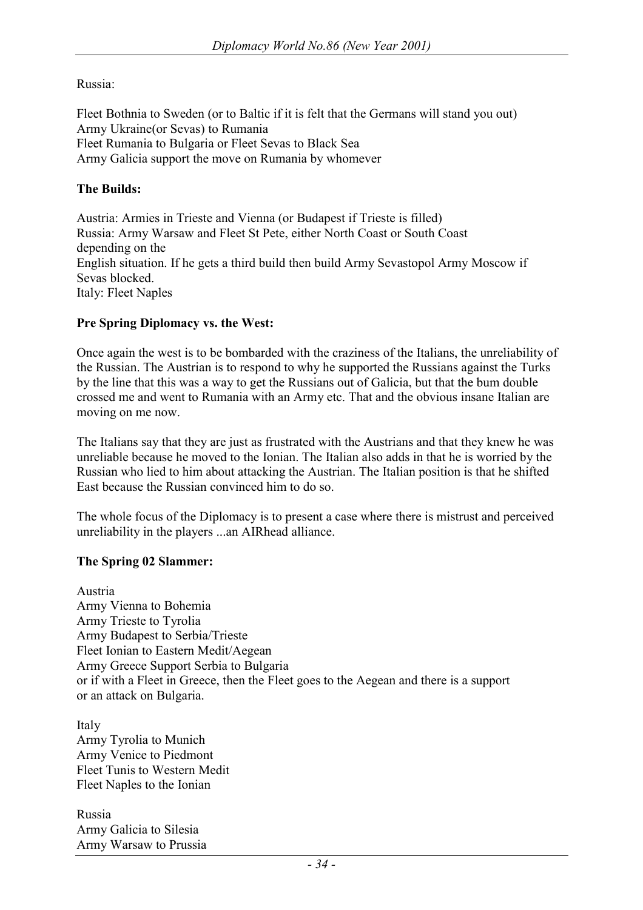Russia:

Fleet Bothnia to Sweden (or to Baltic if it is felt that the Germans will stand you out)
Army Ukraine(or Sevas) to Rumania
Fleet Rumania to Bulgaria or Fleet Sevas to Black Sea
Army Galicia support the move on Rumania by whomever

**The Builds:**

Austria: Armies in Trieste and Vienna (or Budapest if Trieste is filled)
Russia: Army Warsaw and Fleet St Pete, either North Coast or South Coast depending on the
English situation. If he gets a third build then build Army Sevastopol Army Moscow if Sevas blocked.
Italy: Fleet Naples

**Pre Spring Diplomacy vs. the West:**

Once again the west is to be bombarded with the craziness of the Italians, the unreliability of the Russian. The Austrian is to respond to why he supported the Russians against the Turks by the line that this was a way to get the Russians out of Galicia, but that the bum double crossed me and went to Rumania with an Army etc. That and the obvious insane Italian are moving on me now.

The Italians say that they are just as frustrated with the Austrians and that they knew he was unreliable because he moved to the Ionian. The Italian also adds in that he is worried by the Russian who lied to him about attacking the Austrian. The Italian position is that he shifted East because the Russian convinced him to do so.

The whole focus of the Diplomacy is to present a case where there is mistrust and perceived unreliability in the players ...an AIRhead alliance.

**The Spring 02 Slammer:**

Austria
Army Vienna to Bohemia
Army Trieste to Tyrolia
Army Budapest to Serbia/Trieste
Fleet Ionian to Eastern Medit/Aegean
Army Greece Support Serbia to Bulgaria
or if with a Fleet in Greece, then the Fleet goes to the Aegean and there is a support or an attack on Bulgaria.

Italy
Army Tyrolia to Munich
Army Venice to Piedmont
Fleet Tunis to Western Medit
Fleet Naples to the Ionian

Russia
Army Galicia to Silesia
Army Warsaw to Prussia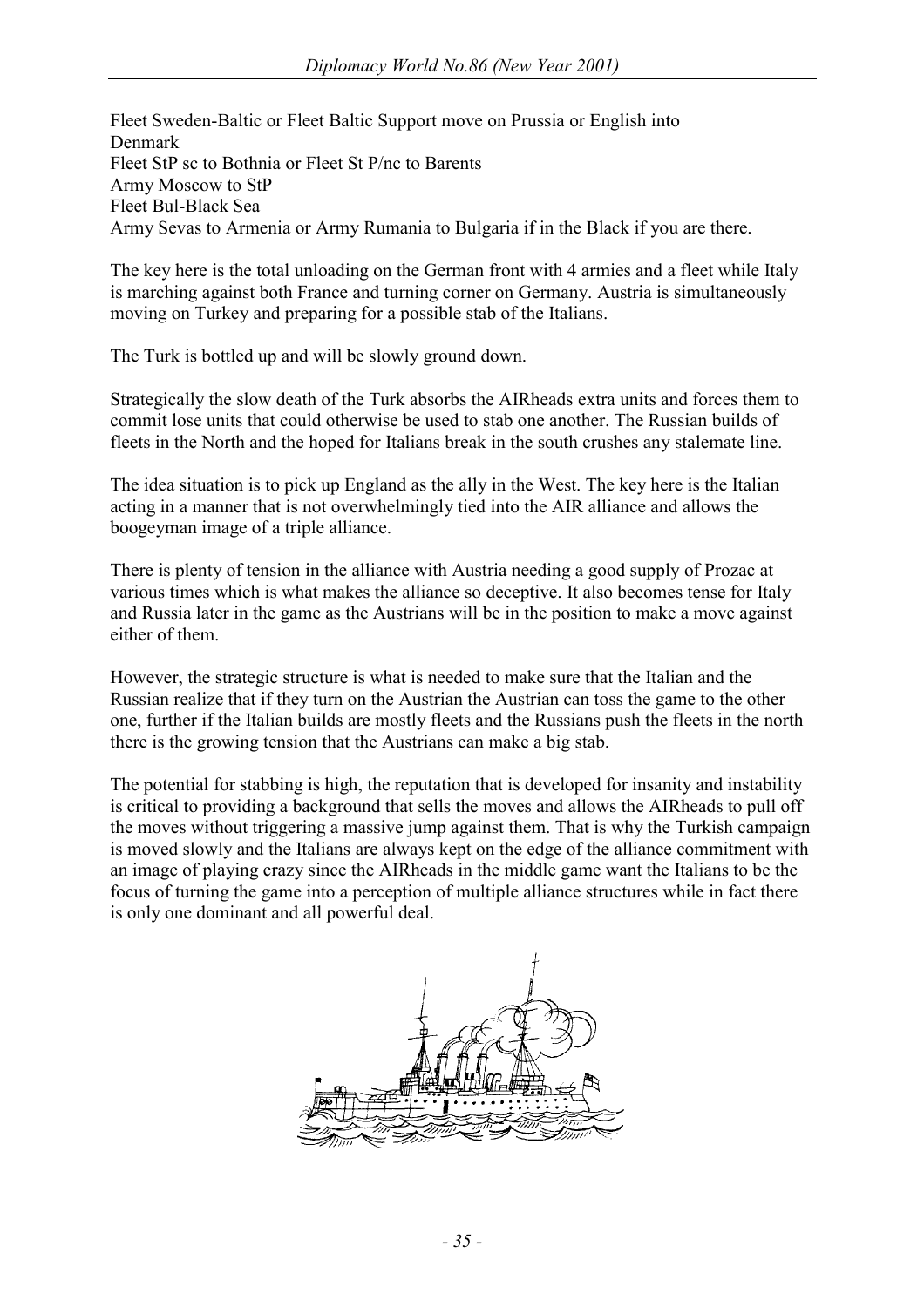Fleet Sweden-Baltic or Fleet Baltic Support move on Prussia or English into Denmark
Fleet StP sc to Bothnia or Fleet St P/nc to Barents
Army Moscow to StP
Fleet Bul-Black Sea
Army Sevas to Armenia or Army Rumania to Bulgaria if in the Black if you are there.

The key here is the total unloading on the German front with 4 armies and a fleet while Italy is marching against both France and turning corner on Germany. Austria is simultaneously moving on Turkey and preparing for a possible stab of the Italians.

The Turk is bottled up and will be slowly ground down.

Strategically the slow death of the Turk absorbs the AIRheads extra units and forces them to commit lose units that could otherwise be used to stab one another. The Russian builds of fleets in the North and the hoped for Italians break in the south crushes any stalemate line.

The idea situation is to pick up England as the ally in the West. The key here is the Italian acting in a manner that is not overwhelmingly tied into the AIR alliance and allows the boogeyman image of a triple alliance.

There is plenty of tension in the alliance with Austria needing a good supply of Prozac at various times which is what makes the alliance so deceptive. It also becomes tense for Italy and Russia later in the game as the Austrians will be in the position to make a move against either of them.

However, the strategic structure is what is needed to make sure that the Italian and the Russian realize that if they turn on the Austrian the Austrian can toss the game to the other one, further if the Italian builds are mostly fleets and the Russians push the fleets in the north there is the growing tension that the Austrians can make a big stab.

The potential for stabbing is high, the reputation that is developed for insanity and instability is critical to providing a background that sells the moves and allows the AIRheads to pull off the moves without triggering a massive jump against them. That is why the Turkish campaign is moved slowly and the Italians are always kept on the edge of the alliance commitment with an image of playing crazy since the AIRheads in the middle game want the Italians to be the focus of turning the game into a perception of multiple alliance structures while in fact there is only one dominant and all powerful deal.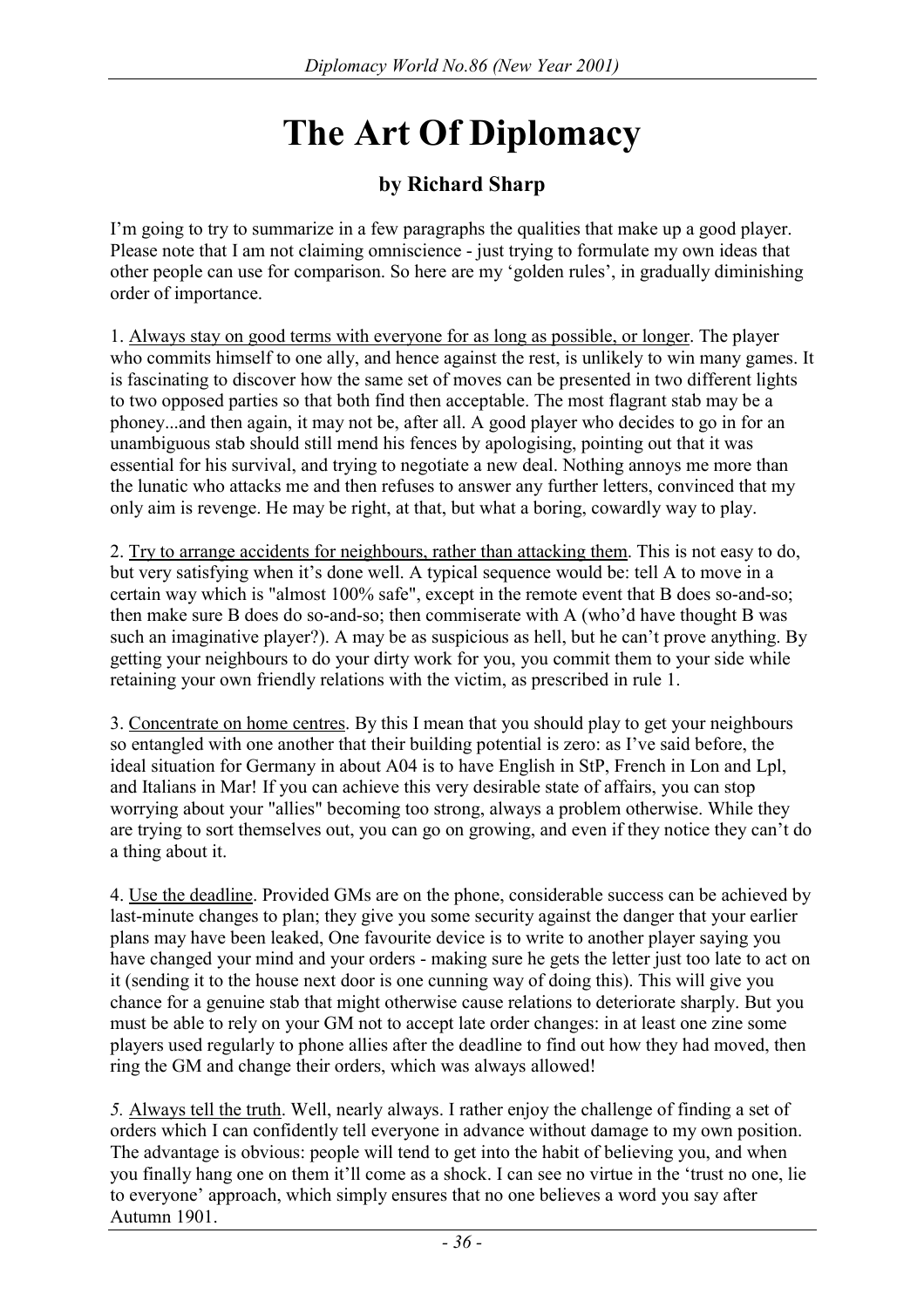# The Art Of Diplomacy

### by Richard Sharp

I'm going to try to summarize in a few paragraphs the qualities that make up a good player. Please note that I am not claiming omniscience - just trying to formulate my own ideas that other people can use for comparison. So here are my 'golden rules', in gradually diminishing order of importance.

1. Always stay on good terms with everyone for as long as possible, or longer. The player who commits himself to one ally, and hence against the rest, is unlikely to win many games. It is fascinating to discover how the same set of moves can be presented in two different lights to two opposed parties so that both find then acceptable. The most flagrant stab may be a phoney...and then again, it may not be, after all. A good player who decides to go in for an unambiguous stab should still mend his fences by apologising, pointing out that it was essential for his survival, and trying to negotiate a new deal. Nothing annoys me more than the lunatic who attacks me and then refuses to answer any further letters, convinced that my only aim is revenge. He may be right, at that, but what a boring, cowardly way to play.

2. Try to arrange accidents for neighbours, rather than attacking them. This is not easy to do, but very satisfying when it's done well. A typical sequence would be: tell A to move in a certain way which is "almost 100% safe", except in the remote event that B does so-and-so; then make sure B does do so-and-so; then commiserate with A (who'd have thought B was such an imaginative player?). A may be as suspicious as hell, but he can't prove anything. By getting your neighbours to do your dirty work for you, you commit them to your side while retaining your own friendly relations with the victim, as prescribed in rule 1.

3. Concentrate on home centres. By this I mean that you should play to get your neighbours so entangled with one another that their building potential is zero: as I've said before, the ideal situation for Germany in about A04 is to have English in StP, French in Lon and Lpl, and Italians in Mar! If you can achieve this very desirable state of affairs, you can stop worrying about your "allies" becoming too strong, always a problem otherwise. While they are trying to sort themselves out, you can go on growing, and even if they notice they can't do a thing about it.

4. Use the deadline. Provided GMs are on the phone, considerable success can be achieved by last-minute changes to plan; they give you some security against the danger that your earlier plans may have been leaked, One favourite device is to write to another player saying you have changed your mind and your orders - making sure he gets the letter just too late to act on it (sending it to the house next door is one cunning way of doing this). This will give you chance for a genuine stab that might otherwise cause relations to deteriorate sharply. But you must be able to rely on your GM not to accept late order changes: in at least one zine some players used regularly to phone allies after the deadline to find out how they had moved, then ring the GM and change their orders, which was always allowed!

5. Always tell the truth. Well, nearly always. I rather enjoy the challenge of finding a set of orders which I can confidently tell everyone in advance without damage to my own position. The advantage is obvious: people will tend to get into the habit of believing you, and when you finally hang one on them it'll come as a shock. I can see no virtue in the 'trust no one, lie to everyone' approach, which simply ensures that no one believes a word you say after Autumn 1901.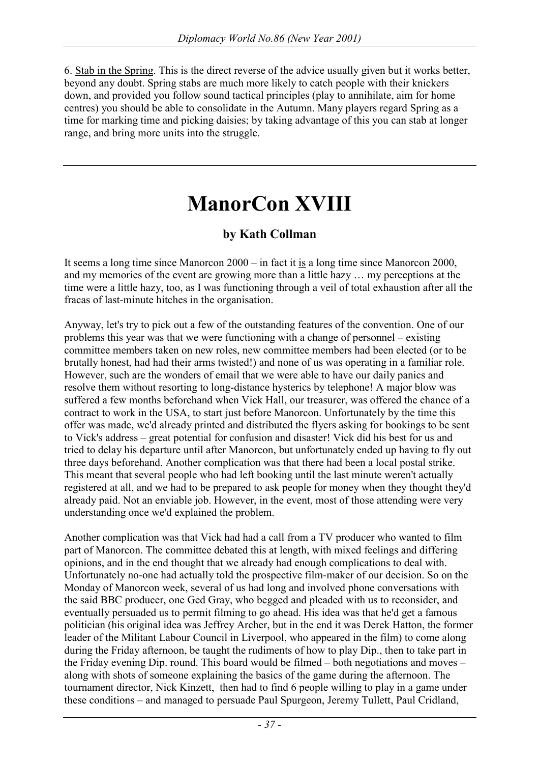6. Stab in the Spring. This is the direct reverse of the advice usually given but it works better, beyond any doubt. Spring stabs are much more likely to catch people with their knickers down, and provided you follow sound tactical principles (play to annihilate, aim for home centres) you should be able to consolidate in the Autumn. Many players regard Spring as a time for marking time and picking daisies; by taking advantage of this you can stab at longer range, and bring more units into the struggle.

---

# ManorCon XVIII

### by Kath Collman

It seems a long time since Manorcon 2000 – in fact it is a long time since Manorcon 2000, and my memories of the event are growing more than a little hazy … my perceptions at the time were a little hazy, too, as I was functioning through a veil of total exhaustion after all the fracas of last-minute hitches in the organisation.

Anyway, let's try to pick out a few of the outstanding features of the convention. One of our problems this year was that we were functioning with a change of personnel – existing committee members taken on new roles, new committee members had been elected (or to be brutally honest, had had their arms twisted!) and none of us was operating in a familiar role. However, such are the wonders of email that we were able to have our daily panics and resolve them without resorting to long-distance hysterics by telephone! A major blow was suffered a few months beforehand when Vick Hall, our treasurer, was offered the chance of a contract to work in the USA, to start just before Manorcon. Unfortunately by the time this offer was made, we'd already printed and distributed the flyers asking for bookings to be sent to Vick's address – great potential for confusion and disaster! Vick did his best for us and tried to delay his departure until after Manorcon, but unfortunately ended up having to fly out three days beforehand. Another complication was that there had been a local postal strike. This meant that several people who had left booking until the last minute weren't actually registered at all, and we had to be prepared to ask people for money when they thought they'd already paid. Not an enviable job. However, in the event, most of those attending were very understanding once we'd explained the problem.

Another complication was that Vick had had a call from a TV producer who wanted to film part of Manorcon. The committee debated this at length, with mixed feelings and differing opinions, and in the end thought that we already had enough complications to deal with. Unfortunately no-one had actually told the prospective film-maker of our decision. So on the Monday of Manorcon week, several of us had long and involved phone conversations with the said BBC producer, one Ged Gray, who begged and pleaded with us to reconsider, and eventually persuaded us to permit filming to go ahead. His idea was that he'd get a famous politician (his original idea was Jeffrey Archer, but in the end it was Derek Hatton, the former leader of the Militant Labour Council in Liverpool, who appeared in the film) to come along during the Friday afternoon, be taught the rudiments of how to play Dip., then to take part in the Friday evening Dip. round. This board would be filmed – both negotiations and moves – along with shots of someone explaining the basics of the game during the afternoon. The tournament director, Nick Kinzett, then had to find 6 people willing to play in a game under these conditions – and managed to persuade Paul Spurgeon, Jeremy Tullett, Paul Cridland,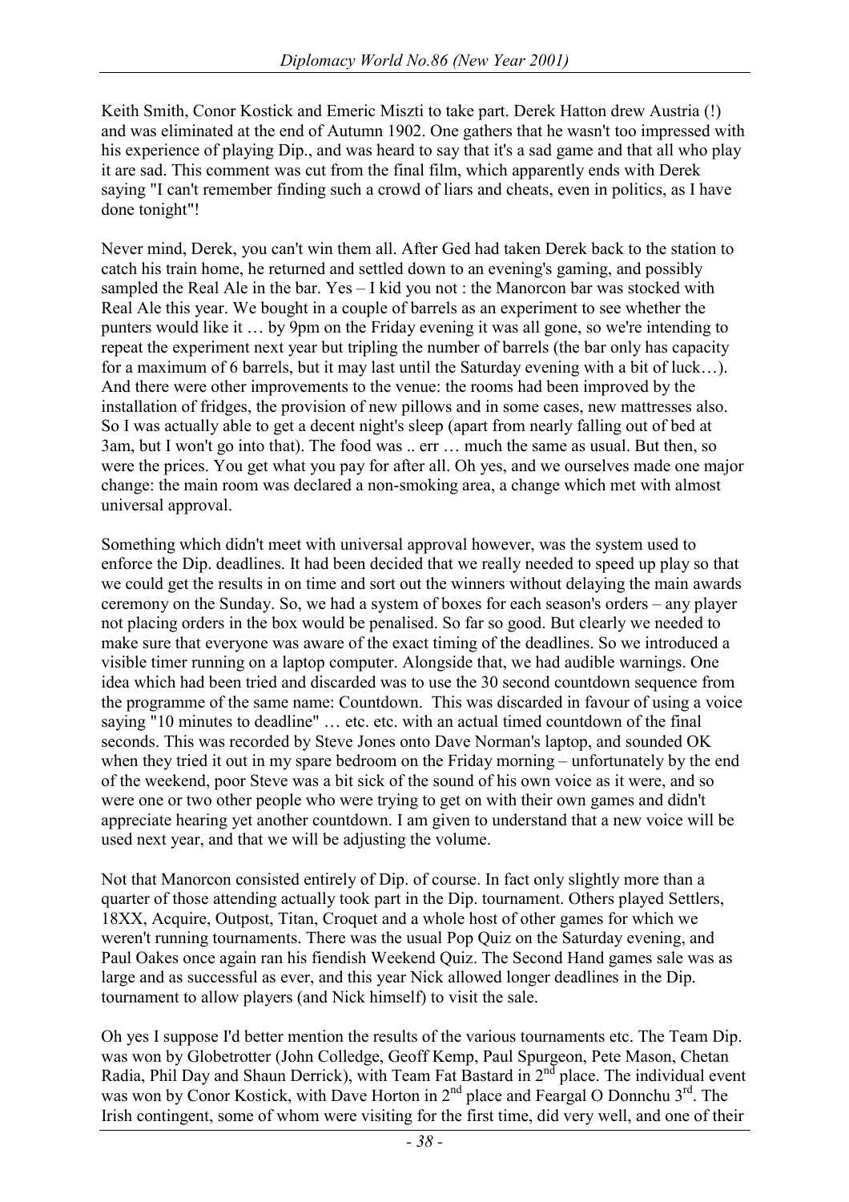Keith Smith, Conor Kostick and Emeric Miszti to take part. Derek Hatton drew Austria (!) and was eliminated at the end of Autumn 1902. One gathers that he wasn't too impressed with his experience of playing Dip., and was heard to say that it's a sad game and that all who play it are sad. This comment was cut from the final film, which apparently ends with Derek saying "I can't remember finding such a crowd of liars and cheats, even in politics, as I have done tonight"!

Never mind, Derek, you can't win them all. After Ged had taken Derek back to the station to catch his train home, he returned and settled down to an evening's gaming, and possibly sampled the Real Ale in the bar. Yes – I kid you not : the Manorcon bar was stocked with Real Ale this year. We bought in a couple of barrels as an experiment to see whether the punters would like it … by 9pm on the Friday evening it was all gone, so we're intending to repeat the experiment next year but tripling the number of barrels (the bar only has capacity for a maximum of 6 barrels, but it may last until the Saturday evening with a bit of luck…). And there were other improvements to the venue: the rooms had been improved by the installation of fridges, the provision of new pillows and in some cases, new mattresses also. So I was actually able to get a decent night's sleep (apart from nearly falling out of bed at 3am, but I won't go into that). The food was .. err … much the same as usual. But then, so were the prices. You get what you pay for after all. Oh yes, and we ourselves made one major change: the main room was declared a non-smoking area, a change which met with almost universal approval.

Something which didn't meet with universal approval however, was the system used to enforce the Dip. deadlines. It had been decided that we really needed to speed up play so that we could get the results in on time and sort out the winners without delaying the main awards ceremony on the Sunday. So, we had a system of boxes for each season's orders – any player not placing orders in the box would be penalised. So far so good. But clearly we needed to make sure that everyone was aware of the exact timing of the deadlines. So we introduced a visible timer running on a laptop computer. Alongside that, we had audible warnings. One idea which had been tried and discarded was to use the 30 second countdown sequence from the programme of the same name: Countdown. This was discarded in favour of using a voice saying "10 minutes to deadline" … etc. etc. with an actual timed countdown of the final seconds. This was recorded by Steve Jones onto Dave Norman's laptop, and sounded OK when they tried it out in my spare bedroom on the Friday morning – unfortunately by the end of the weekend, poor Steve was a bit sick of the sound of his own voice as it were, and so were one or two other people who were trying to get on with their own games and didn't appreciate hearing yet another countdown. I am given to understand that a new voice will be used next year, and that we will be adjusting the volume.

Not that Manorcon consisted entirely of Dip. of course. In fact only slightly more than a quarter of those attending actually took part in the Dip. tournament. Others played Settlers, 18XX, Acquire, Outpost, Titan, Croquet and a whole host of other games for which we weren't running tournaments. There was the usual Pop Quiz on the Saturday evening, and Paul Oakes once again ran his fiendish Weekend Quiz. The Second Hand games sale was as large and as successful as ever, and this year Nick allowed longer deadlines in the Dip. tournament to allow players (and Nick himself) to visit the sale.

Oh yes I suppose I'd better mention the results of the various tournaments etc. The Team Dip. was won by Globetrotter (John Colledge, Geoff Kemp, Paul Spurgeon, Pete Mason, Chetan Radia, Phil Day and Shaun Derrick), with Team Fat Bastard in 2nd place. The individual event was won by Conor Kostick, with Dave Horton in 2nd place and Feargal O Donnchu 3rd. The Irish contingent, some of whom were visiting for the first time, did very well, and one of their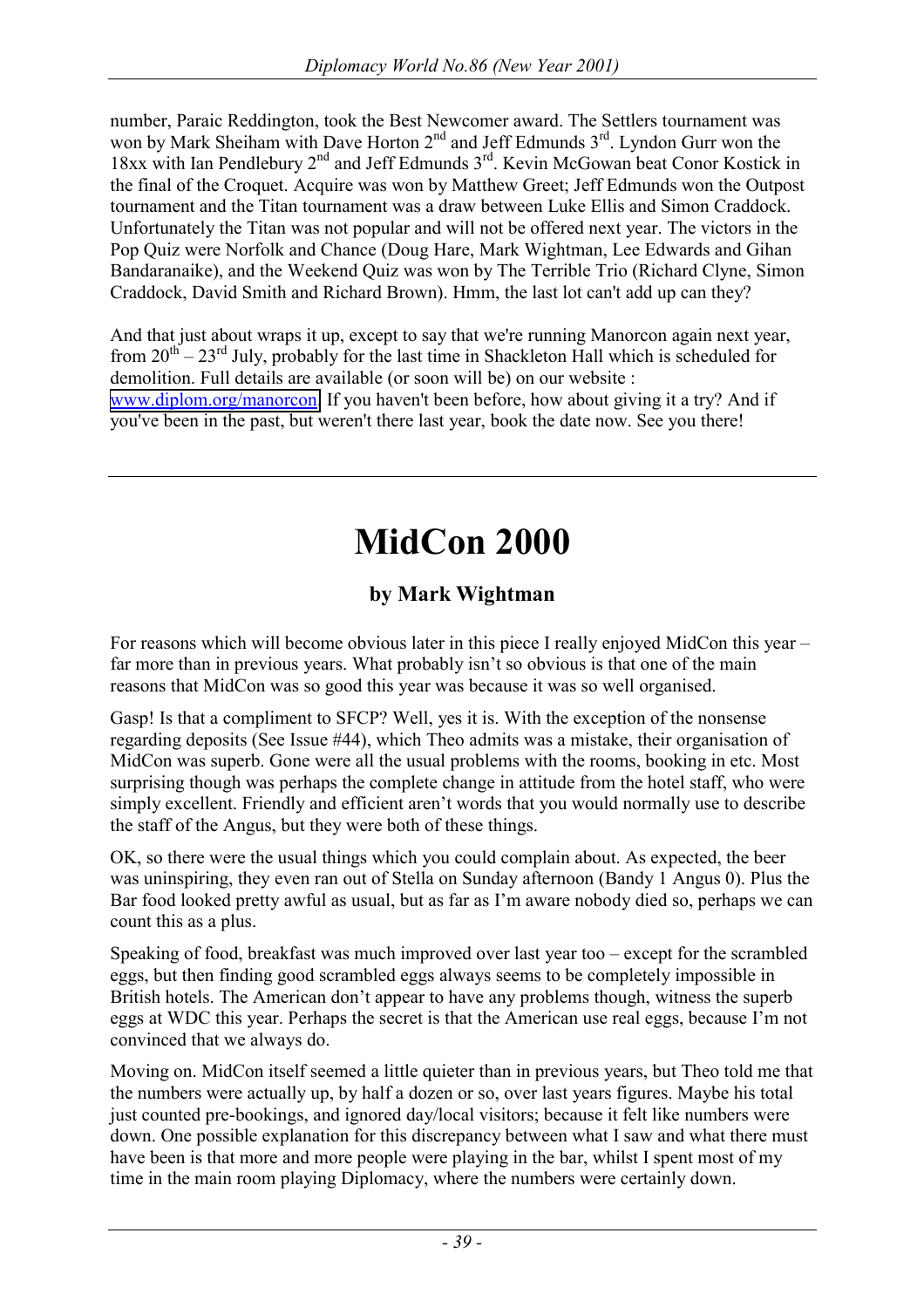number, Paraic Reddington, took the Best Newcomer award. The Settlers tournament was won by Mark Sheiham with Dave Horton 2nd and Jeff Edmunds 3rd. Lyndon Gurr won the 18xx with Ian Pendlebury 2nd and Jeff Edmunds 3rd. Kevin McGowan beat Conor Kostick in the final of the Croquet. Acquire was won by Matthew Greet; Jeff Edmunds won the Outpost tournament and the Titan tournament was a draw between Luke Ellis and Simon Craddock. Unfortunately the Titan was not popular and will not be offered next year. The victors in the Pop Quiz were Norfolk and Chance (Doug Hare, Mark Wightman, Lee Edwards and Gihan Bandaranaike), and the Weekend Quiz was won by The Terrible Trio (Richard Clyne, Simon Craddock, David Smith and Richard Brown). Hmm, the last lot can't add up can they?

And that just about wraps it up, except to say that we're running Manorcon again next year, from 20th – 23rd July, probably for the last time in Shackleton Hall which is scheduled for demolition. Full details are available (or soon will be) on our website : www.diplom.org/manorcon. If you haven't been before, how about giving it a try? And if you've been in the past, but weren't there last year, book the date now. See you there!

# MidCon 2000

### by Mark Wightman

For reasons which will become obvious later in this piece I really enjoyed MidCon this year – far more than in previous years. What probably isn't so obvious is that one of the main reasons that MidCon was so good this year was because it was so well organised.

Gasp! Is that a compliment to SFCP? Well, yes it is. With the exception of the nonsense regarding deposits (See Issue #44), which Theo admits was a mistake, their organisation of MidCon was superb. Gone were all the usual problems with the rooms, booking in etc. Most surprising though was perhaps the complete change in attitude from the hotel staff, who were simply excellent. Friendly and efficient aren't words that you would normally use to describe the staff of the Angus, but they were both of these things.

OK, so there were the usual things which you could complain about. As expected, the beer was uninspiring, they even ran out of Stella on Sunday afternoon (Bandy 1 Angus 0). Plus the Bar food looked pretty awful as usual, but as far as I'm aware nobody died so, perhaps we can count this as a plus.

Speaking of food, breakfast was much improved over last year too – except for the scrambled eggs, but then finding good scrambled eggs always seems to be completely impossible in British hotels. The American don't appear to have any problems though, witness the superb eggs at WDC this year. Perhaps the secret is that the American use real eggs, because I'm not convinced that we always do.

Moving on. MidCon itself seemed a little quieter than in previous years, but Theo told me that the numbers were actually up, by half a dozen or so, over last years figures. Maybe his total just counted pre-bookings, and ignored day/local visitors; because it felt like numbers were down. One possible explanation for this discrepancy between what I saw and what there must have been is that more and more people were playing in the bar, whilst I spent most of my time in the main room playing Diplomacy, where the numbers were certainly down.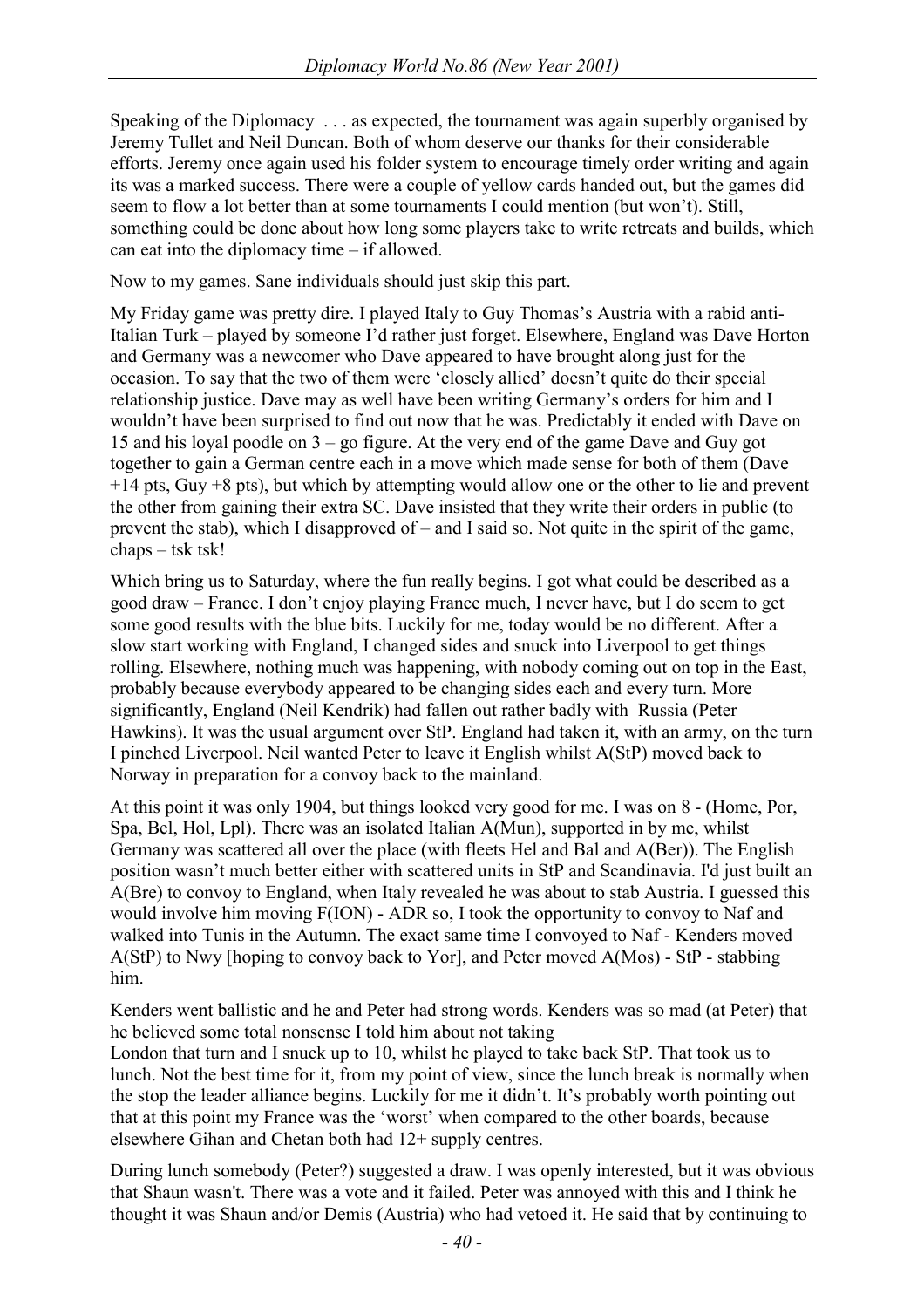Speaking of the Diplomacy . . . as expected, the tournament was again superbly organised by Jeremy Tullet and Neil Duncan. Both of whom deserve our thanks for their considerable efforts. Jeremy once again used his folder system to encourage timely order writing and again its was a marked success. There were a couple of yellow cards handed out, but the games did seem to flow a lot better than at some tournaments I could mention (but won't). Still, something could be done about how long some players take to write retreats and builds, which can eat into the diplomacy time – if allowed.

Now to my games. Sane individuals should just skip this part.

My Friday game was pretty dire. I played Italy to Guy Thomas's Austria with a rabid anti-Italian Turk – played by someone I'd rather just forget. Elsewhere, England was Dave Horton and Germany was a newcomer who Dave appeared to have brought along just for the occasion. To say that the two of them were 'closely allied' doesn't quite do their special relationship justice. Dave may as well have been writing Germany's orders for him and I wouldn't have been surprised to find out now that he was. Predictably it ended with Dave on 15 and his loyal poodle on 3 – go figure. At the very end of the game Dave and Guy got together to gain a German centre each in a move which made sense for both of them (Dave +14 pts, Guy +8 pts), but which by attempting would allow one or the other to lie and prevent the other from gaining their extra SC. Dave insisted that they write their orders in public (to prevent the stab), which I disapproved of – and I said so. Not quite in the spirit of the game, chaps – tsk tsk!

Which bring us to Saturday, where the fun really begins. I got what could be described as a good draw – France. I don't enjoy playing France much, I never have, but I do seem to get some good results with the blue bits. Luckily for me, today would be no different. After a slow start working with England, I changed sides and snuck into Liverpool to get things rolling. Elsewhere, nothing much was happening, with nobody coming out on top in the East, probably because everybody appeared to be changing sides each and every turn. More significantly, England (Neil Kendrik) had fallen out rather badly with Russia (Peter Hawkins). It was the usual argument over StP. England had taken it, with an army, on the turn I pinched Liverpool. Neil wanted Peter to leave it English whilst A(StP) moved back to Norway in preparation for a convoy back to the mainland.

At this point it was only 1904, but things looked very good for me. I was on 8 - (Home, Por, Spa, Bel, Hol, Lpl). There was an isolated Italian A(Mun), supported in by me, whilst Germany was scattered all over the place (with fleets Hel and Bal and A(Ber)). The English position wasn't much better either with scattered units in StP and Scandinavia. I'd just built an A(Bre) to convoy to England, when Italy revealed he was about to stab Austria. I guessed this would involve him moving F(ION) - ADR so, I took the opportunity to convoy to Naf and walked into Tunis in the Autumn. The exact same time I convoyed to Naf - Kenders moved A(StP) to Nwy [hoping to convoy back to Yor], and Peter moved A(Mos) - StP - stabbing him.

Kenders went ballistic and he and Peter had strong words. Kenders was so mad (at Peter) that he believed some total nonsense I told him about not taking
London that turn and I snuck up to 10, whilst he played to take back StP. That took us to lunch. Not the best time for it, from my point of view, since the lunch break is normally when the stop the leader alliance begins. Luckily for me it didn't. It's probably worth pointing out that at this point my France was the 'worst' when compared to the other boards, because elsewhere Gihan and Chetan both had 12+ supply centres.

During lunch somebody (Peter?) suggested a draw. I was openly interested, but it was obvious that Shaun wasn't. There was a vote and it failed. Peter was annoyed with this and I think he thought it was Shaun and/or Demis (Austria) who had vetoed it. He said that by continuing to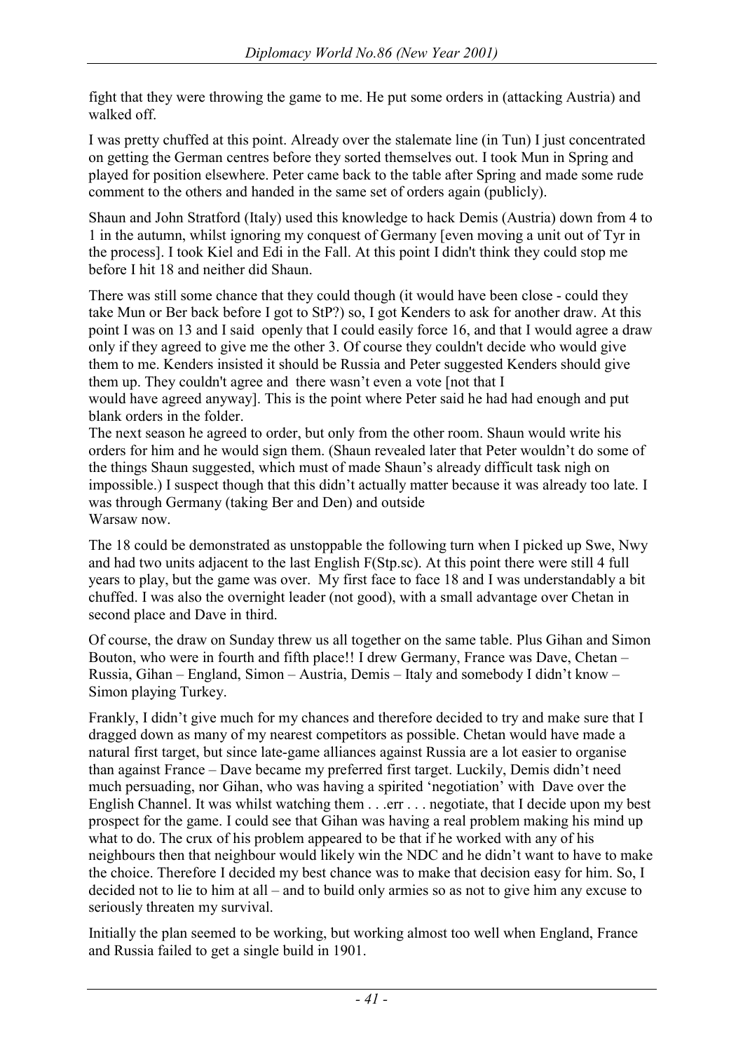fight that they were throwing the game to me. He put some orders in (attacking Austria) and walked off.

I was pretty chuffed at this point. Already over the stalemate line (in Tun) I just concentrated on getting the German centres before they sorted themselves out. I took Mun in Spring and played for position elsewhere. Peter came back to the table after Spring and made some rude comment to the others and handed in the same set of orders again (publicly).

Shaun and John Stratford (Italy) used this knowledge to hack Demis (Austria) down from 4 to 1 in the autumn, whilst ignoring my conquest of Germany [even moving a unit out of Tyr in the process]. I took Kiel and Edi in the Fall. At this point I didn't think they could stop me before I hit 18 and neither did Shaun.

There was still some chance that they could though (it would have been close - could they take Mun or Ber back before I got to StP?) so, I got Kenders to ask for another draw. At this point I was on 13 and I said openly that I could easily force 16, and that I would agree a draw only if they agreed to give me the other 3. Of course they couldn't decide who would give them to me. Kenders insisted it should be Russia and Peter suggested Kenders should give them up. They couldn't agree and there wasn't even a vote [not that I would have agreed anyway]. This is the point where Peter said he had had enough and put blank orders in the folder.

The next season he agreed to order, but only from the other room. Shaun would write his orders for him and he would sign them. (Shaun revealed later that Peter wouldn't do some of the things Shaun suggested, which must of made Shaun's already difficult task nigh on impossible.) I suspect though that this didn't actually matter because it was already too late. I was through Germany (taking Ber and Den) and outside Warsaw now.

The 18 could be demonstrated as unstoppable the following turn when I picked up Swe, Nwy and had two units adjacent to the last English F(Stp.sc). At this point there were still 4 full years to play, but the game was over. My first face to face 18 and I was understandably a bit chuffed. I was also the overnight leader (not good), with a small advantage over Chetan in second place and Dave in third.

Of course, the draw on Sunday threw us all together on the same table. Plus Gihan and Simon Bouton, who were in fourth and fifth place!! I drew Germany, France was Dave, Chetan – Russia, Gihan – England, Simon – Austria, Demis – Italy and somebody I didn't know – Simon playing Turkey.

Frankly, I didn't give much for my chances and therefore decided to try and make sure that I dragged down as many of my nearest competitors as possible. Chetan would have made a natural first target, but since late-game alliances against Russia are a lot easier to organise than against France – Dave became my preferred first target. Luckily, Demis didn't need much persuading, nor Gihan, who was having a spirited 'negotiation' with Dave over the English Channel. It was whilst watching them . . .err . . . negotiate, that I decide upon my best prospect for the game. I could see that Gihan was having a real problem making his mind up what to do. The crux of his problem appeared to be that if he worked with any of his neighbours then that neighbour would likely win the NDC and he didn't want to have to make the choice. Therefore I decided my best chance was to make that decision easy for him. So, I decided not to lie to him at all – and to build only armies so as not to give him any excuse to seriously threaten my survival.

Initially the plan seemed to be working, but working almost too well when England, France and Russia failed to get a single build in 1901.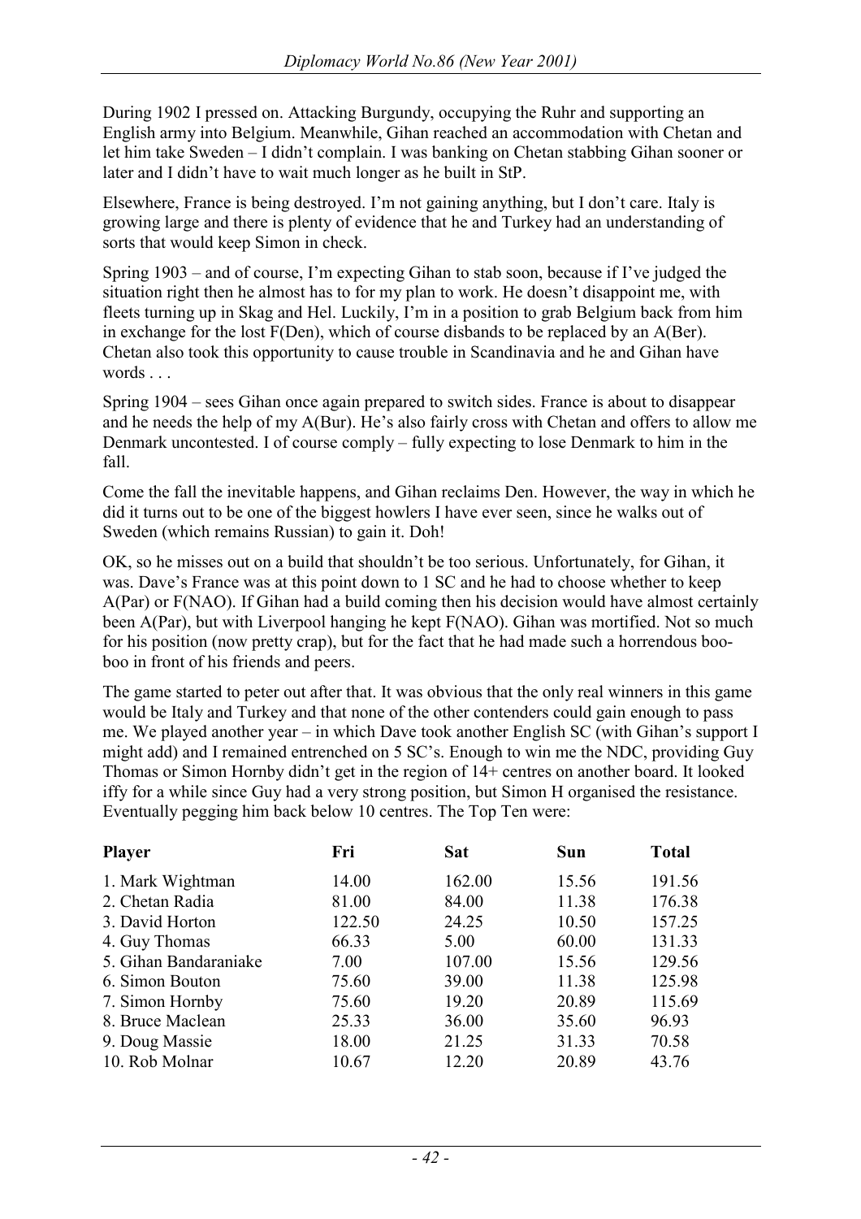During 1902 I pressed on. Attacking Burgundy, occupying the Ruhr and supporting an English army into Belgium. Meanwhile, Gihan reached an accommodation with Chetan and let him take Sweden – I didn't complain. I was banking on Chetan stabbing Gihan sooner or later and I didn't have to wait much longer as he built in StP.

Elsewhere, France is being destroyed. I'm not gaining anything, but I don't care. Italy is growing large and there is plenty of evidence that he and Turkey had an understanding of sorts that would keep Simon in check.

Spring 1903 – and of course, I'm expecting Gihan to stab soon, because if I've judged the situation right then he almost has to for my plan to work. He doesn't disappoint me, with fleets turning up in Skag and Hel. Luckily, I'm in a position to grab Belgium back from him in exchange for the lost F(Den), which of course disbands to be replaced by an A(Ber). Chetan also took this opportunity to cause trouble in Scandinavia and he and Gihan have words . . .

Spring 1904 – sees Gihan once again prepared to switch sides. France is about to disappear and he needs the help of my A(Bur). He's also fairly cross with Chetan and offers to allow me Denmark uncontested. I of course comply – fully expecting to lose Denmark to him in the fall.

Come the fall the inevitable happens, and Gihan reclaims Den. However, the way in which he did it turns out to be one of the biggest howlers I have ever seen, since he walks out of Sweden (which remains Russian) to gain it. Doh!

OK, so he misses out on a build that shouldn't be too serious. Unfortunately, for Gihan, it was. Dave's France was at this point down to 1 SC and he had to choose whether to keep A(Par) or F(NAO). If Gihan had a build coming then his decision would have almost certainly been A(Par), but with Liverpool hanging he kept F(NAO). Gihan was mortified. Not so much for his position (now pretty crap), but for the fact that he had made such a horrendous boo-boo in front of his friends and peers.

The game started to peter out after that. It was obvious that the only real winners in this game would be Italy and Turkey and that none of the other contenders could gain enough to pass me. We played another year – in which Dave took another English SC (with Gihan's support I might add) and I remained entrenched on 5 SC's. Enough to win me the NDC, providing Guy Thomas or Simon Hornby didn't get in the region of 14+ centres on another board. It looked iffy for a while since Guy had a very strong position, but Simon H organised the resistance. Eventually pegging him back below 10 centres. The Top Ten were:

| Player | Fri | Sat | Sun | Total |
|---|---|---|---|---|
| 1. Mark Wightman | 14.00 | 162.00 | 15.56 | 191.56 |
| 2. Chetan Radia | 81.00 | 84.00 | 11.38 | 176.38 |
| 3. David Horton | 122.50 | 24.25 | 10.50 | 157.25 |
| 4. Guy Thomas | 66.33 | 5.00 | 60.00 | 131.33 |
| 5. Gihan Bandaraniake | 7.00 | 107.00 | 15.56 | 129.56 |
| 6. Simon Bouton | 75.60 | 39.00 | 11.38 | 125.98 |
| 7. Simon Hornby | 75.60 | 19.20 | 20.89 | 115.69 |
| 8. Bruce Maclean | 25.33 | 36.00 | 35.60 | 96.93 |
| 9. Doug Massie | 18.00 | 21.25 | 31.33 | 70.58 |
| 10. Rob Molnar | 10.67 | 12.20 | 20.89 | 43.76 |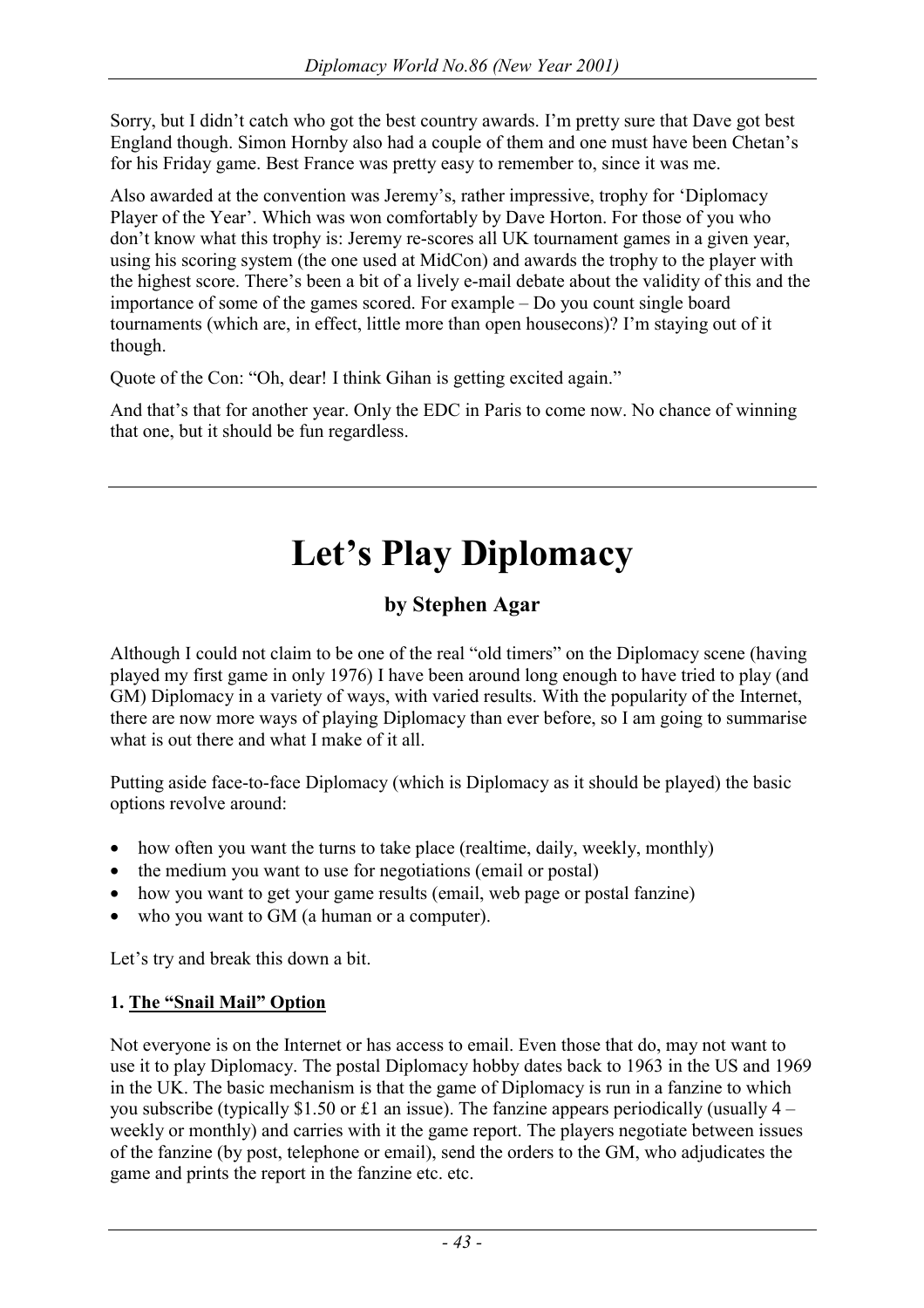Sorry, but I didn't catch who got the best country awards. I'm pretty sure that Dave got best England though. Simon Hornby also had a couple of them and one must have been Chetan's for his Friday game. Best France was pretty easy to remember to, since it was me.

Also awarded at the convention was Jeremy's, rather impressive, trophy for 'Diplomacy Player of the Year'. Which was won comfortably by Dave Horton. For those of you who don't know what this trophy is: Jeremy re-scores all UK tournament games in a given year, using his scoring system (the one used at MidCon) and awards the trophy to the player with the highest score. There's been a bit of a lively e-mail debate about the validity of this and the importance of some of the games scored. For example – Do you count single board tournaments (which are, in effect, little more than open housecons)? I'm staying out of it though.

Quote of the Con: "Oh, dear! I think Gihan is getting excited again."

And that's that for another year. Only the EDC in Paris to come now. No chance of winning that one, but it should be fun regardless.

---

# Let's Play Diplomacy

### by Stephen Agar

Although I could not claim to be one of the real "old timers" on the Diplomacy scene (having played my first game in only 1976) I have been around long enough to have tried to play (and GM) Diplomacy in a variety of ways, with varied results. With the popularity of the Internet, there are now more ways of playing Diplomacy than ever before, so I am going to summarise what is out there and what I make of it all.

Putting aside face-to-face Diplomacy (which is Diplomacy as it should be played) the basic options revolve around:

- how often you want the turns to take place (realtime, daily, weekly, monthly)
- the medium you want to use for negotiations (email or postal)
- how you want to get your game results (email, web page or postal fanzine)
- who you want to GM (a human or a computer).

Let's try and break this down a bit.

**1. <u>The "Snail Mail" Option</u>**

Not everyone is on the Internet or has access to email. Even those that do, may not want to use it to play Diplomacy. The postal Diplomacy hobby dates back to 1963 in the US and 1969 in the UK. The basic mechanism is that the game of Diplomacy is run in a fanzine to which you subscribe (typically $1.50 or £1 an issue). The fanzine appears periodically (usually 4 – weekly or monthly) and carries with it the game report. The players negotiate between issues of the fanzine (by post, telephone or email), send the orders to the GM, who adjudicates the game and prints the report in the fanzine etc. etc.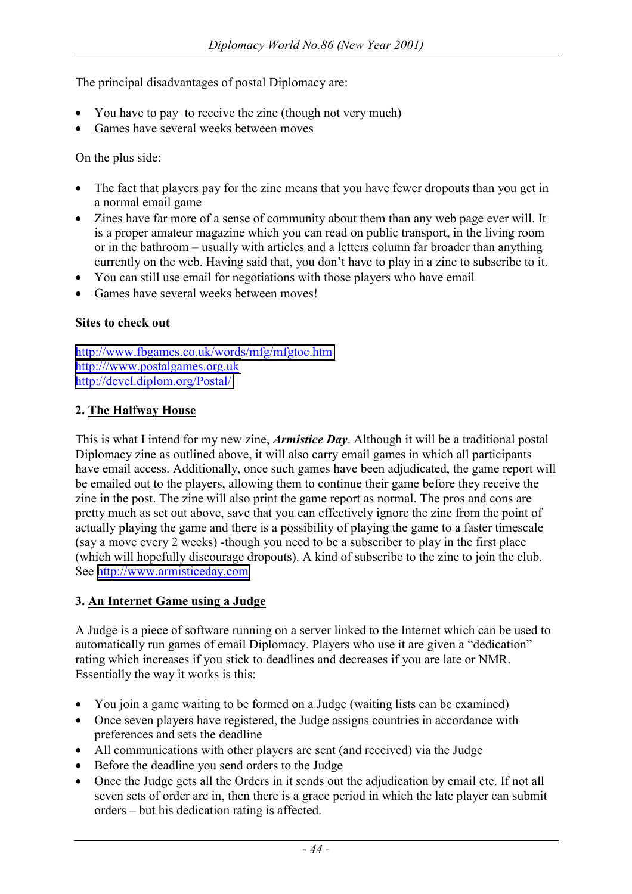The principal disadvantages of postal Diplomacy are:

- You have to pay to receive the zine (though not very much)
- Games have several weeks between moves

On the plus side:

- The fact that players pay for the zine means that you have fewer dropouts than you get in a normal email game
- Zines have far more of a sense of community about them than any web page ever will. It is a proper amateur magazine which you can read on public transport, in the living room or in the bathroom – usually with articles and a letters column far broader than anything currently on the web. Having said that, you don't have to play in a zine to subscribe to it.
- You can still use email for negotiations with those players who have email
- Games have several weeks between moves!

**Sites to check out**

http://www.fbgames.co.uk/words/mfg/mfgtoc.htm
http:///www.postalgames.org.uk
http://devel.diplom.org/Postal/

**2. <u>The Halfway House</u>**

This is what I intend for my new zine, ***Armistice Day***. Although it will be a traditional postal Diplomacy zine as outlined above, it will also carry email games in which all participants have email access. Additionally, once such games have been adjudicated, the game report will be emailed out to the players, allowing them to continue their game before they receive the zine in the post. The zine will also print the game report as normal. The pros and cons are pretty much as set out above, save that you can effectively ignore the zine from the point of actually playing the game and there is a possibility of playing the game to a faster timescale (say a move every 2 weeks) -though you need to be a subscriber to play in the first place (which will hopefully discourage dropouts). A kind of subscribe to the zine to join the club. See http://www.armisticeday.com

**3. <u>An Internet Game using a Judge</u>**

A Judge is a piece of software running on a server linked to the Internet which can be used to automatically run games of email Diplomacy. Players who use it are given a "dedication" rating which increases if you stick to deadlines and decreases if you are late or NMR. Essentially the way it works is this:

- You join a game waiting to be formed on a Judge (waiting lists can be examined)
- Once seven players have registered, the Judge assigns countries in accordance with preferences and sets the deadline
- All communications with other players are sent (and received) via the Judge
- Before the deadline you send orders to the Judge
- Once the Judge gets all the Orders in it sends out the adjudication by email etc. If not all seven sets of order are in, then there is a grace period in which the late player can submit orders – but his dedication rating is affected.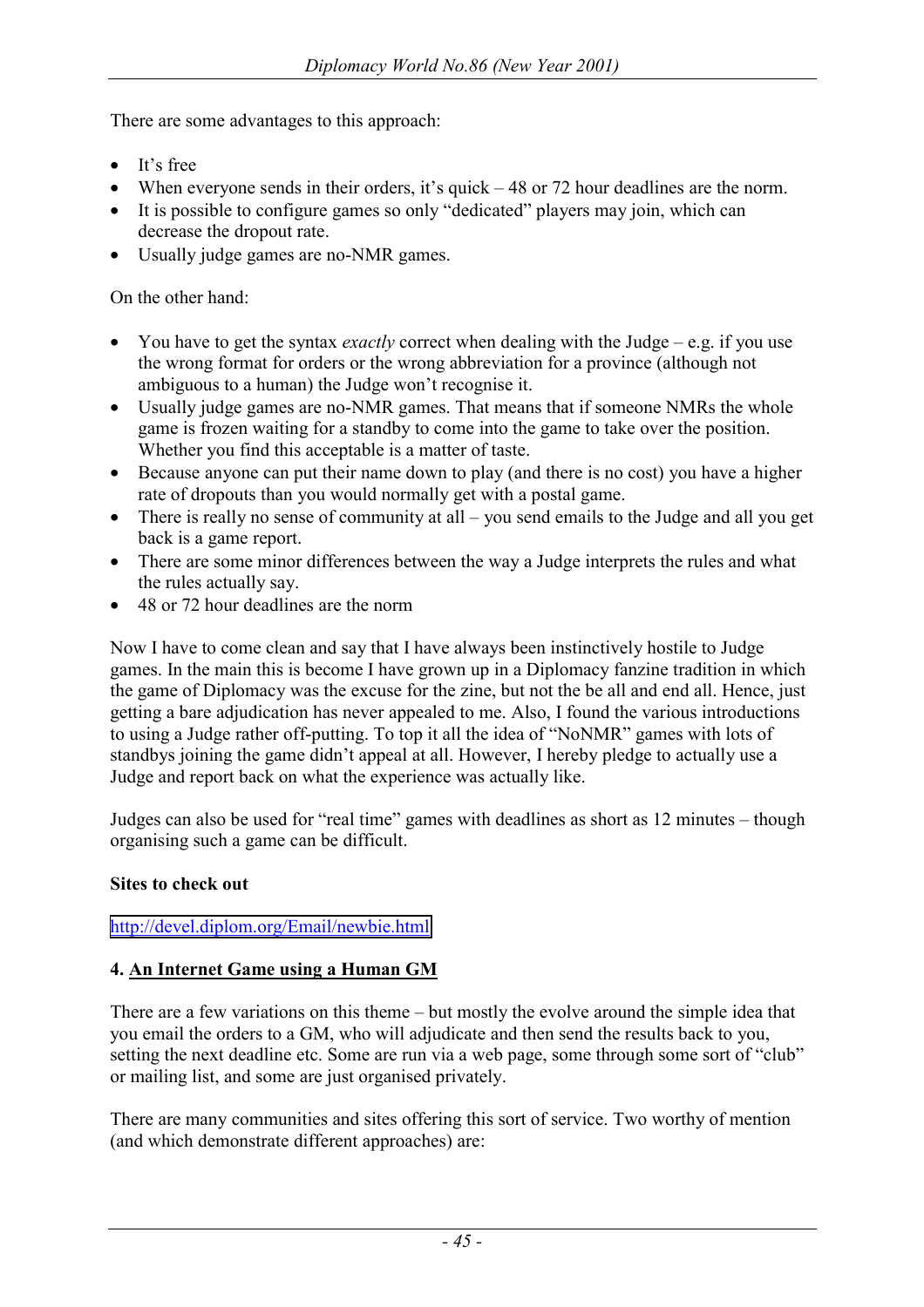There are some advantages to this approach:

- It's free
- When everyone sends in their orders, it's quick – 48 or 72 hour deadlines are the norm.
- It is possible to configure games so only "dedicated" players may join, which can decrease the dropout rate.
- Usually judge games are no-NMR games.

On the other hand:

- You have to get the syntax *exactly* correct when dealing with the Judge – e.g. if you use the wrong format for orders or the wrong abbreviation for a province (although not ambiguous to a human) the Judge won't recognise it.
- Usually judge games are no-NMR games. That means that if someone NMRs the whole game is frozen waiting for a standby to come into the game to take over the position. Whether you find this acceptable is a matter of taste.
- Because anyone can put their name down to play (and there is no cost) you have a higher rate of dropouts than you would normally get with a postal game.
- There is really no sense of community at all – you send emails to the Judge and all you get back is a game report.
- There are some minor differences between the way a Judge interprets the rules and what the rules actually say.
- 48 or 72 hour deadlines are the norm

Now I have to come clean and say that I have always been instinctively hostile to Judge games. In the main this is become I have grown up in a Diplomacy fanzine tradition in which the game of Diplomacy was the excuse for the zine, but not the be all and end all. Hence, just getting a bare adjudication has never appealed to me. Also, I found the various introductions to using a Judge rather off-putting. To top it all the idea of "NoNMR" games with lots of standbys joining the game didn't appeal at all. However, I hereby pledge to actually use a Judge and report back on what the experience was actually like.

Judges can also be used for "real time" games with deadlines as short as 12 minutes – though organising such a game can be difficult.

**Sites to check out**

http://devel.diplom.org/Email/newbie.html

### 4. An Internet Game using a Human GM

There are a few variations on this theme – but mostly the evolve around the simple idea that you email the orders to a GM, who will adjudicate and then send the results back to you, setting the next deadline etc. Some are run via a web page, some through some sort of "club" or mailing list, and some are just organised privately.

There are many communities and sites offering this sort of service. Two worthy of mention (and which demonstrate different approaches) are: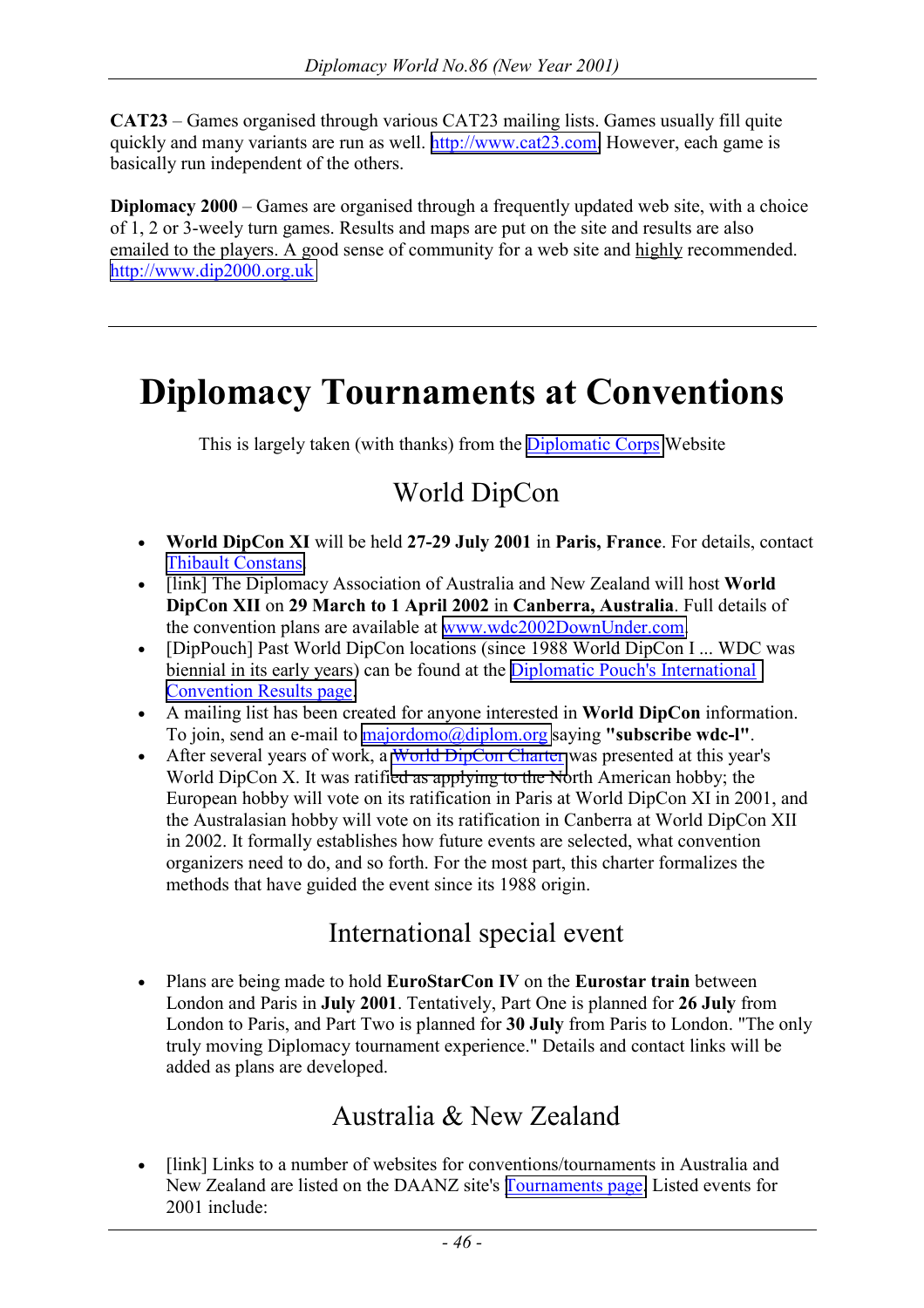**CAT23** – Games organised through various CAT23 mailing lists. Games usually fill quite quickly and many variants are run as well. http://www.cat23.com However, each game is basically run independent of the others.

**Diplomacy 2000** – Games are organised through a frequently updated web site, with a choice of 1, 2 or 3-weely turn games. Results and maps are put on the site and results are also emailed to the players. A good sense of community for a web site and highly recommended. http://www.dip2000.org.uk

---

# Diplomacy Tournaments at Conventions

This is largely taken (with thanks) from the Diplomatic Corps Website

## World DipCon

- **World DipCon XI** will be held **27-29 July 2001** in **Paris, France**. For details, contact Thibault Constans.
- [link] The Diplomacy Association of Australia and New Zealand will host **World DipCon XII** on **29 March to 1 April 2002** in **Canberra, Australia**. Full details of the convention plans are available at www.wdc2002DownUnder.com.
- [DipPouch] Past World DipCon locations (since 1988 World DipCon I ... WDC was biennial in its early years) can be found at the Diplomatic Pouch's International Convention Results page.
- A mailing list has been created for anyone interested in **World DipCon** information. To join, send an e-mail to majordomo@diplom.org saying **"subscribe wdc-l"**.
- After several years of work, a World DipCon Charter was presented at this year's World DipCon X. It was ratified as applying to the North American hobby; the European hobby will vote on its ratification in Paris at World DipCon XI in 2001, and the Australasian hobby will vote on its ratification in Canberra at World DipCon XII in 2002. It formally establishes how future events are selected, what convention organizers need to do, and so forth. For the most part, this charter formalizes the methods that have guided the event since its 1988 origin.

## International special event

- Plans are being made to hold **EuroStarCon IV** on the **Eurostar train** between London and Paris in **July 2001**. Tentatively, Part One is planned for **26 July** from London to Paris, and Part Two is planned for **30 July** from Paris to London. "The only truly moving Diplomacy tournament experience." Details and contact links will be added as plans are developed.

## Australia & New Zealand

- [link] Links to a number of websites for conventions/tournaments in Australia and New Zealand are listed on the DAANZ site's Tournaments page. Listed events for 2001 include: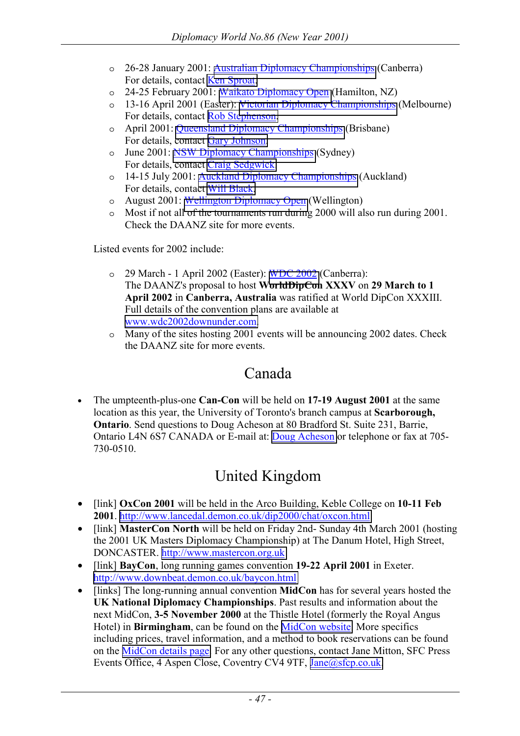- 26-28 January 2001: Australian Diplomacy Championships (Canberra)
  For details, contact Ken Sproat.
- 24-25 February 2001: Waikato Diplomacy Open (Hamilton, NZ)
- 13-16 April 2001 (Easter): Victorian Diplomacy Championships (Melbourne)
  For details, contact Rob Stephenson.
- April 2001: Queensland Diplomacy Championships (Brisbane)
  For details, contact Gary Johnson.
- June 2001: NSW Diplomacy Championships (Sydney)
  For details, contact Craig Sedgwick
- 14-15 July 2001: Auckland Diplomacy Championships (Auckland)
  For details, contact Will Black.
- August 2001: Wellington Diplomacy Open (Wellington)
- Most if not all of the tournaments run during 2000 will also run during 2001. Check the DAANZ site for more events.

Listed events for 2002 include:

- 29 March - 1 April 2002 (Easter): WDC 2002 (Canberra):
  The DAANZ's proposal to host **WorldDipCon XXXV** on **29 March to 1 April 2002** in **Canberra, Australia** was ratified at World DipCon XXXIII. Full details of the convention plans are available at www.wdc2002downunder.com.
- Many of the sites hosting 2001 events will be announcing 2002 dates. Check the DAANZ site for more events.

## Canada

- The umpteenth-plus-one **Can-Con** will be held on **17-19 August 2001** at the same location as this year, the University of Toronto's branch campus at **Scarborough, Ontario**. Send questions to Doug Acheson at 80 Bradford St. Suite 231, Barrie, Ontario L4N 6S7 CANADA or E-mail at: Doug Acheson or telephone or fax at 705-730-0510.

## United Kingdom

- [link] **OxCon 2001** will be held in the Arco Building, Keble College on **10-11 Feb 2001**. http://www.lancedal.demon.co.uk/dip2000/chat/oxcon.html
- [link] **MasterCon North** will be held on Friday 2nd- Sunday 4th March 2001 (hosting the 2001 UK Masters Diplomacy Championship) at The Danum Hotel, High Street, DONCASTER. http://www.mastercon.org.uk
- [link] **BayCon**, long running games convention **19-22 April 2001** in Exeter. http://www.downbeat.demon.co.uk/baycon.html
- [links] The long-running annual convention **MidCon** has for several years hosted the **UK National Diplomacy Championships**. Past results and information about the next MidCon, **3-5 November 2000** at the Thistle Hotel (formerly the Royal Angus Hotel) in **Birmingham**, can be found on the MidCon website. More specifics including prices, travel information, and a method to book reservations can be found on the MidCon details page. For any other questions, contact Jane Mitton, SFC Press Events Office, 4 Aspen Close, Coventry CV4 9TF, Jane@sfcp.co.uk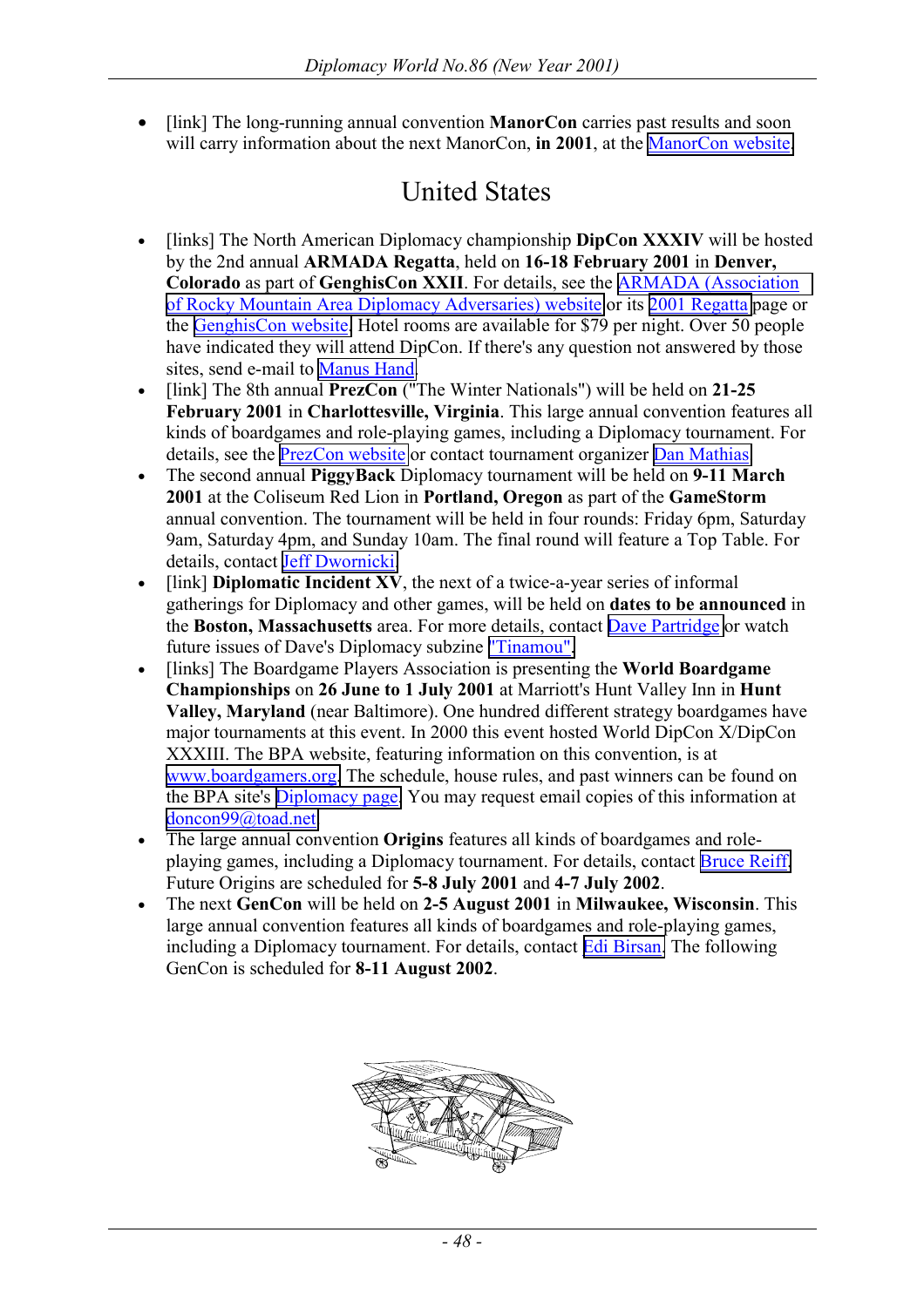- [link] The long-running annual convention **ManorCon** carries past results and soon will carry information about the next ManorCon, **in 2001**, at the ManorCon website.

## United States

- [links] The North American Diplomacy championship **DipCon XXXIV** will be hosted by the 2nd annual **ARMADA Regatta**, held on **16-18 February 2001** in **Denver, Colorado** as part of **GenghisCon XXII**. For details, see the ARMADA (Association of Rocky Mountain Area Diplomacy Adversaries) website or its 2001 Regatta page or the GenghisCon website. Hotel rooms are available for $79 per night. Over 50 people have indicated they will attend DipCon. If there's any question not answered by those sites, send e-mail to Manus Hand.
- [link] The 8th annual **PrezCon** ("The Winter Nationals") will be held on **21-25 February 2001** in **Charlottesville, Virginia**. This large annual convention features all kinds of boardgames and role-playing games, including a Diplomacy tournament. For details, see the PrezCon website or contact tournament organizer Dan Mathias.
- The second annual **PiggyBack** Diplomacy tournament will be held on **9-11 March 2001** at the Coliseum Red Lion in **Portland, Oregon** as part of the **GameStorm** annual convention. The tournament will be held in four rounds: Friday 6pm, Saturday 9am, Saturday 4pm, and Sunday 10am. The final round will feature a Top Table. For details, contact Jeff Dwornicki.
- [link] **Diplomatic Incident XV**, the next of a twice-a-year series of informal gatherings for Diplomacy and other games, will be held on **dates to be announced** in the **Boston, Massachusetts** area. For more details, contact Dave Partridge or watch future issues of Dave's Diplomacy subzine "Tinamou".
- [links] The Boardgame Players Association is presenting the **World Boardgame Championships** on **26 June to 1 July 2001** at Marriott's Hunt Valley Inn in **Hunt Valley, Maryland** (near Baltimore). One hundred different strategy boardgames have major tournaments at this event. In 2000 this event hosted World DipCon X/DipCon XXXIII. The BPA website, featuring information on this convention, is at www.boardgamers.org. The schedule, house rules, and past winners can be found on the BPA site's Diplomacy page. You may request email copies of this information at doncon99@toad.net
- The large annual convention **Origins** features all kinds of boardgames and role-playing games, including a Diplomacy tournament. For details, contact Bruce Reiff. Future Origins are scheduled for **5-8 July 2001** and **4-7 July 2002**.
- The next **GenCon** will be held on **2-5 August 2001** in **Milwaukee, Wisconsin**. This large annual convention features all kinds of boardgames and role-playing games, including a Diplomacy tournament. For details, contact Edi Birsan. The following GenCon is scheduled for **8-11 August 2002**.